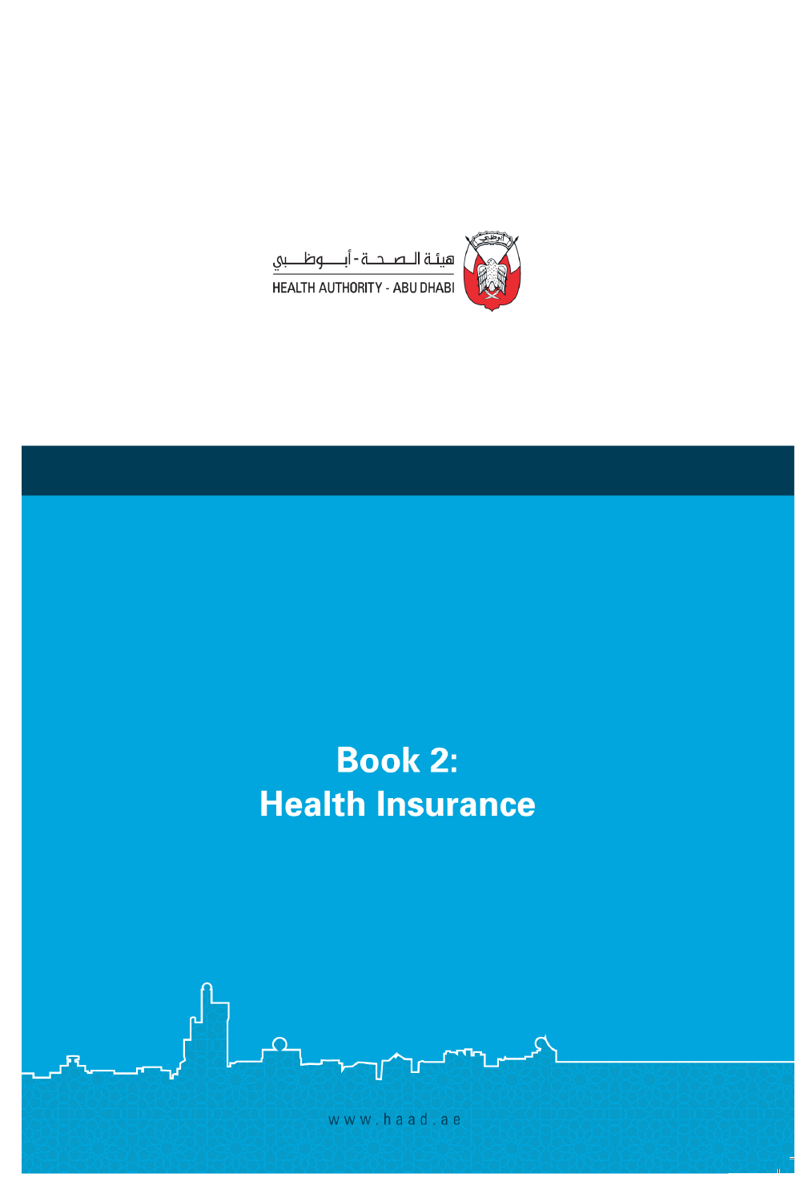هيئة الصحة - أبوظبي

HEALTH AUTHORITY - ABU DHABI

# Book 2: Health Insurance

www.haad.ae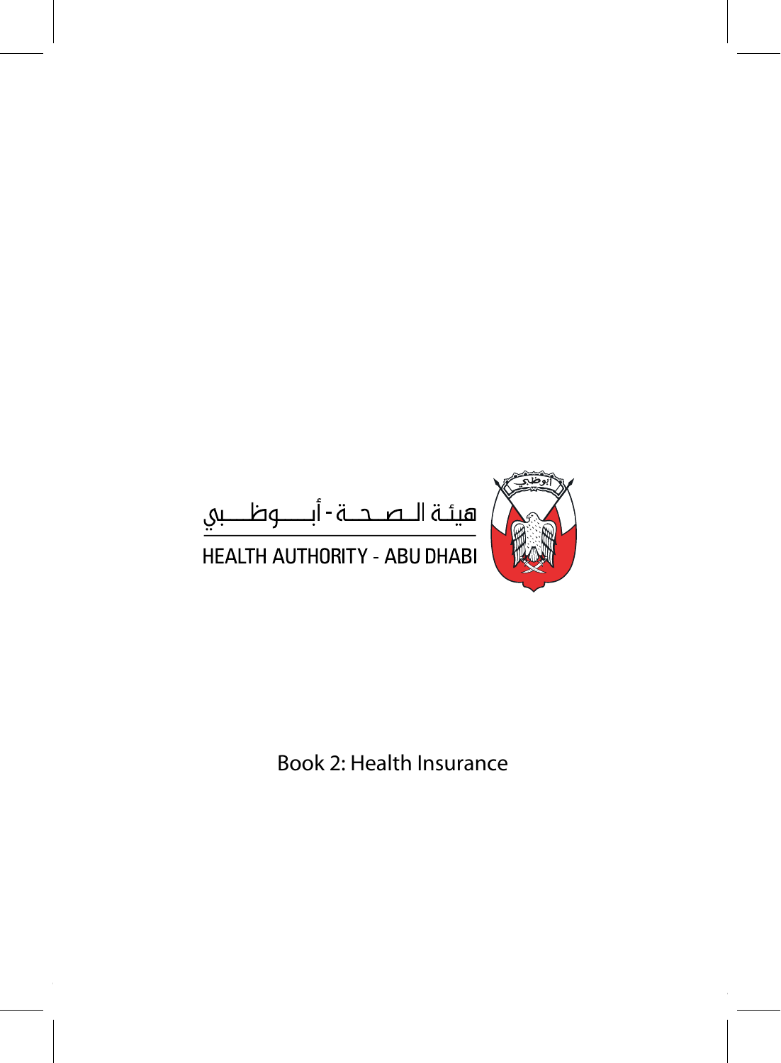هيئة الصحة - أبوظبي

HEALTH AUTHORITY - ABU DHABI

Book 2: Health Insurance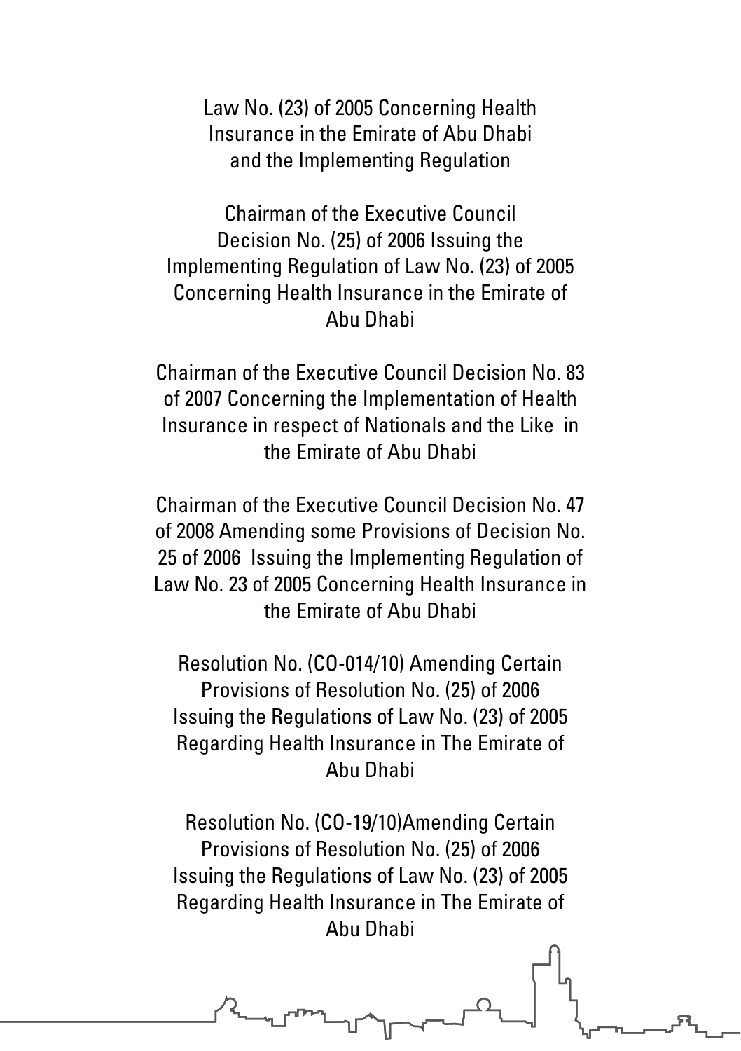Law No. (23) of 2005 Concerning Health Insurance in the Emirate of Abu Dhabi and the Implementing Regulation

Chairman of the Executive Council Decision No. (25) of 2006 Issuing the Implementing Regulation of Law No. (23) of 2005 Concerning Health Insurance in the Emirate of Abu Dhabi

Chairman of the Executive Council Decision No. 83 of 2007 Concerning the Implementation of Health Insurance in respect of Nationals and the Like in the Emirate of Abu Dhabi

Chairman of the Executive Council Decision No. 47 of 2008 Amending some Provisions of Decision No. 25 of 2006 Issuing the Implementing Regulation of Law No. 23 of 2005 Concerning Health Insurance in the Emirate of Abu Dhabi

Resolution No. (CO-014/10) Amending Certain Provisions of Resolution No. (25) of 2006 Issuing the Regulations of Law No. (23) of 2005 Regarding Health Insurance in The Emirate of Abu Dhabi

Resolution No. (CO-19/10)Amending Certain Provisions of Resolution No. (25) of 2006 Issuing the Regulations of Law No. (23) of 2005 Regarding Health Insurance in The Emirate of Abu Dhabi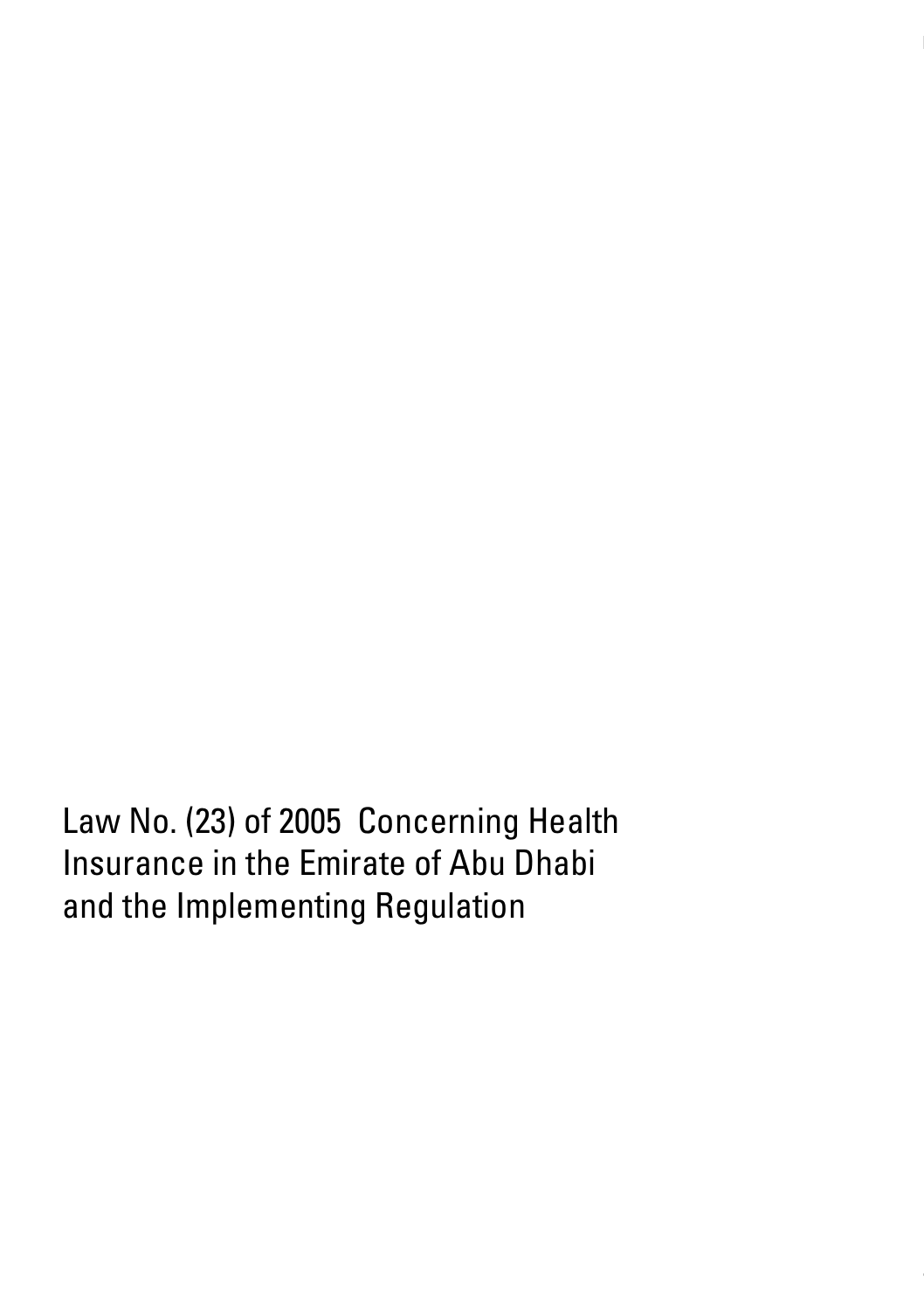# Law No. (23) of 2005 Concerning Health Insurance in the Emirate of Abu Dhabi and the Implementing Regulation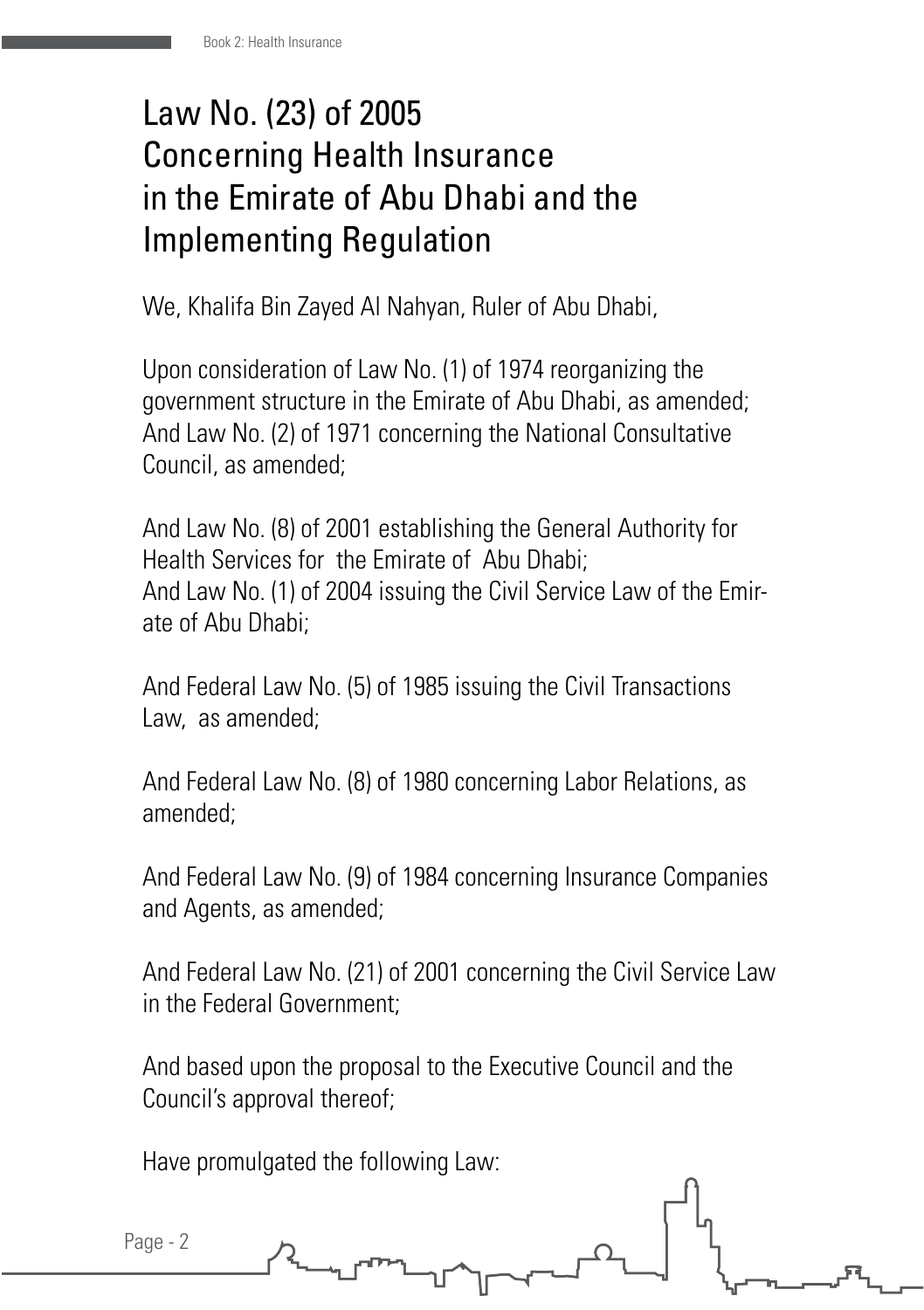# Law No. (23) of 2005 Concerning Health Insurance in the Emirate of Abu Dhabi and the Implementing Regulation

We, Khalifa Bin Zayed Al Nahyan, Ruler of Abu Dhabi,

Upon consideration of Law No. (1) of 1974 reorganizing the government structure in the Emirate of Abu Dhabi, as amended;
And Law No. (2) of 1971 concerning the National Consultative Council, as amended;

And Law No. (8) of 2001 establishing the General Authority for Health Services for the Emirate of Abu Dhabi;
And Law No. (1) of 2004 issuing the Civil Service Law of the Emirate of Abu Dhabi;

And Federal Law No. (5) of 1985 issuing the Civil Transactions Law, as amended;

And Federal Law No. (8) of 1980 concerning Labor Relations, as amended;

And Federal Law No. (9) of 1984 concerning Insurance Companies and Agents, as amended;

And Federal Law No. (21) of 2001 concerning the Civil Service Law in the Federal Government;

And based upon the proposal to the Executive Council and the Council's approval thereof;

Have promulgated the following Law: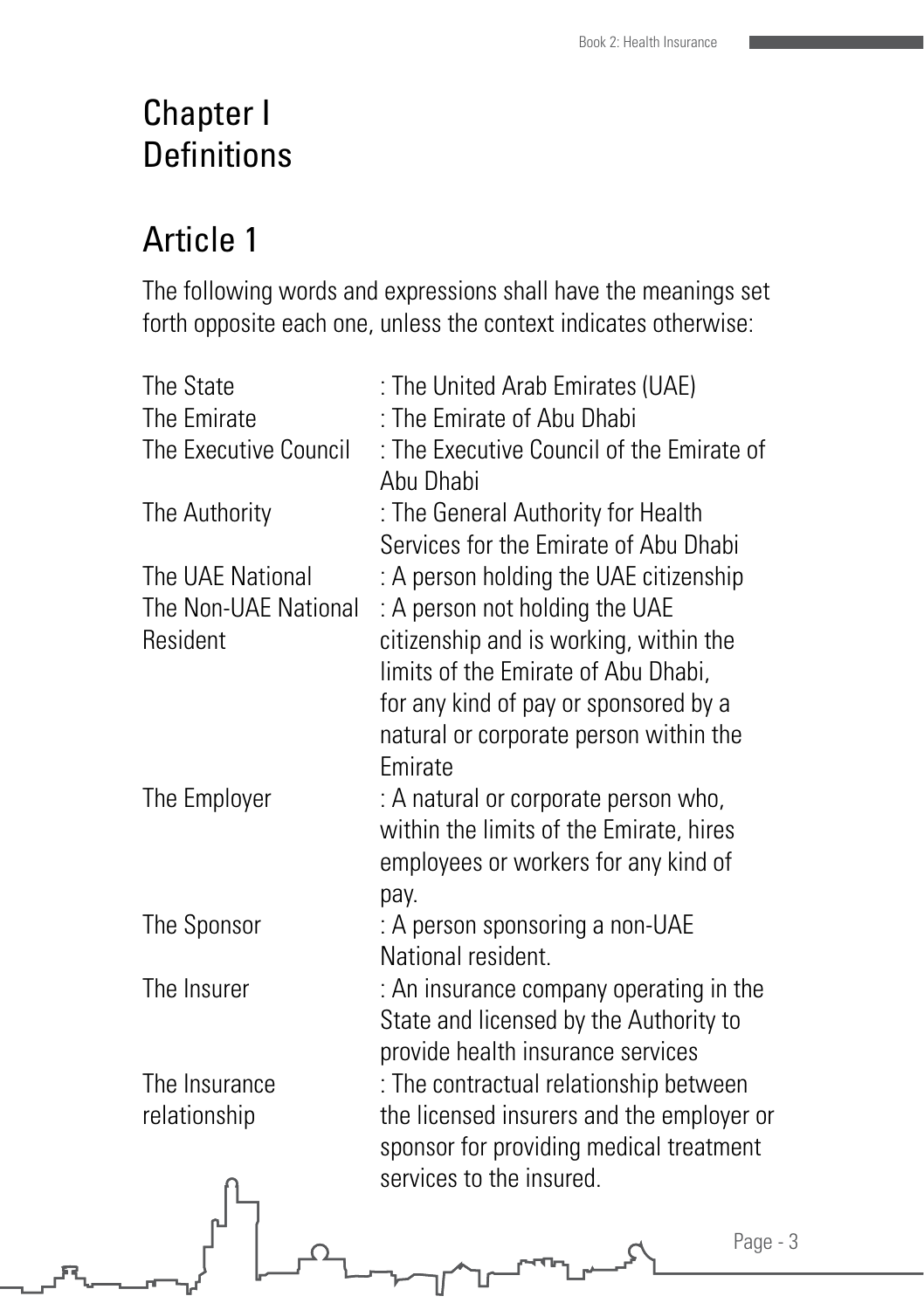# Chapter I
# Definitions

## Article 1

The following words and expressions shall have the meanings set forth opposite each one, unless the context indicates otherwise:

| | |
|---|---|
| The State | : The United Arab Emirates (UAE) |
| The Emirate | : The Emirate of Abu Dhabi |
| The Executive Council | : The Executive Council of the Emirate of Abu Dhabi |
| The Authority | : The General Authority for Health Services for the Emirate of Abu Dhabi |
| The UAE National | : A person holding the UAE citizenship |
| The Non-UAE National Resident | : A person not holding the UAE citizenship and is working, within the limits of the Emirate of Abu Dhabi, for any kind of pay or sponsored by a natural or corporate person within the Emirate |
| The Employer | : A natural or corporate person who, within the limits of the Emirate, hires employees or workers for any kind of pay. |
| The Sponsor | : A person sponsoring a non-UAE National resident. |
| The Insurer | : An insurance company operating in the State and licensed by the Authority to provide health insurance services |
| The Insurance relationship | : The contractual relationship between the licensed insurers and the employer or sponsor for providing medical treatment services to the insured. |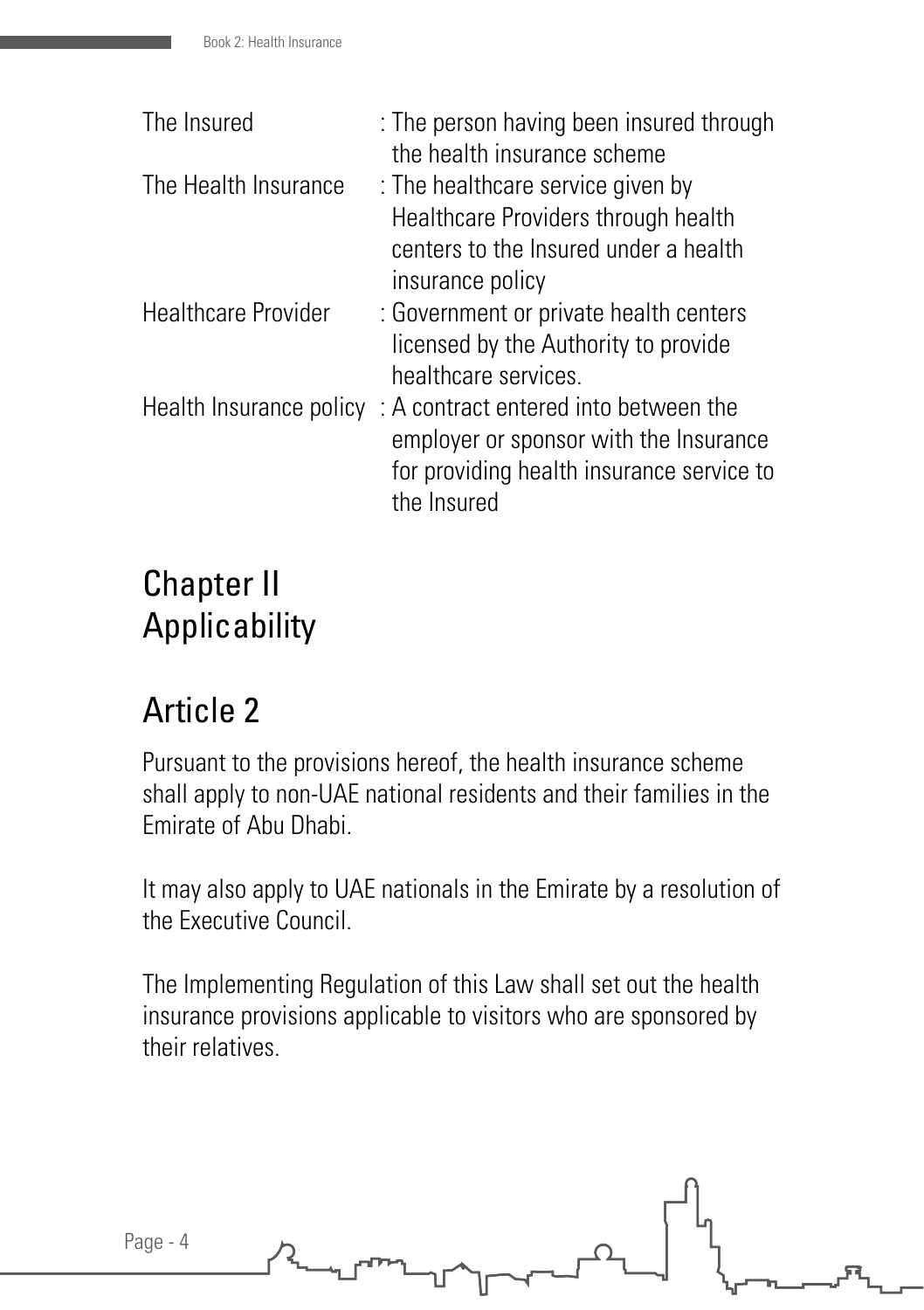| | |
|---|---|
| The Insured | : The person having been insured through the health insurance scheme |
| The Health Insurance | : The healthcare service given by Healthcare Providers through health centers to the Insured under a health insurance policy |
| Healthcare Provider | : Government or private health centers licensed by the Authority to provide healthcare services. |
| Health Insurance policy | : A contract entered into between the employer or sponsor with the Insurance for providing health insurance service to the Insured |

## Chapter II
## Applicability

## Article 2

Pursuant to the provisions hereof, the health insurance scheme shall apply to non-UAE national residents and their families in the Emirate of Abu Dhabi.

It may also apply to UAE nationals in the Emirate by a resolution of the Executive Council.

The Implementing Regulation of this Law shall set out the health insurance provisions applicable to visitors who are sponsored by their relatives.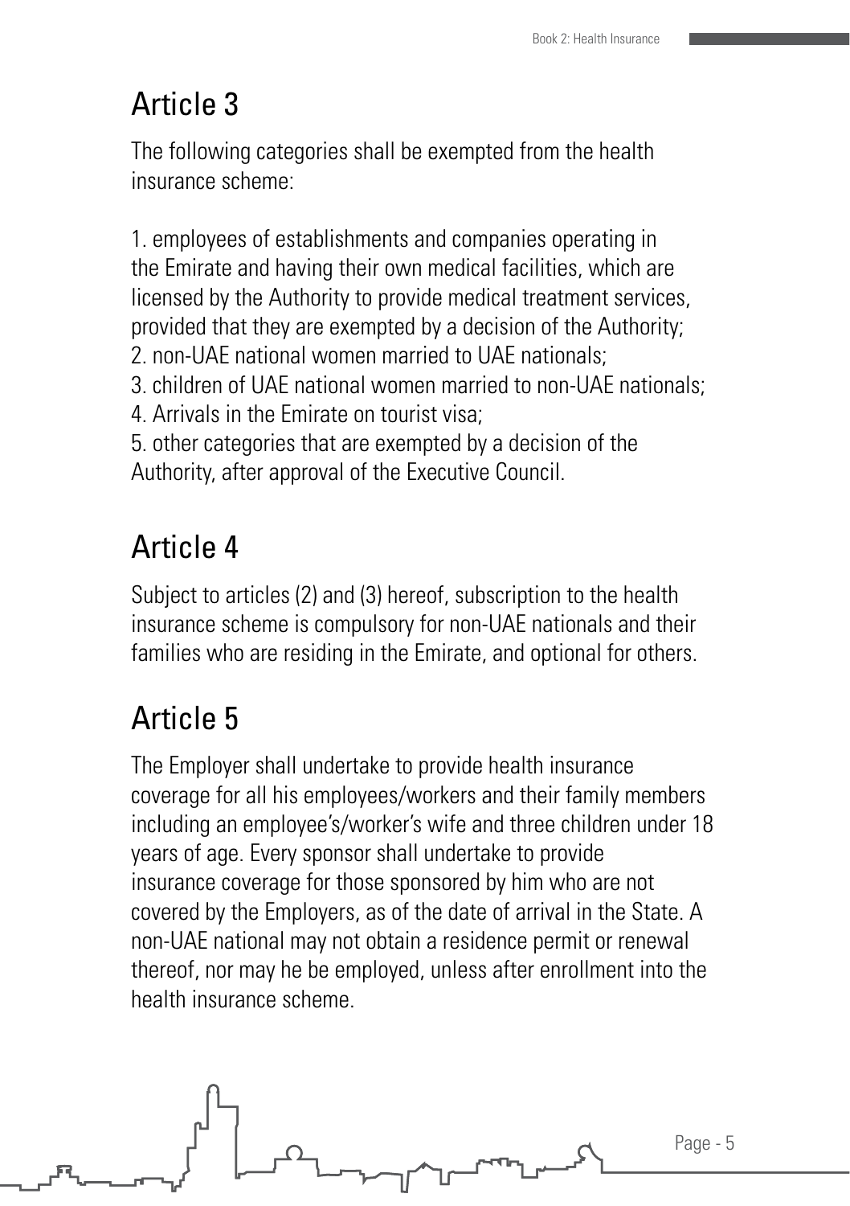## Article 3

The following categories shall be exempted from the health insurance scheme:

1. employees of establishments and companies operating in the Emirate and having their own medical facilities, which are licensed by the Authority to provide medical treatment services, provided that they are exempted by a decision of the Authority;
2. non-UAE national women married to UAE nationals;
3. children of UAE national women married to non-UAE nationals;
4. Arrivals in the Emirate on tourist visa;
5. other categories that are exempted by a decision of the Authority, after approval of the Executive Council.

## Article 4

Subject to articles (2) and (3) hereof, subscription to the health insurance scheme is compulsory for non-UAE nationals and their families who are residing in the Emirate, and optional for others.

## Article 5

The Employer shall undertake to provide health insurance coverage for all his employees/workers and their family members including an employee's/worker's wife and three children under 18 years of age. Every sponsor shall undertake to provide insurance coverage for those sponsored by him who are not covered by the Employers, as of the date of arrival in the State. A non-UAE national may not obtain a residence permit or renewal thereof, nor may he be employed, unless after enrollment into the health insurance scheme.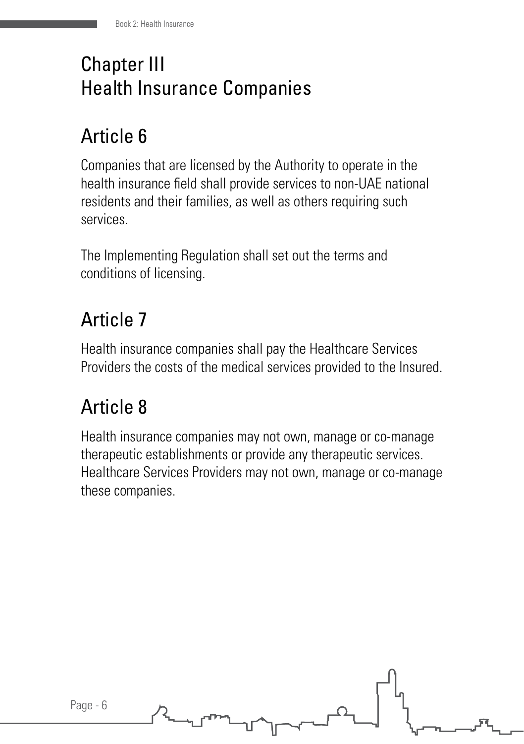# Chapter III
# Health Insurance Companies

## Article 6

Companies that are licensed by the Authority to operate in the health insurance field shall provide services to non-UAE national residents and their families, as well as others requiring such services.

The Implementing Regulation shall set out the terms and conditions of licensing.

## Article 7

Health insurance companies shall pay the Healthcare Services Providers the costs of the medical services provided to the Insured.

## Article 8

Health insurance companies may not own, manage or co-manage therapeutic establishments or provide any therapeutic services. Healthcare Services Providers may not own, manage or co-manage these companies.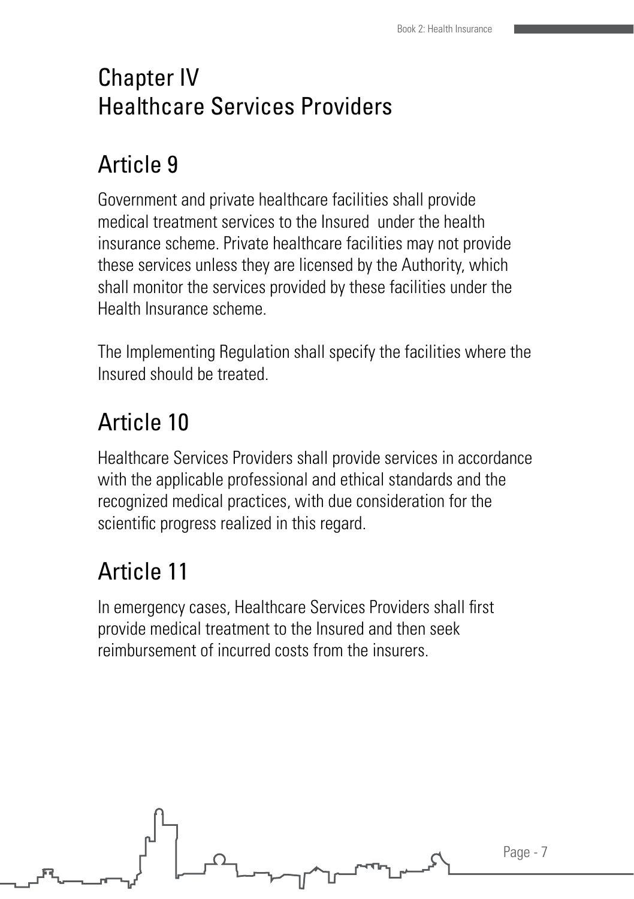# Chapter IV
# Healthcare Services Providers

## Article 9

Government and private healthcare facilities shall provide medical treatment services to the Insured under the health insurance scheme. Private healthcare facilities may not provide these services unless they are licensed by the Authority, which shall monitor the services provided by these facilities under the Health Insurance scheme.

The Implementing Regulation shall specify the facilities where the Insured should be treated.

## Article 10

Healthcare Services Providers shall provide services in accordance with the applicable professional and ethical standards and the recognized medical practices, with due consideration for the scientific progress realized in this regard.

## Article 11

In emergency cases, Healthcare Services Providers shall first provide medical treatment to the Insured and then seek reimbursement of incurred costs from the insurers.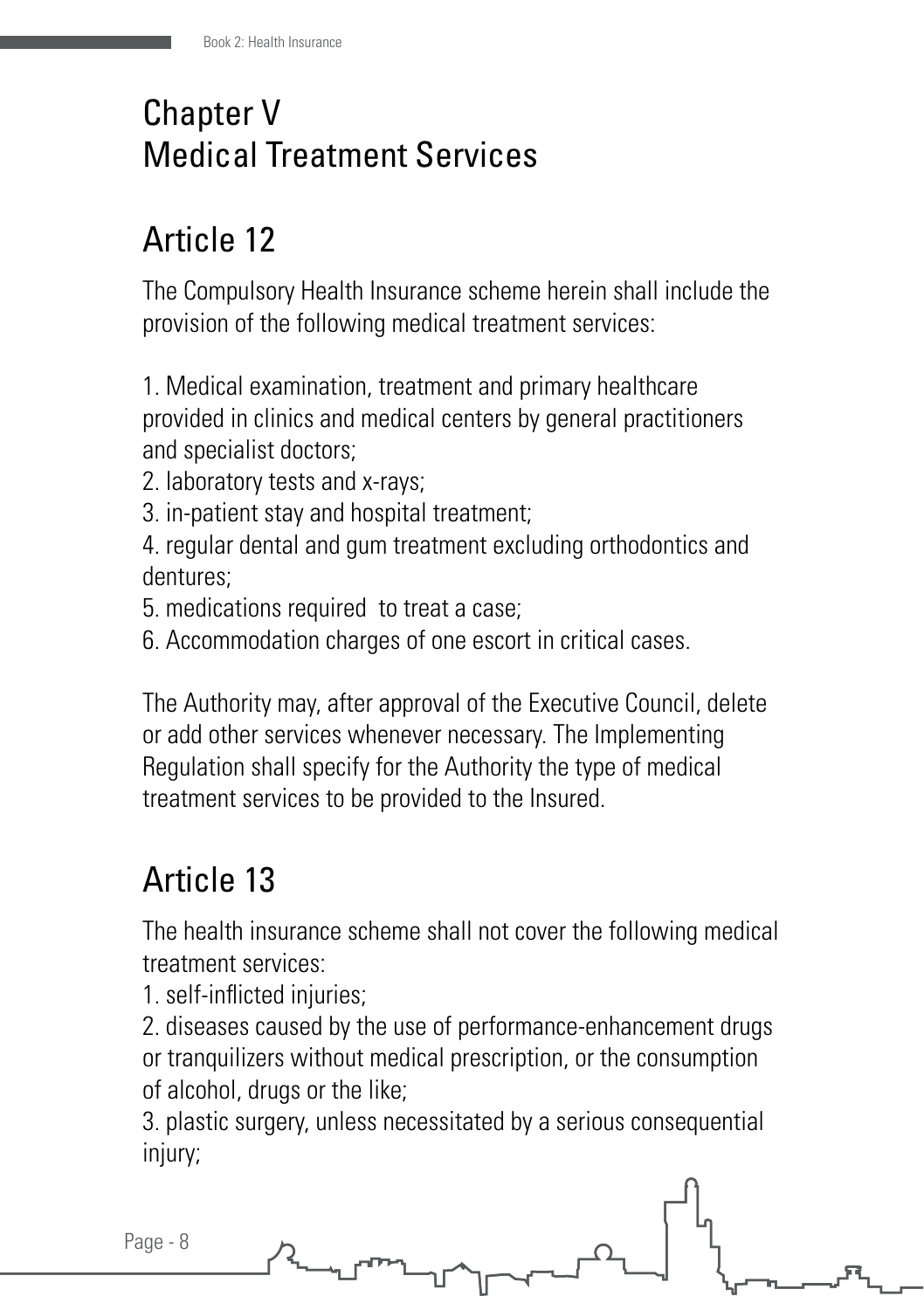# Chapter V
# Medical Treatment Services

## Article 12

The Compulsory Health Insurance scheme herein shall include the provision of the following medical treatment services:

1. Medical examination, treatment and primary healthcare provided in clinics and medical centers by general practitioners and specialist doctors;
2. laboratory tests and x-rays;
3. in-patient stay and hospital treatment;
4. regular dental and gum treatment excluding orthodontics and dentures;
5. medications required to treat a case;
6. Accommodation charges of one escort in critical cases.

The Authority may, after approval of the Executive Council, delete or add other services whenever necessary. The Implementing Regulation shall specify for the Authority the type of medical treatment services to be provided to the Insured.

## Article 13

The health insurance scheme shall not cover the following medical treatment services:

1. self-inflicted injuries;
2. diseases caused by the use of performance-enhancement drugs or tranquilizers without medical prescription, or the consumption of alcohol, drugs or the like;
3. plastic surgery, unless necessitated by a serious consequential injury;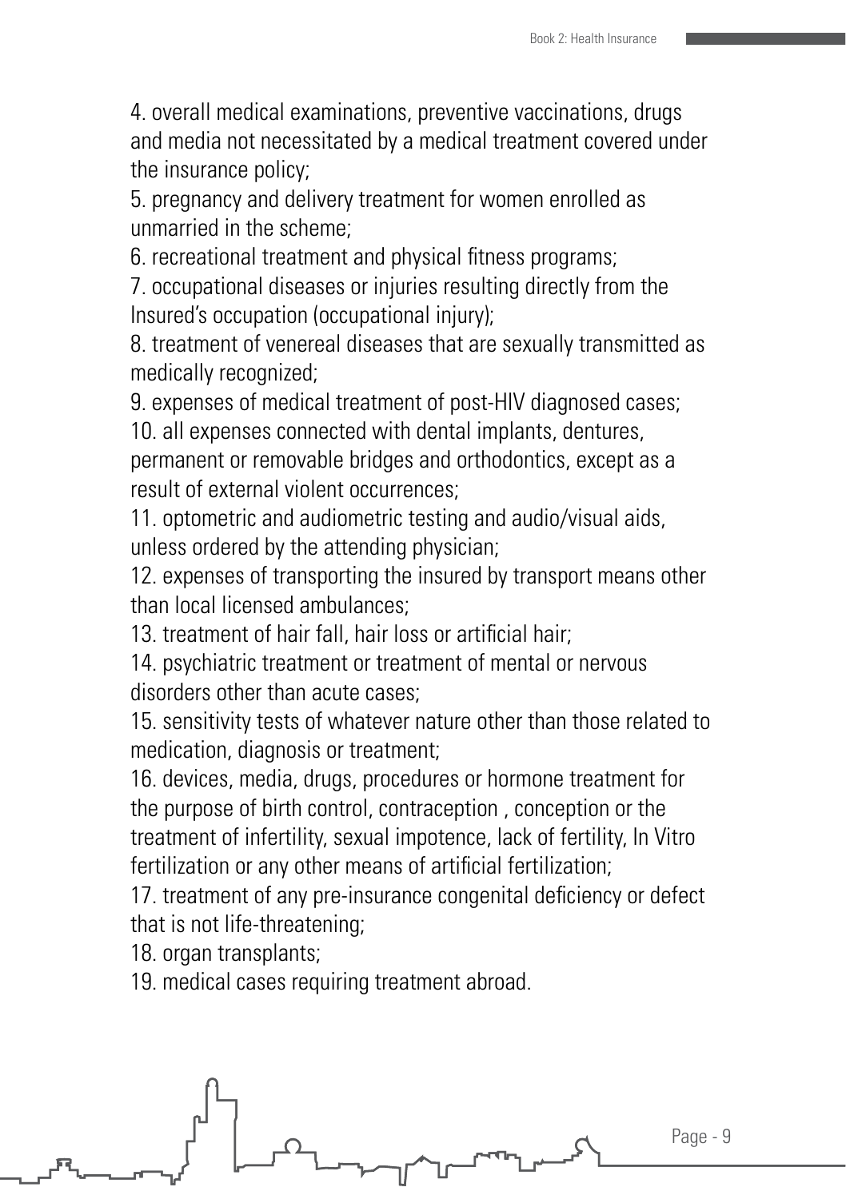4. overall medical examinations, preventive vaccinations, drugs and media not necessitated by a medical treatment covered under the insurance policy;
5. pregnancy and delivery treatment for women enrolled as unmarried in the scheme;
6. recreational treatment and physical fitness programs;
7. occupational diseases or injuries resulting directly from the Insured's occupation (occupational injury);
8. treatment of venereal diseases that are sexually transmitted as medically recognized;
9. expenses of medical treatment of post-HIV diagnosed cases;
10. all expenses connected with dental implants, dentures, permanent or removable bridges and orthodontics, except as a result of external violent occurrences;
11. optometric and audiometric testing and audio/visual aids, unless ordered by the attending physician;
12. expenses of transporting the insured by transport means other than local licensed ambulances;
13. treatment of hair fall, hair loss or artificial hair;
14. psychiatric treatment or treatment of mental or nervous disorders other than acute cases;
15. sensitivity tests of whatever nature other than those related to medication, diagnosis or treatment;
16. devices, media, drugs, procedures or hormone treatment for the purpose of birth control, contraception , conception or the treatment of infertility, sexual impotence, lack of fertility, In Vitro fertilization or any other means of artificial fertilization;
17. treatment of any pre-insurance congenital deficiency or defect that is not life-threatening;
18. organ transplants;
19. medical cases requiring treatment abroad.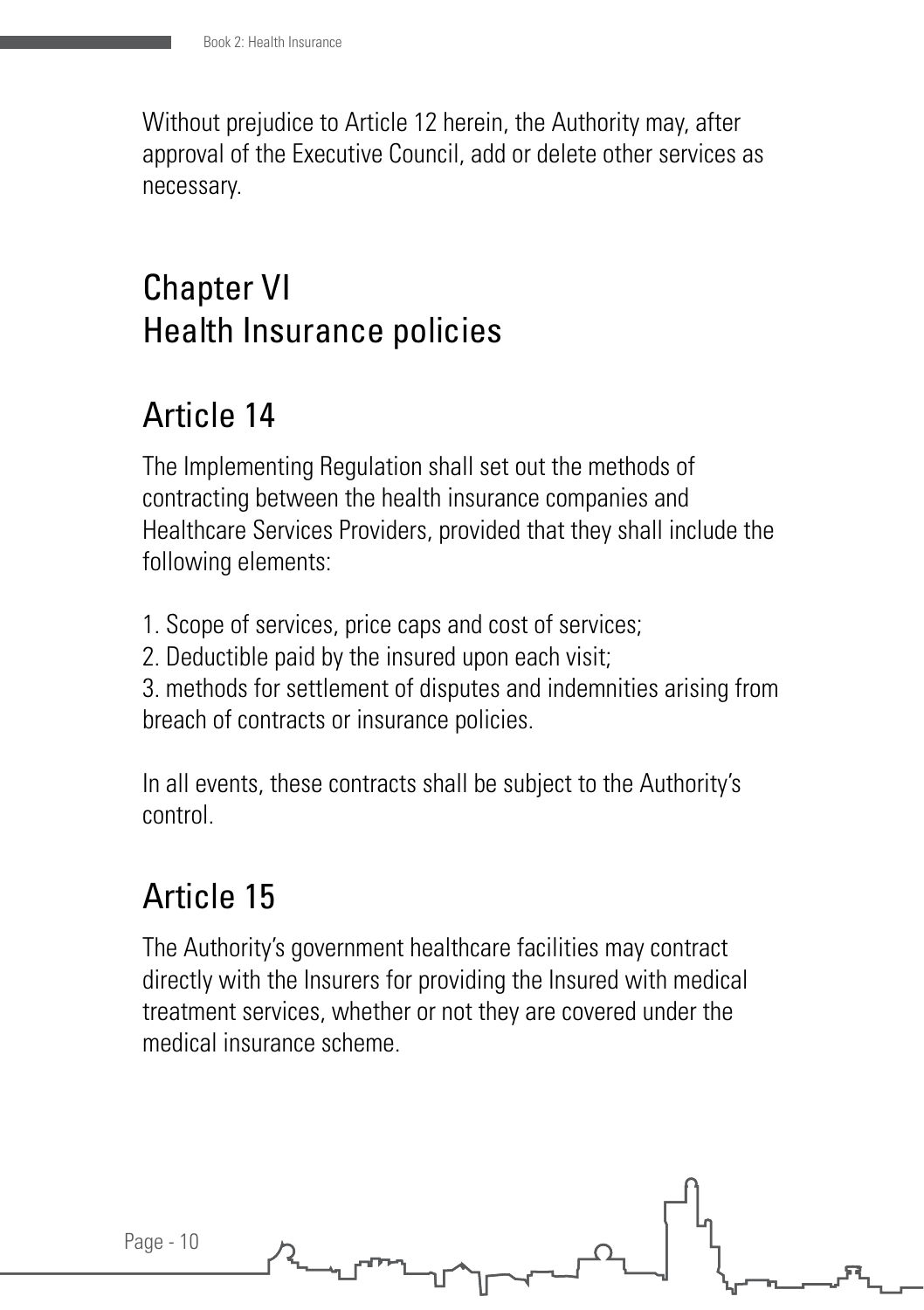Without prejudice to Article 12 herein, the Authority may, after approval of the Executive Council, add or delete other services as necessary.

# Chapter VI
# Health Insurance policies

## Article 14

The Implementing Regulation shall set out the methods of contracting between the health insurance companies and Healthcare Services Providers, provided that they shall include the following elements:

1. Scope of services, price caps and cost of services;
2. Deductible paid by the insured upon each visit;
3. methods for settlement of disputes and indemnities arising from breach of contracts or insurance policies.

In all events, these contracts shall be subject to the Authority's control.

## Article 15

The Authority's government healthcare facilities may contract directly with the Insurers for providing the Insured with medical treatment services, whether or not they are covered under the medical insurance scheme.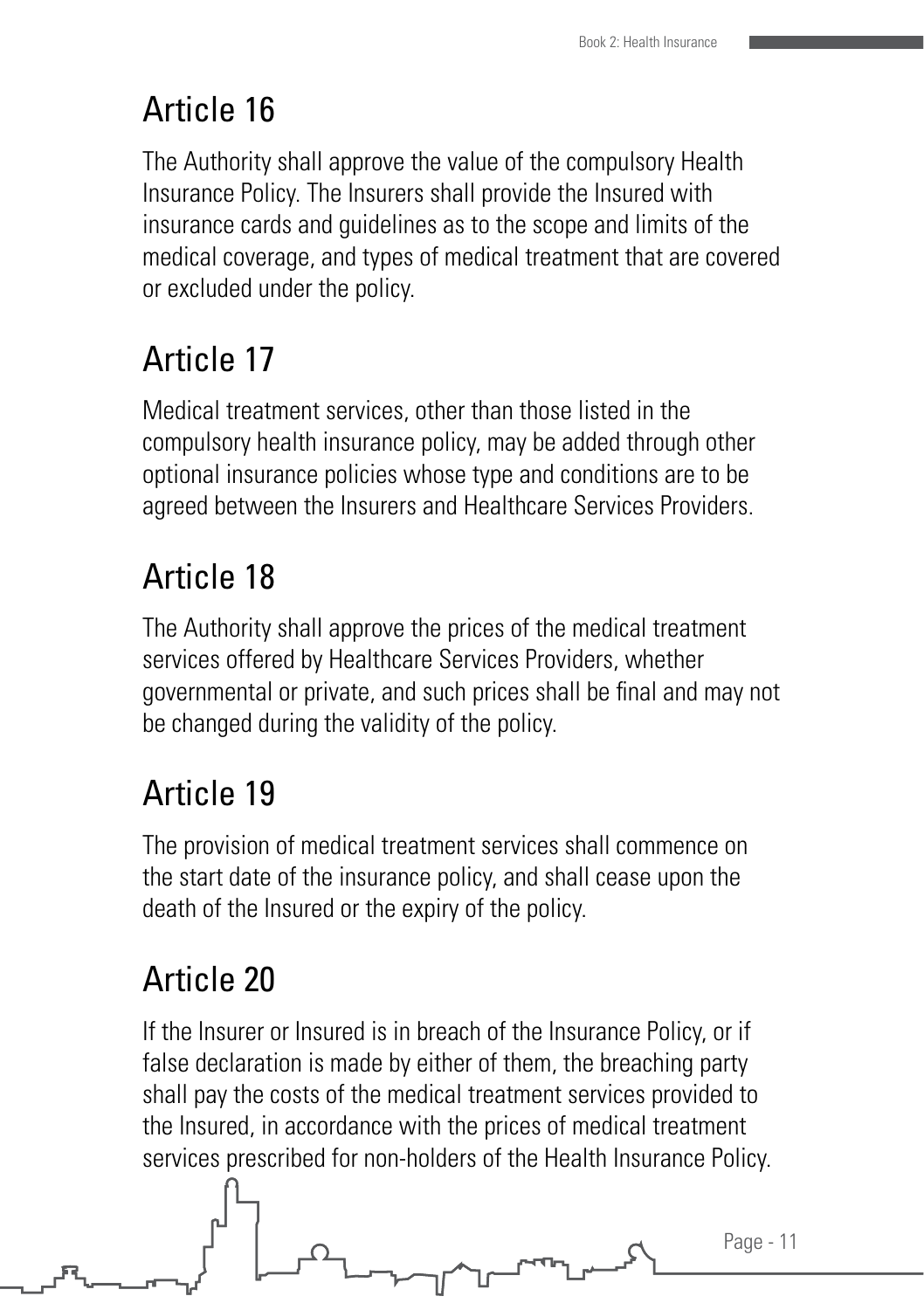## Article 16

The Authority shall approve the value of the compulsory Health Insurance Policy. The Insurers shall provide the Insured with insurance cards and guidelines as to the scope and limits of the medical coverage, and types of medical treatment that are covered or excluded under the policy.

## Article 17

Medical treatment services, other than those listed in the compulsory health insurance policy, may be added through other optional insurance policies whose type and conditions are to be agreed between the Insurers and Healthcare Services Providers.

## Article 18

The Authority shall approve the prices of the medical treatment services offered by Healthcare Services Providers, whether governmental or private, and such prices shall be final and may not be changed during the validity of the policy.

## Article 19

The provision of medical treatment services shall commence on the start date of the insurance policy, and shall cease upon the death of the Insured or the expiry of the policy.

## Article 20

If the Insurer or Insured is in breach of the Insurance Policy, or if false declaration is made by either of them, the breaching party shall pay the costs of the medical treatment services provided to the Insured, in accordance with the prices of medical treatment services prescribed for non-holders of the Health Insurance Policy.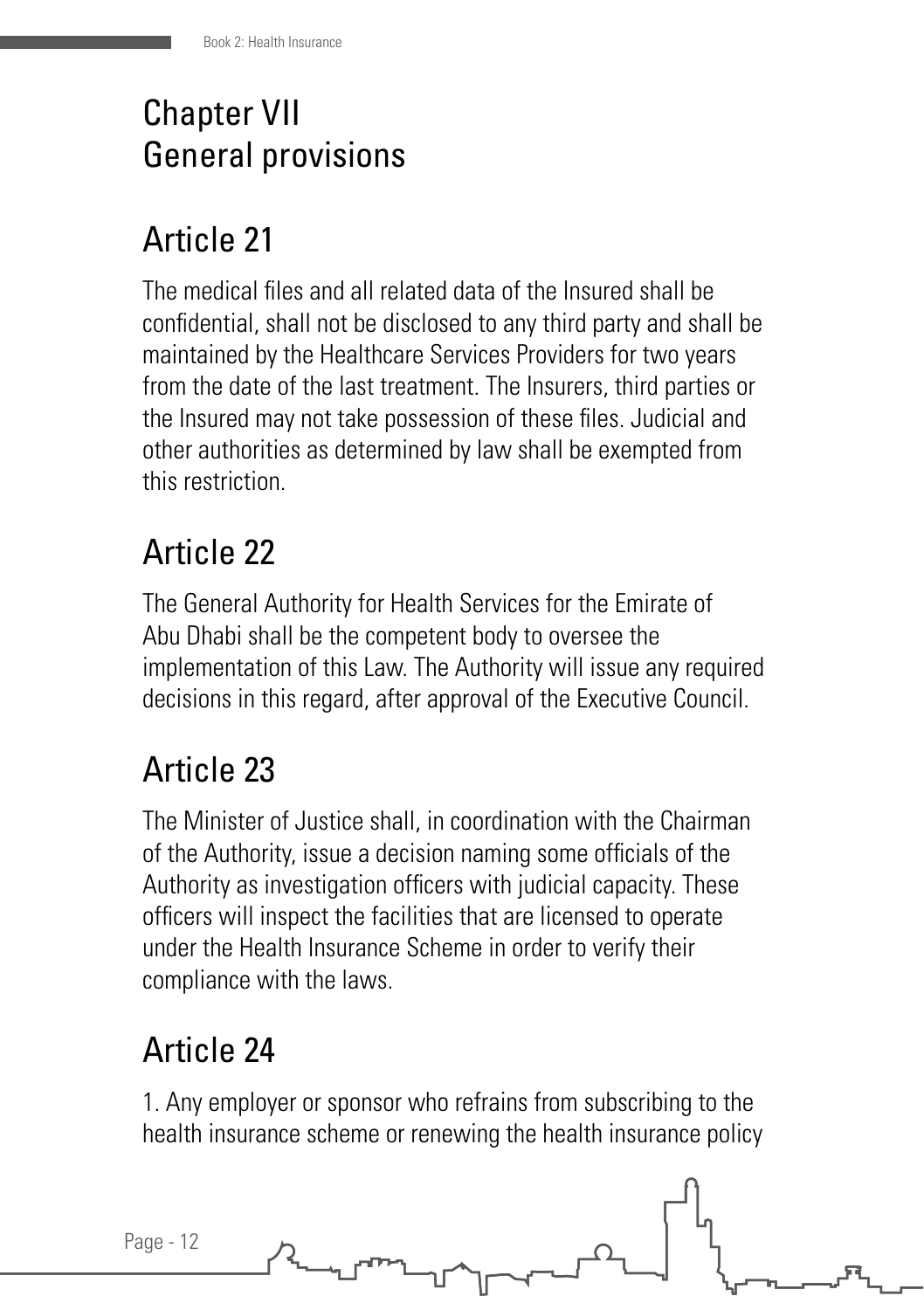# Chapter VII
# General provisions

## Article 21

The medical files and all related data of the Insured shall be confidential, shall not be disclosed to any third party and shall be maintained by the Healthcare Services Providers for two years from the date of the last treatment. The Insurers, third parties or the Insured may not take possession of these files. Judicial and other authorities as determined by law shall be exempted from this restriction.

## Article 22

The General Authority for Health Services for the Emirate of Abu Dhabi shall be the competent body to oversee the implementation of this Law. The Authority will issue any required decisions in this regard, after approval of the Executive Council.

## Article 23

The Minister of Justice shall, in coordination with the Chairman of the Authority, issue a decision naming some officials of the Authority as investigation officers with judicial capacity. These officers will inspect the facilities that are licensed to operate under the Health Insurance Scheme in order to verify their compliance with the laws.

## Article 24

1. Any employer or sponsor who refrains from subscribing to the health insurance scheme or renewing the health insurance policy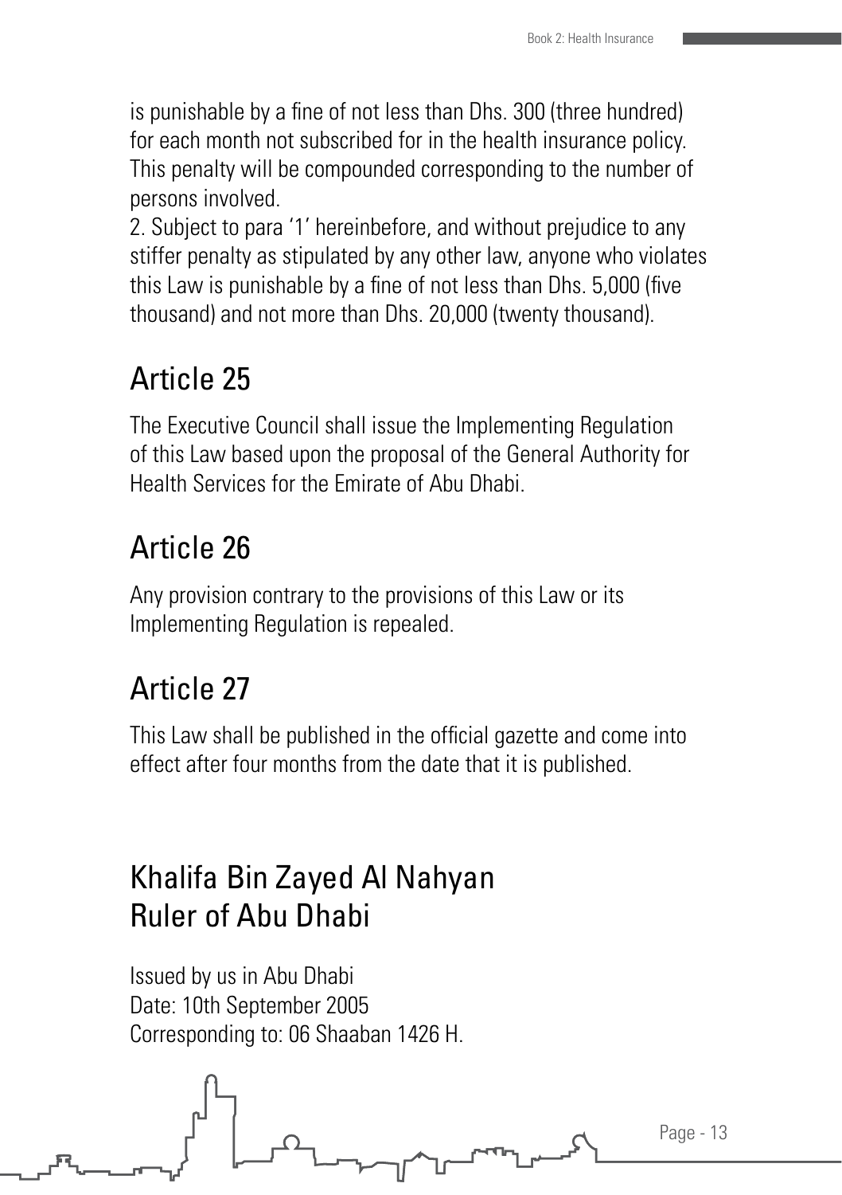is punishable by a fine of not less than Dhs. 300 (three hundred) for each month not subscribed for in the health insurance policy. This penalty will be compounded corresponding to the number of persons involved.

2. Subject to para '1' hereinbefore, and without prejudice to any stiffer penalty as stipulated by any other law, anyone who violates this Law is punishable by a fine of not less than Dhs. 5,000 (five thousand) and not more than Dhs. 20,000 (twenty thousand).

## Article 25

The Executive Council shall issue the Implementing Regulation of this Law based upon the proposal of the General Authority for Health Services for the Emirate of Abu Dhabi.

## Article 26

Any provision contrary to the provisions of this Law or its Implementing Regulation is repealed.

## Article 27

This Law shall be published in the official gazette and come into effect after four months from the date that it is published.

## Khalifa Bin Zayed Al Nahyan
## Ruler of Abu Dhabi

Issued by us in Abu Dhabi
Date: 10th September 2005
Corresponding to: 06 Shaaban 1426 H.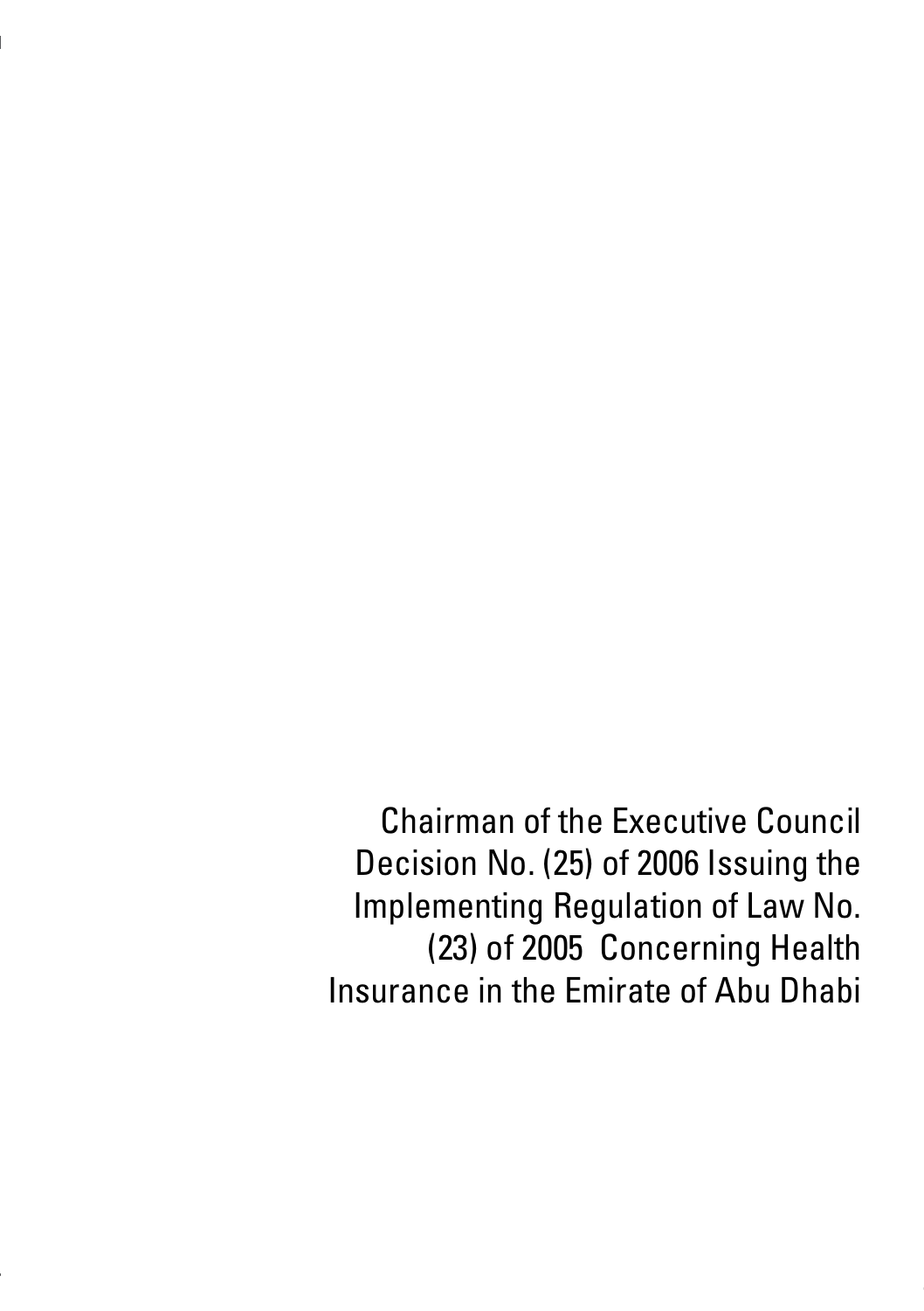# Chairman of the Executive Council Decision No. (25) of 2006 Issuing the Implementing Regulation of Law No. (23) of 2005 Concerning Health Insurance in the Emirate of Abu Dhabi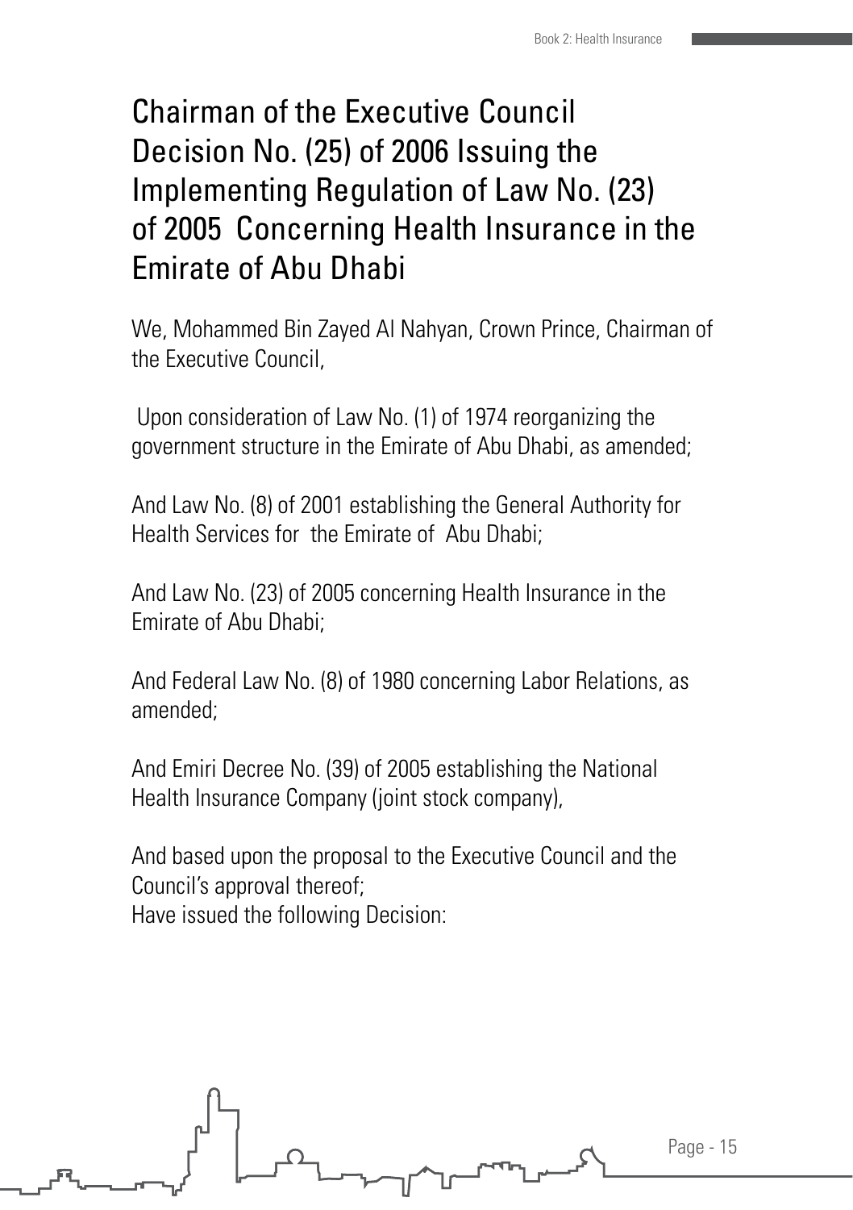# Chairman of the Executive Council Decision No. (25) of 2006 Issuing the Implementing Regulation of Law No. (23) of 2005 Concerning Health Insurance in the Emirate of Abu Dhabi

We, Mohammed Bin Zayed Al Nahyan, Crown Prince, Chairman of the Executive Council,

Upon consideration of Law No. (1) of 1974 reorganizing the government structure in the Emirate of Abu Dhabi, as amended;

And Law No. (8) of 2001 establishing the General Authority for Health Services for the Emirate of Abu Dhabi;

And Law No. (23) of 2005 concerning Health Insurance in the Emirate of Abu Dhabi;

And Federal Law No. (8) of 1980 concerning Labor Relations, as amended;

And Emiri Decree No. (39) of 2005 establishing the National Health Insurance Company (joint stock company),

And based upon the proposal to the Executive Council and the Council's approval thereof;
Have issued the following Decision: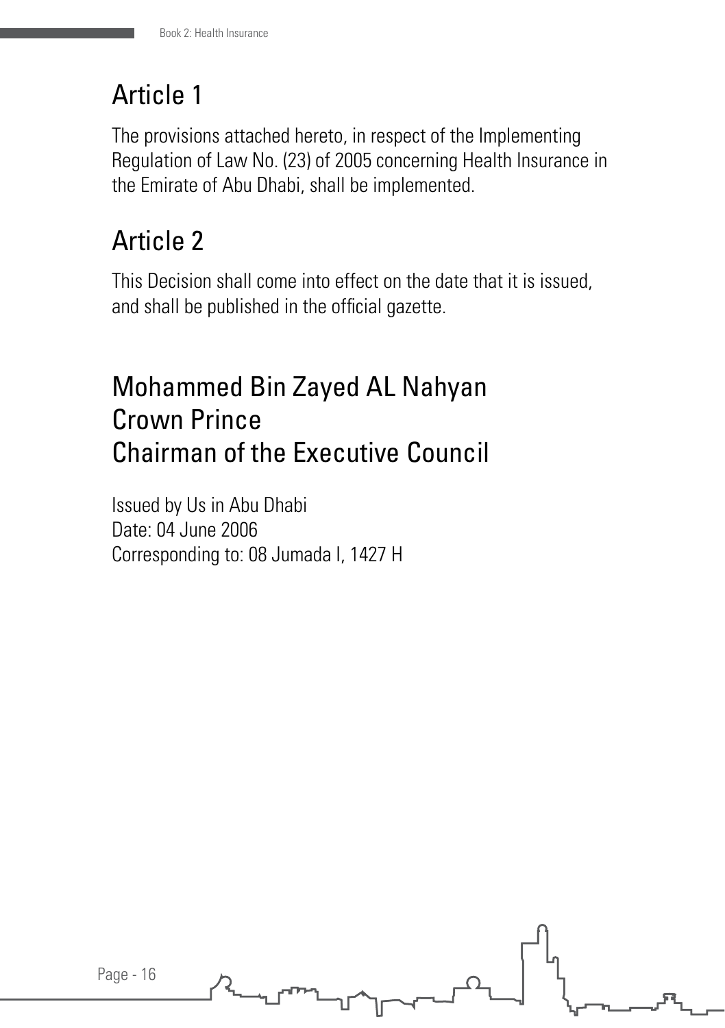## Article 1

The provisions attached hereto, in respect of the Implementing Regulation of Law No. (23) of 2005 concerning Health Insurance in the Emirate of Abu Dhabi, shall be implemented.

## Article 2

This Decision shall come into effect on the date that it is issued, and shall be published in the official gazette.

## Mohammed Bin Zayed AL Nahyan
## Crown Prince
## Chairman of the Executive Council

Issued by Us in Abu Dhabi
Date: 04 June 2006
Corresponding to: 08 Jumada I, 1427 H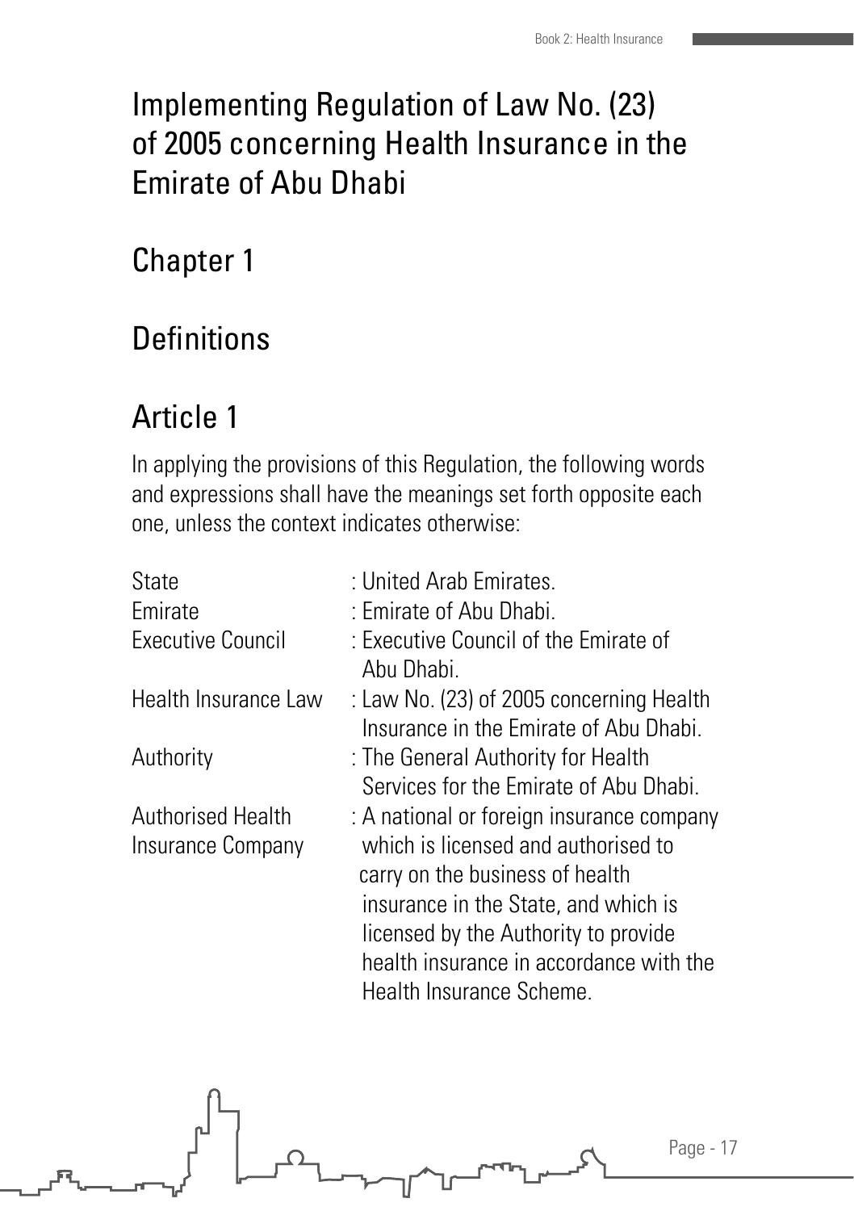# Implementing Regulation of Law No. (23) of 2005 concerning Health Insurance in the Emirate of Abu Dhabi

## Chapter 1

## Definitions

## Article 1

In applying the provisions of this Regulation, the following words and expressions shall have the meanings set forth opposite each one, unless the context indicates otherwise:

| | |
|---|---|
| State | : United Arab Emirates. |
| Emirate | : Emirate of Abu Dhabi. |
| Executive Council | : Executive Council of the Emirate of Abu Dhabi. |
| Health Insurance Law | : Law No. (23) of 2005 concerning Health Insurance in the Emirate of Abu Dhabi. |
| Authority | : The General Authority for Health Services for the Emirate of Abu Dhabi. |
| Authorised Health Insurance Company | : A national or foreign insurance company which is licensed and authorised to carry on the business of health insurance in the State, and which is licensed by the Authority to provide health insurance in accordance with the Health Insurance Scheme. |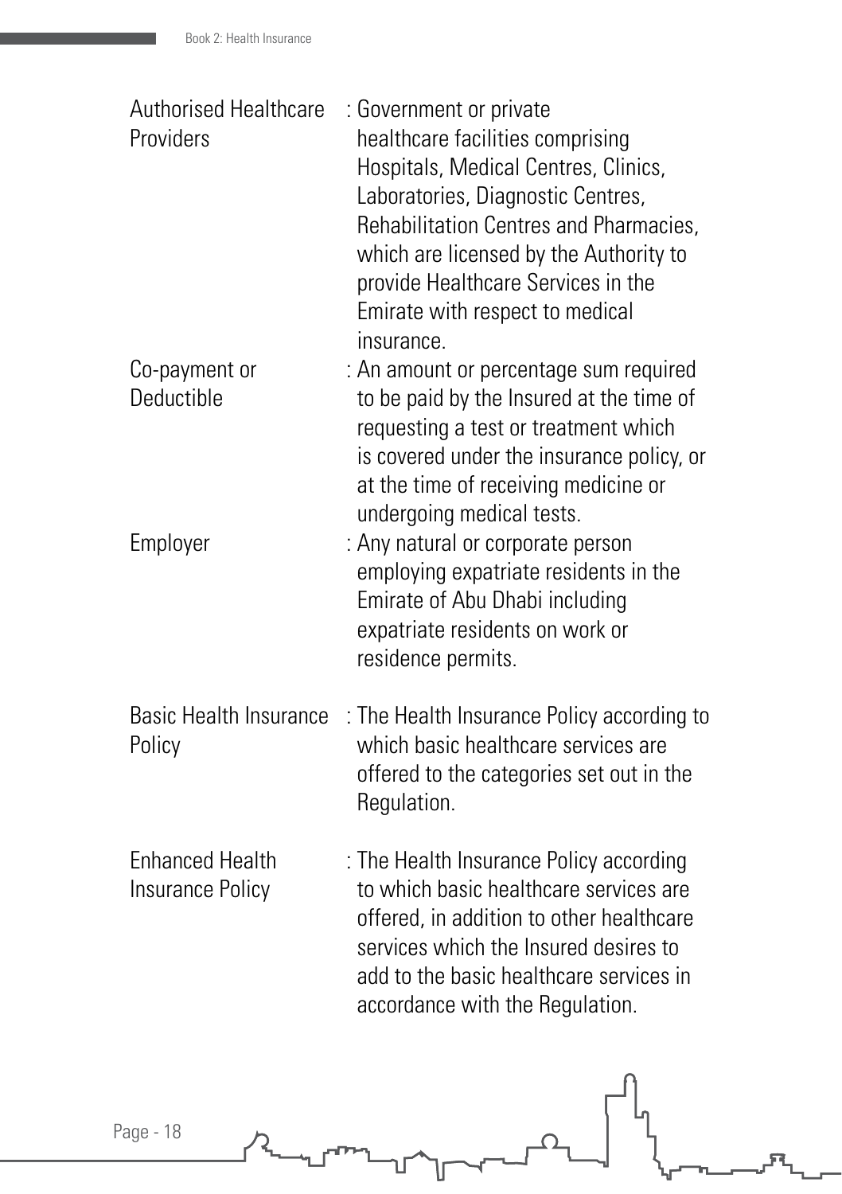| | |
|---|---|
| Authorised Healthcare Providers | : Government or private healthcare facilities comprising Hospitals, Medical Centres, Clinics, Laboratories, Diagnostic Centres, Rehabilitation Centres and Pharmacies, which are licensed by the Authority to provide Healthcare Services in the Emirate with respect to medical insurance. |
| Co-payment or Deductible | : An amount or percentage sum required to be paid by the Insured at the time of requesting a test or treatment which is covered under the insurance policy, or at the time of receiving medicine or undergoing medical tests. |
| Employer | : Any natural or corporate person employing expatriate residents in the Emirate of Abu Dhabi including expatriate residents on work or residence permits. |
| Basic Health Insurance Policy | : The Health Insurance Policy according to which basic healthcare services are offered to the categories set out in the Regulation. |
| Enhanced Health Insurance Policy | : The Health Insurance Policy according to which basic healthcare services are offered, in addition to other healthcare services which the Insured desires to add to the basic healthcare services in accordance with the Regulation. |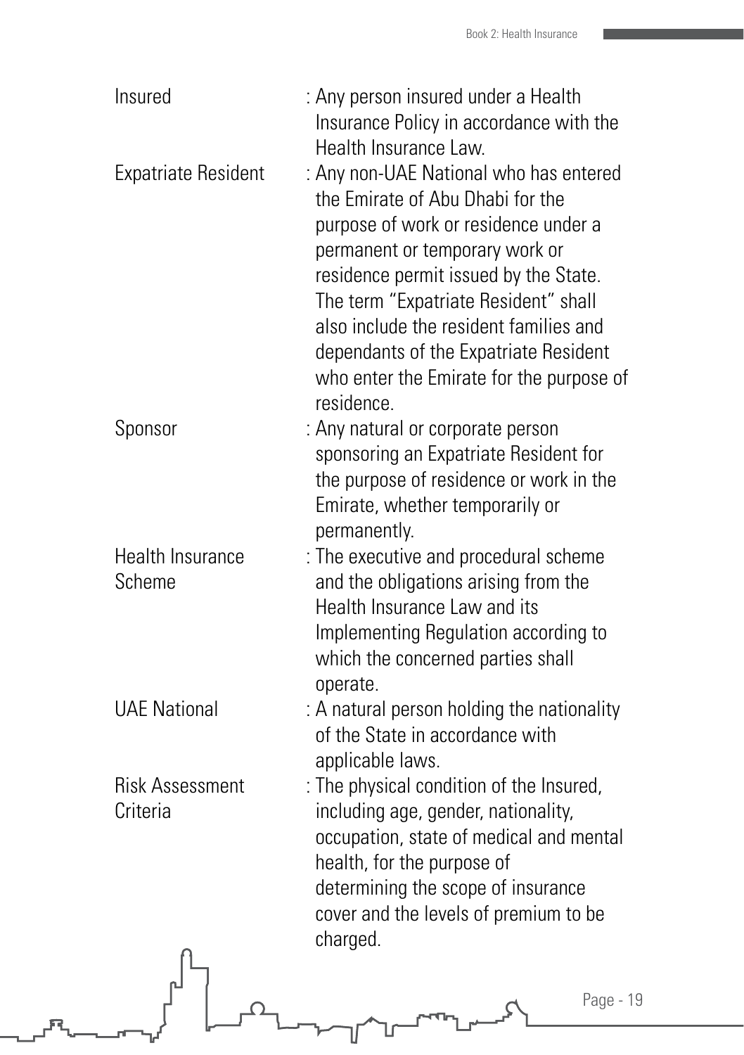| | |
|---|---|
| Insured | : Any person insured under a Health Insurance Policy in accordance with the Health Insurance Law. |
| Expatriate Resident | : Any non-UAE National who has entered the Emirate of Abu Dhabi for the purpose of work or residence under a permanent or temporary work or residence permit issued by the State. The term “Expatriate Resident” shall also include the resident families and dependants of the Expatriate Resident who enter the Emirate for the purpose of residence. |
| Sponsor | : Any natural or corporate person sponsoring an Expatriate Resident for the purpose of residence or work in the Emirate, whether temporarily or permanently. |
| Health Insurance Scheme | : The executive and procedural scheme and the obligations arising from the Health Insurance Law and its Implementing Regulation according to which the concerned parties shall operate. |
| UAE National | : A natural person holding the nationality of the State in accordance with applicable laws. |
| Risk Assessment Criteria | : The physical condition of the Insured, including age, gender, nationality, occupation, state of medical and mental health, for the purpose of determining the scope of insurance cover and the levels of premium to be charged. |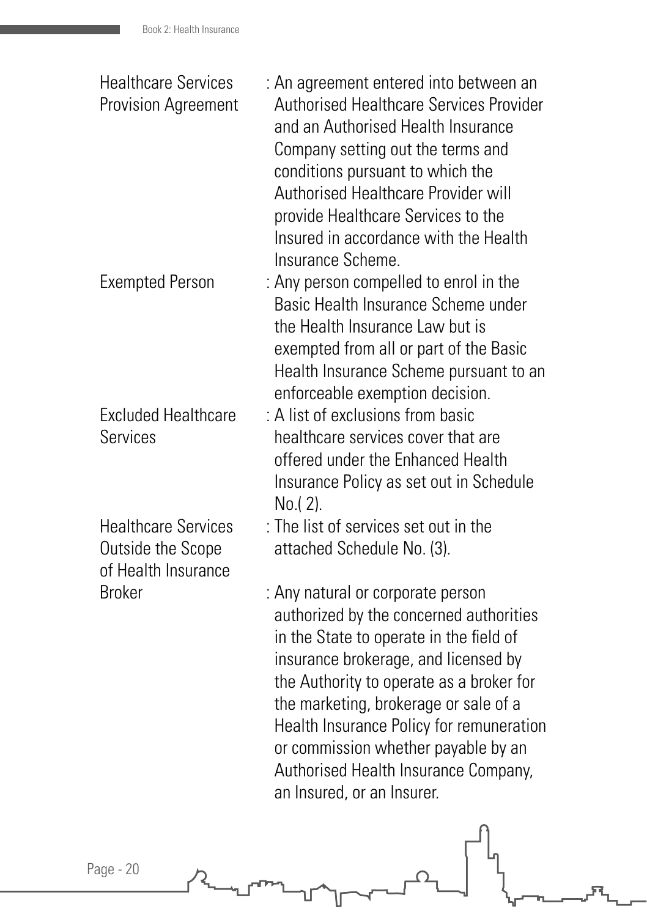| | |
|---|---|
| Healthcare Services Provision Agreement | : An agreement entered into between an Authorised Healthcare Services Provider and an Authorised Health Insurance Company setting out the terms and conditions pursuant to which the Authorised Healthcare Provider will provide Healthcare Services to the Insured in accordance with the Health Insurance Scheme. |
| Exempted Person | : Any person compelled to enrol in the Basic Health Insurance Scheme under the Health Insurance Law but is exempted from all or part of the Basic Health Insurance Scheme pursuant to an enforceable exemption decision. |
| Excluded Healthcare Services | : A list of exclusions from basic healthcare services cover that are offered under the Enhanced Health Insurance Policy as set out in Schedule No.( 2). |
| Healthcare Services Outside the Scope of Health Insurance | : The list of services set out in the attached Schedule No. (3). |
| Broker | : Any natural or corporate person authorized by the concerned authorities in the State to operate in the field of insurance brokerage, and licensed by the Authority to operate as a broker for the marketing, brokerage or sale of a Health Insurance Policy for remuneration or commission whether payable by an Authorised Health Insurance Company, an Insured, or an Insurer. |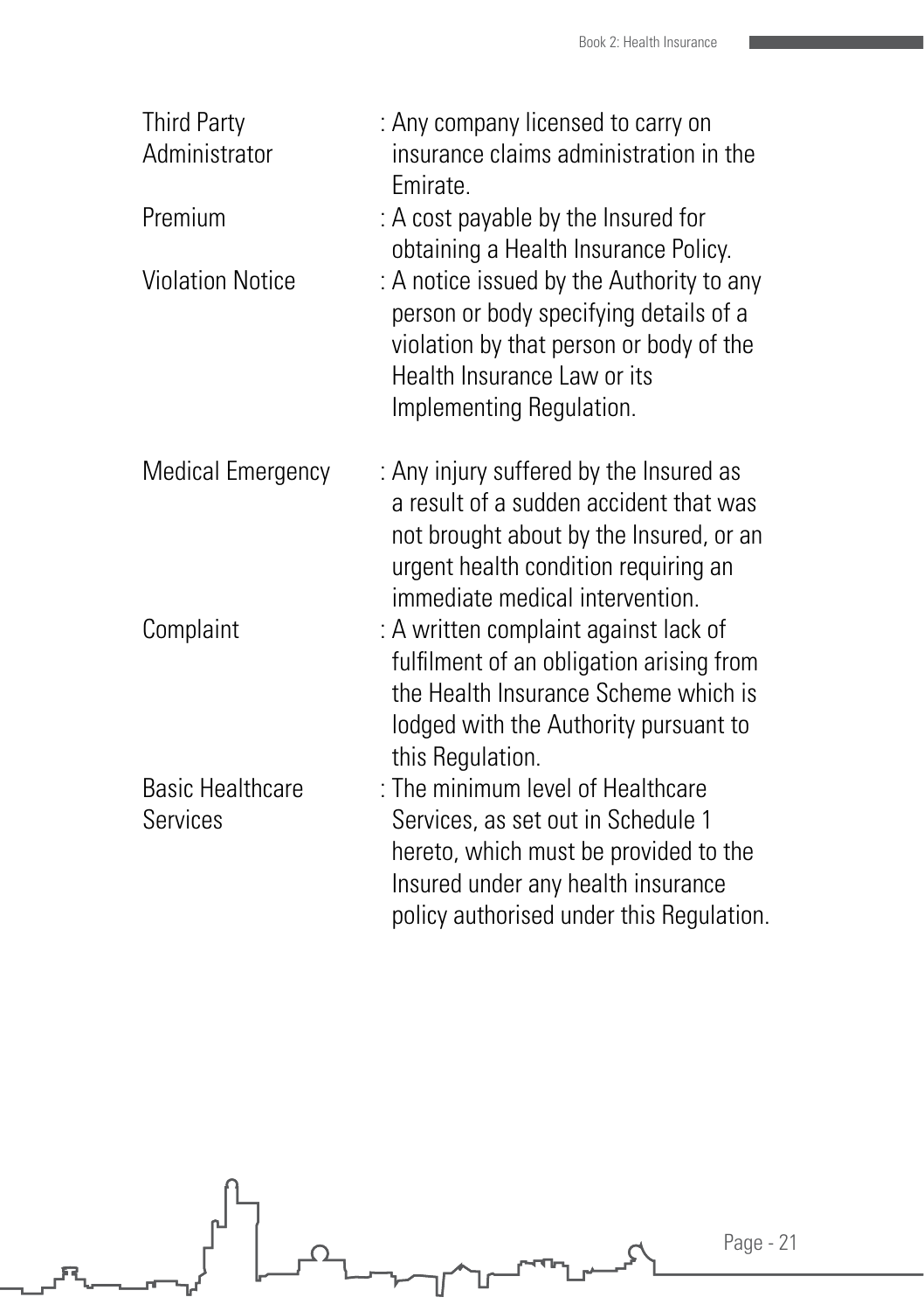| | |
|---|---|
| Third Party Administrator | : Any company licensed to carry on insurance claims administration in the Emirate. |
| Premium | : A cost payable by the Insured for obtaining a Health Insurance Policy. |
| Violation Notice | : A notice issued by the Authority to any person or body specifying details of a violation by that person or body of the Health Insurance Law or its Implementing Regulation. |
| Medical Emergency | : Any injury suffered by the Insured as a result of a sudden accident that was not brought about by the Insured, or an urgent health condition requiring an immediate medical intervention. |
| Complaint | : A written complaint against lack of fulfilment of an obligation arising from the Health Insurance Scheme which is lodged with the Authority pursuant to this Regulation. |
| Basic Healthcare Services | : The minimum level of Healthcare Services, as set out in Schedule 1 hereto, which must be provided to the Insured under any health insurance policy authorised under this Regulation. |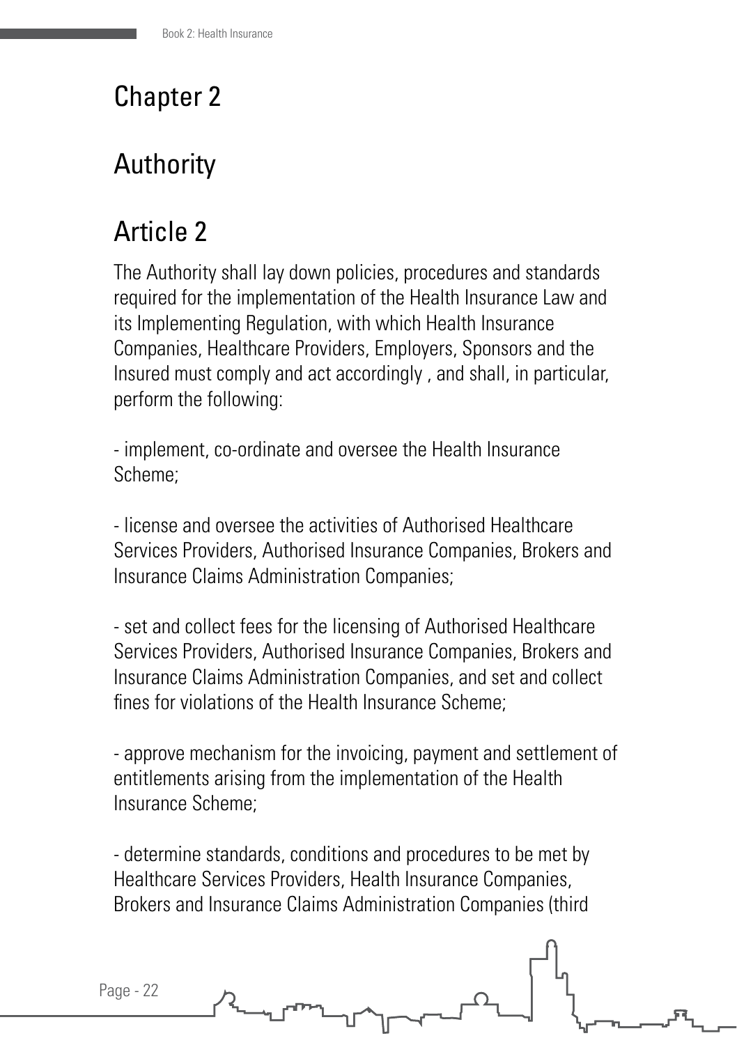# Chapter 2

# Authority

## Article 2

The Authority shall lay down policies, procedures and standards required for the implementation of the Health Insurance Law and its Implementing Regulation, with which Health Insurance Companies, Healthcare Providers, Employers, Sponsors and the Insured must comply and act accordingly , and shall, in particular, perform the following:

- implement, co-ordinate and oversee the Health Insurance Scheme;

- license and oversee the activities of Authorised Healthcare Services Providers, Authorised Insurance Companies, Brokers and Insurance Claims Administration Companies;

- set and collect fees for the licensing of Authorised Healthcare Services Providers, Authorised Insurance Companies, Brokers and Insurance Claims Administration Companies, and set and collect fines for violations of the Health Insurance Scheme;

- approve mechanism for the invoicing, payment and settlement of entitlements arising from the implementation of the Health Insurance Scheme;

- determine standards, conditions and procedures to be met by Healthcare Services Providers, Health Insurance Companies, Brokers and Insurance Claims Administration Companies (third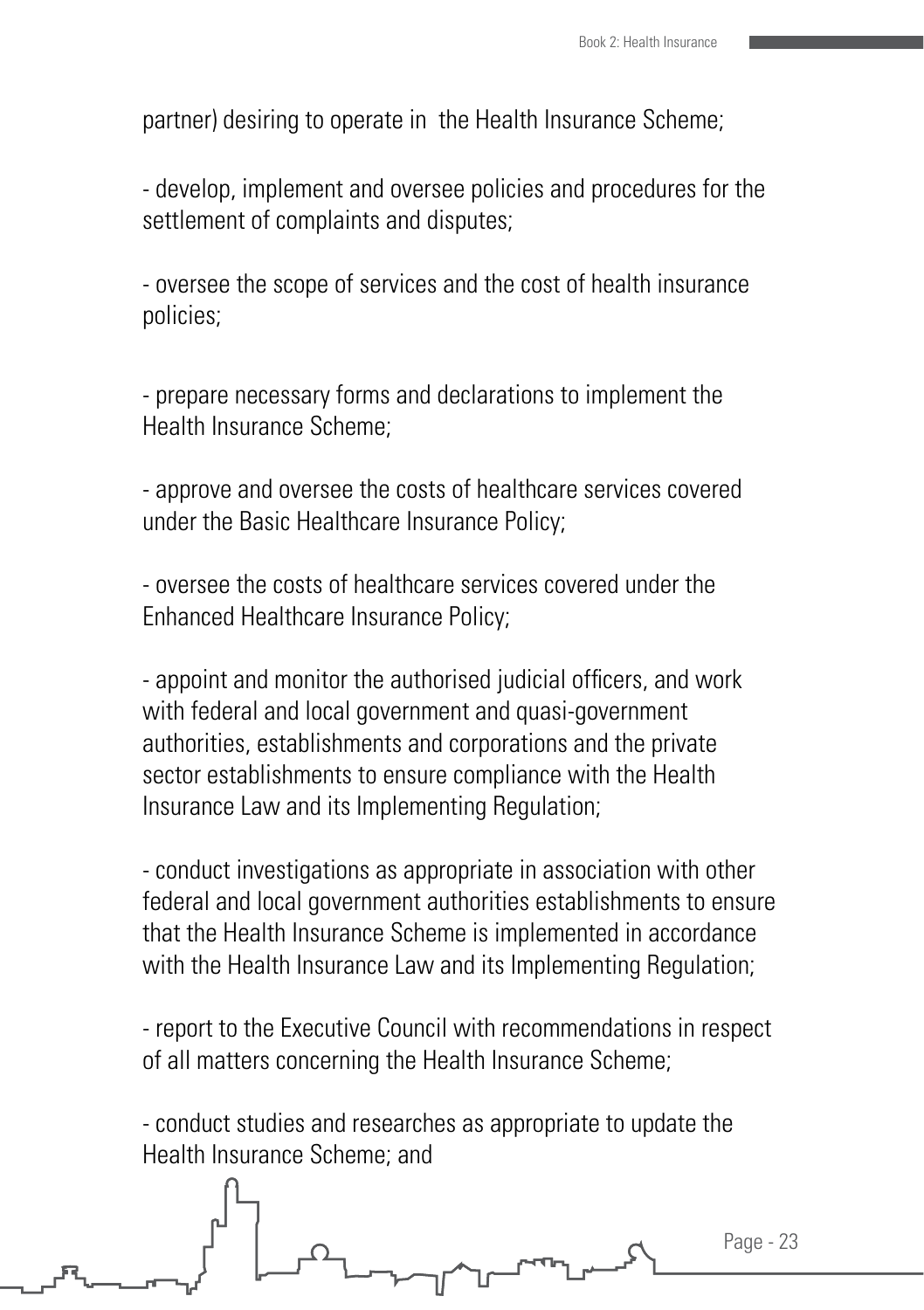partner) desiring to operate in the Health Insurance Scheme;

- develop, implement and oversee policies and procedures for the settlement of complaints and disputes;

- oversee the scope of services and the cost of health insurance policies;

- prepare necessary forms and declarations to implement the Health Insurance Scheme;

- approve and oversee the costs of healthcare services covered under the Basic Healthcare Insurance Policy;

- oversee the costs of healthcare services covered under the Enhanced Healthcare Insurance Policy;

- appoint and monitor the authorised judicial officers, and work with federal and local government and quasi-government authorities, establishments and corporations and the private sector establishments to ensure compliance with the Health Insurance Law and its Implementing Regulation;

- conduct investigations as appropriate in association with other federal and local government authorities establishments to ensure that the Health Insurance Scheme is implemented in accordance with the Health Insurance Law and its Implementing Regulation;

- report to the Executive Council with recommendations in respect of all matters concerning the Health Insurance Scheme;

- conduct studies and researches as appropriate to update the Health Insurance Scheme; and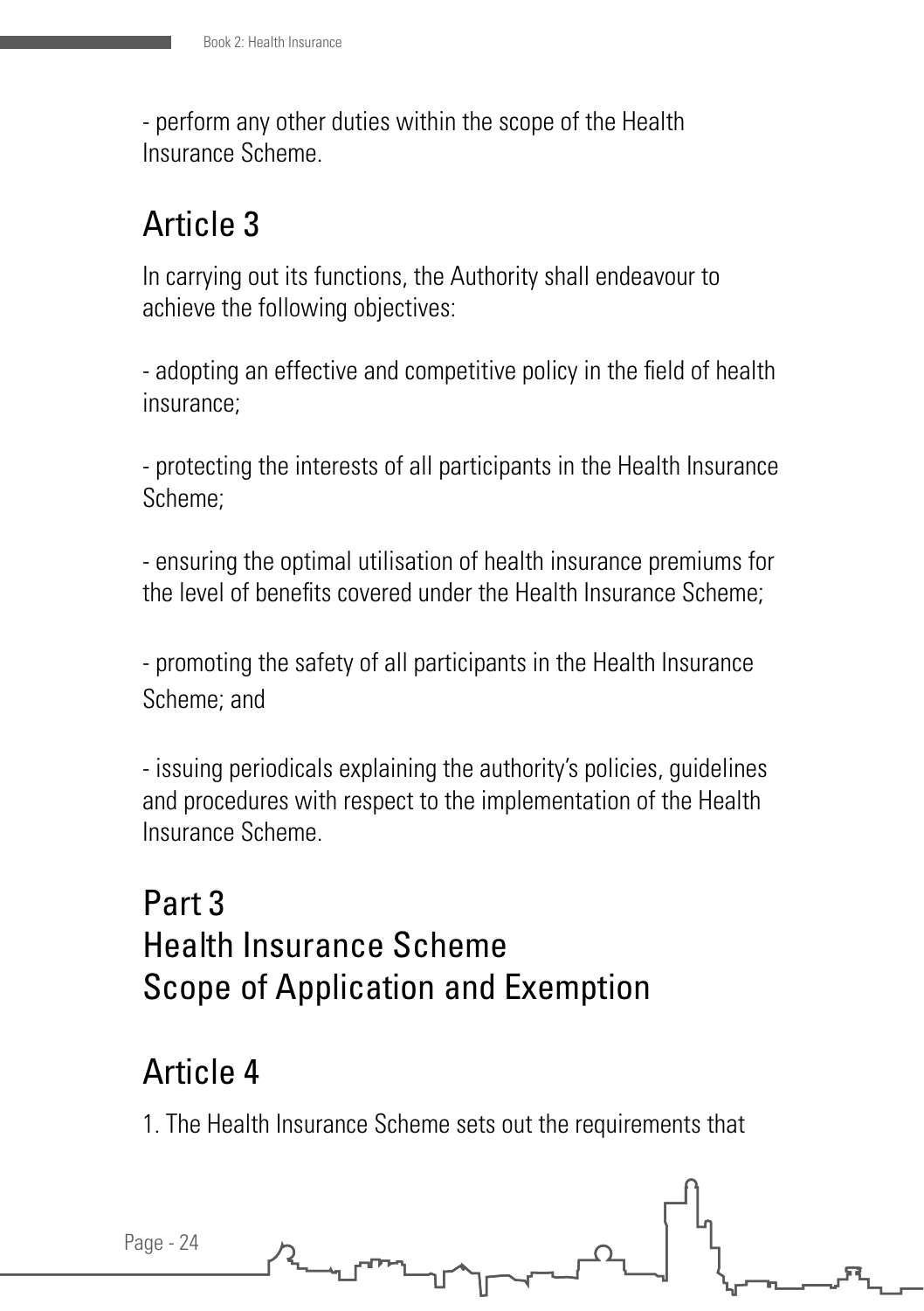- perform any other duties within the scope of the Health Insurance Scheme.

## Article 3

In carrying out its functions, the Authority shall endeavour to achieve the following objectives:

- adopting an effective and competitive policy in the field of health insurance;

- protecting the interests of all participants in the Health Insurance Scheme;

- ensuring the optimal utilisation of health insurance premiums for the level of benefits covered under the Health Insurance Scheme;

- promoting the safety of all participants in the Health Insurance Scheme; and

- issuing periodicals explaining the authority's policies, guidelines and procedures with respect to the implementation of the Health Insurance Scheme.

# Part 3
# Health Insurance Scheme
# Scope of Application and Exemption

## Article 4

1. The Health Insurance Scheme sets out the requirements that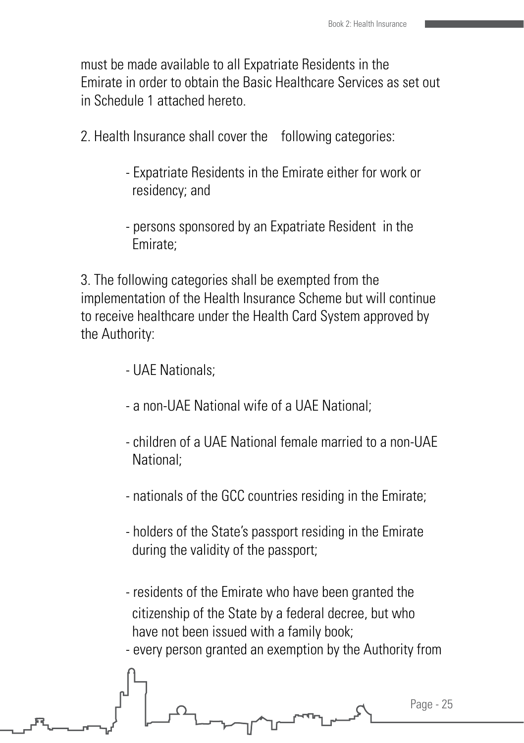must be made available to all Expatriate Residents in the Emirate in order to obtain the Basic Healthcare Services as set out in Schedule 1 attached hereto.

2. Health Insurance shall cover the following categories:

- Expatriate Residents in the Emirate either for work or residency; and
- persons sponsored by an Expatriate Resident in the Emirate;

3. The following categories shall be exempted from the implementation of the Health Insurance Scheme but will continue to receive healthcare under the Health Card System approved by the Authority:

- UAE Nationals;
- a non-UAE National wife of a UAE National;
- children of a UAE National female married to a non-UAE National;
- nationals of the GCC countries residing in the Emirate;
- holders of the State's passport residing in the Emirate during the validity of the passport;
- residents of the Emirate who have been granted the citizenship of the State by a federal decree, but who have not been issued with a family book;
- every person granted an exemption by the Authority from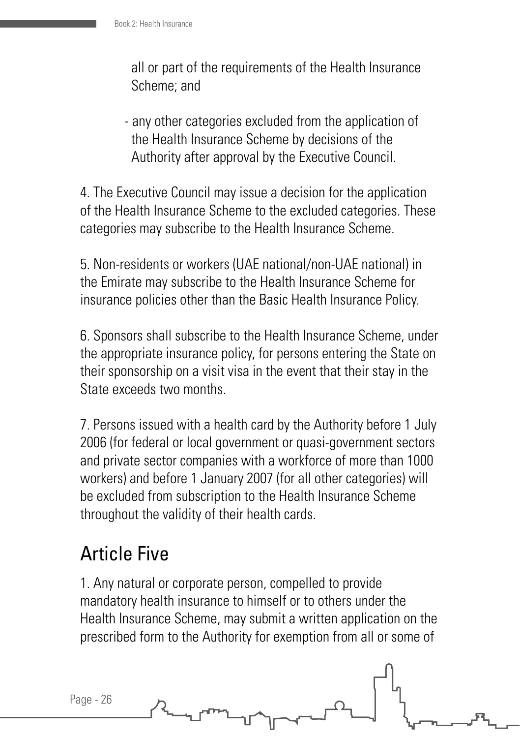all or part of the requirements of the Health Insurance Scheme; and

- any other categories excluded from the application of the Health Insurance Scheme by decisions of the Authority after approval by the Executive Council.

4. The Executive Council may issue a decision for the application of the Health Insurance Scheme to the excluded categories. These categories may subscribe to the Health Insurance Scheme.

5. Non-residents or workers (UAE national/non-UAE national) in the Emirate may subscribe to the Health Insurance Scheme for insurance policies other than the Basic Health Insurance Policy.

6. Sponsors shall subscribe to the Health Insurance Scheme, under the appropriate insurance policy, for persons entering the State on their sponsorship on a visit visa in the event that their stay in the State exceeds two months.

7. Persons issued with a health card by the Authority before 1 July 2006 (for federal or local government or quasi-government sectors and private sector companies with a workforce of more than 1000 workers) and before 1 January 2007 (for all other categories) will be excluded from subscription to the Health Insurance Scheme throughout the validity of their health cards.

## Article Five

1. Any natural or corporate person, compelled to provide mandatory health insurance to himself or to others under the Health Insurance Scheme, may submit a written application on the prescribed form to the Authority for exemption from all or some of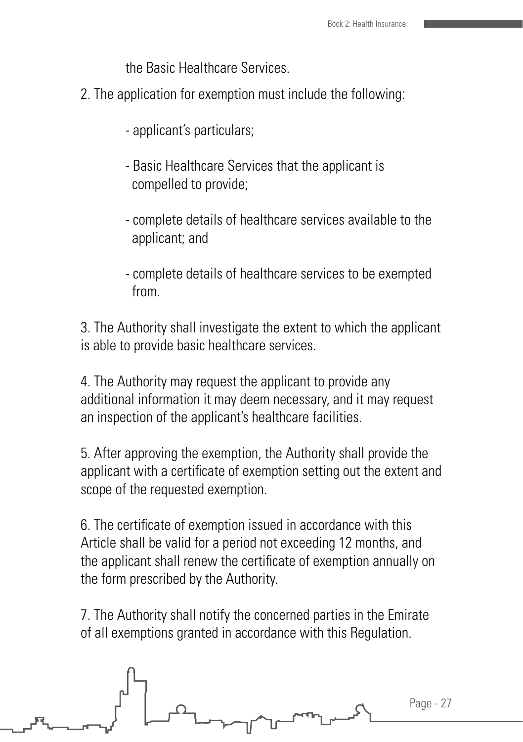the Basic Healthcare Services.

2. The application for exemption must include the following:

   - applicant's particulars;
   - Basic Healthcare Services that the applicant is compelled to provide;
   - complete details of healthcare services available to the applicant; and
   - complete details of healthcare services to be exempted from.

3. The Authority shall investigate the extent to which the applicant is able to provide basic healthcare services.

4. The Authority may request the applicant to provide any additional information it may deem necessary, and it may request an inspection of the applicant's healthcare facilities.

5. After approving the exemption, the Authority shall provide the applicant with a certificate of exemption setting out the extent and scope of the requested exemption.

6. The certificate of exemption issued in accordance with this Article shall be valid for a period not exceeding 12 months, and the applicant shall renew the certificate of exemption annually on the form prescribed by the Authority.

7. The Authority shall notify the concerned parties in the Emirate of all exemptions granted in accordance with this Regulation.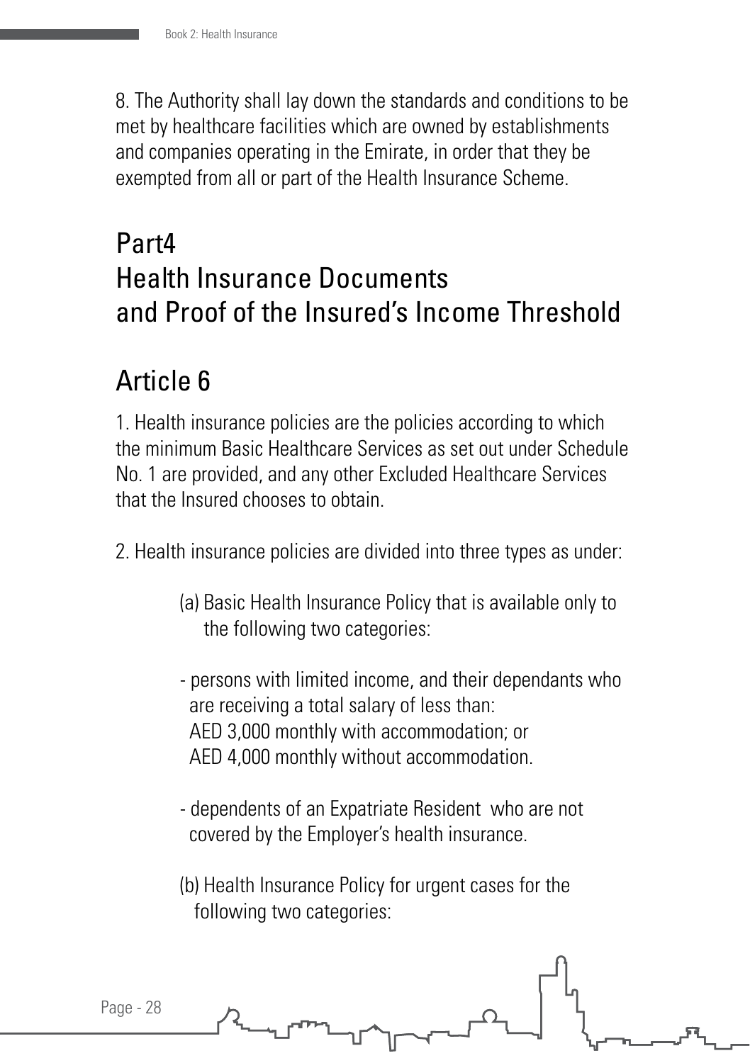8. The Authority shall lay down the standards and conditions to be met by healthcare facilities which are owned by establishments and companies operating in the Emirate, in order that they be exempted from all or part of the Health Insurance Scheme.

# Part4
# Health Insurance Documents and Proof of the Insured's Income Threshold

## Article 6

1. Health insurance policies are the policies according to which the minimum Basic Healthcare Services as set out under Schedule No. 1 are provided, and any other Excluded Healthcare Services that the Insured chooses to obtain.

2. Health insurance policies are divided into three types as under:

(a) Basic Health Insurance Policy that is available only to the following two categories:

- persons with limited income, and their dependants who are receiving a total salary of less than:
  AED 3,000 monthly with accommodation; or
  AED 4,000 monthly without accommodation.

- dependents of an Expatriate Resident who are not covered by the Employer's health insurance.

(b) Health Insurance Policy for urgent cases for the following two categories: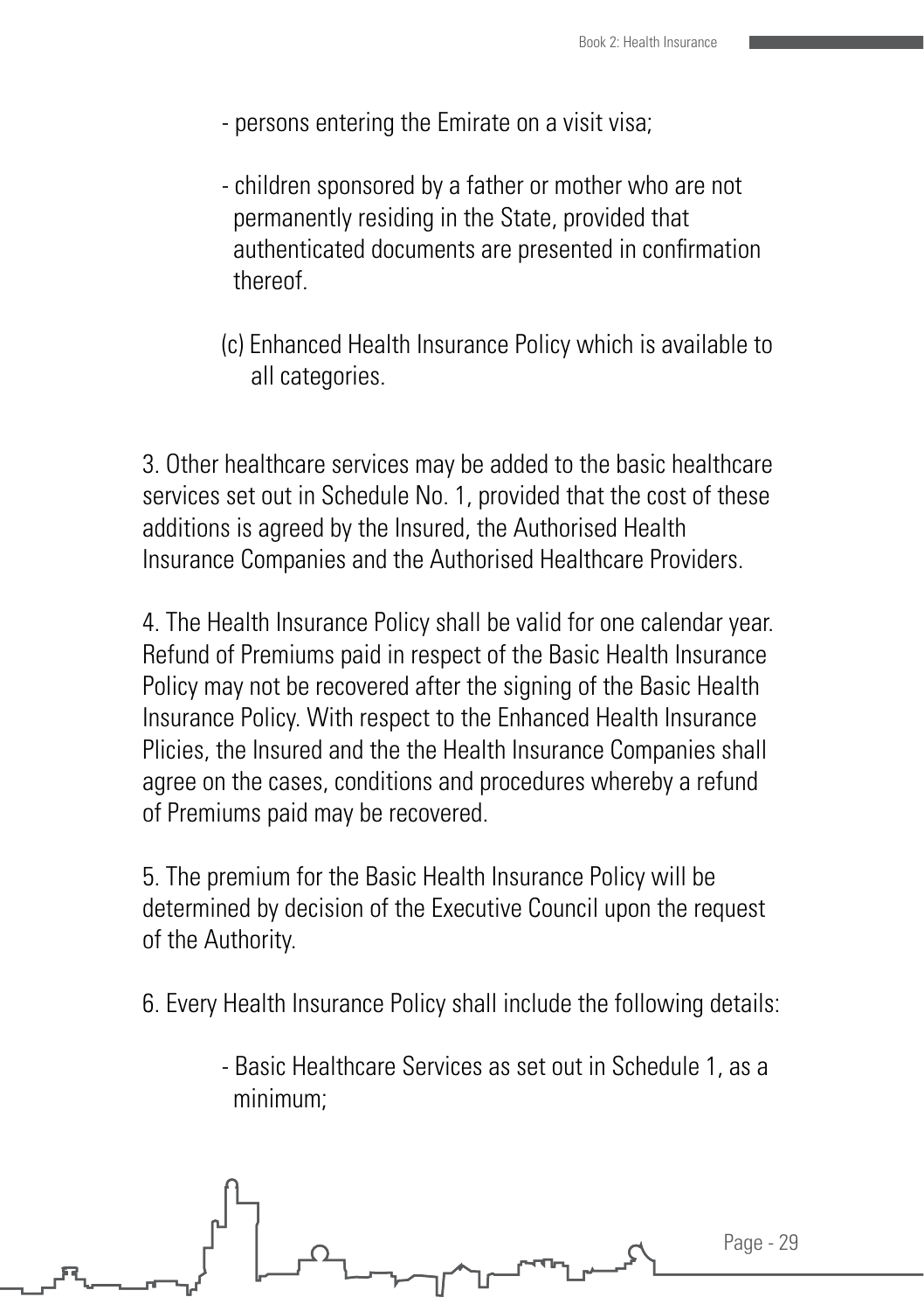- persons entering the Emirate on a visit visa;

- children sponsored by a father or mother who are not permanently residing in the State, provided that authenticated documents are presented in confirmation thereof.

(c) Enhanced Health Insurance Policy which is available to all categories.

3. Other healthcare services may be added to the basic healthcare services set out in Schedule No. 1, provided that the cost of these additions is agreed by the Insured, the Authorised Health Insurance Companies and the Authorised Healthcare Providers.

4. The Health Insurance Policy shall be valid for one calendar year. Refund of Premiums paid in respect of the Basic Health Insurance Policy may not be recovered after the signing of the Basic Health Insurance Policy. With respect to the Enhanced Health Insurance Plicies, the Insured and the the Health Insurance Companies shall agree on the cases, conditions and procedures whereby a refund of Premiums paid may be recovered.

5. The premium for the Basic Health Insurance Policy will be determined by decision of the Executive Council upon the request of the Authority.

6. Every Health Insurance Policy shall include the following details:

- Basic Healthcare Services as set out in Schedule 1, as a minimum;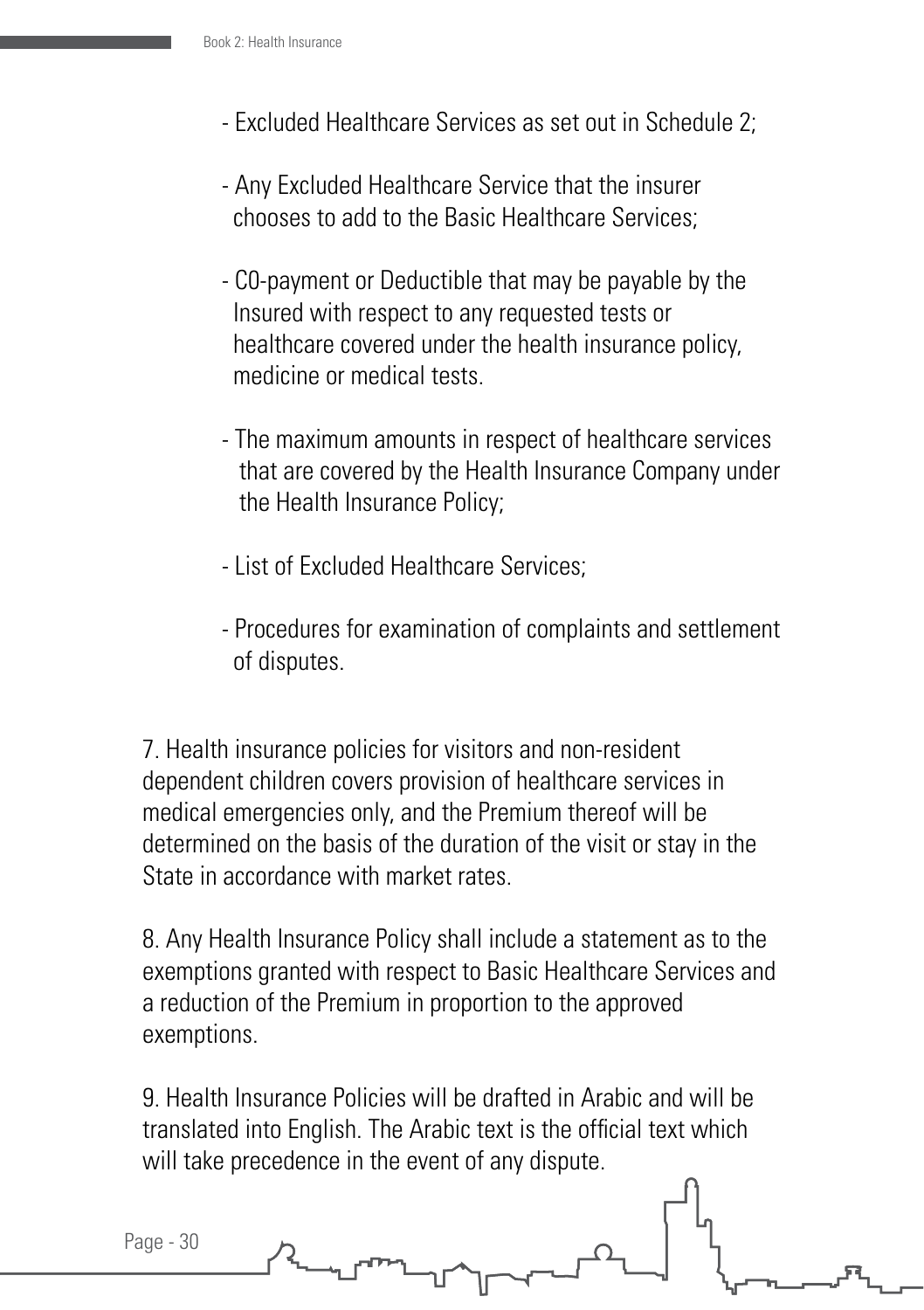- Excluded Healthcare Services as set out in Schedule 2;

- Any Excluded Healthcare Service that the insurer chooses to add to the Basic Healthcare Services;

- CO-payment or Deductible that may be payable by the Insured with respect to any requested tests or healthcare covered under the health insurance policy, medicine or medical tests.

- The maximum amounts in respect of healthcare services that are covered by the Health Insurance Company under the Health Insurance Policy;

- List of Excluded Healthcare Services;

- Procedures for examination of complaints and settlement of disputes.

7. Health insurance policies for visitors and non-resident dependent children covers provision of healthcare services in medical emergencies only, and the Premium thereof will be determined on the basis of the duration of the visit or stay in the State in accordance with market rates.

8. Any Health Insurance Policy shall include a statement as to the exemptions granted with respect to Basic Healthcare Services and a reduction of the Premium in proportion to the approved exemptions.

9. Health Insurance Policies will be drafted in Arabic and will be translated into English. The Arabic text is the official text which will take precedence in the event of any dispute.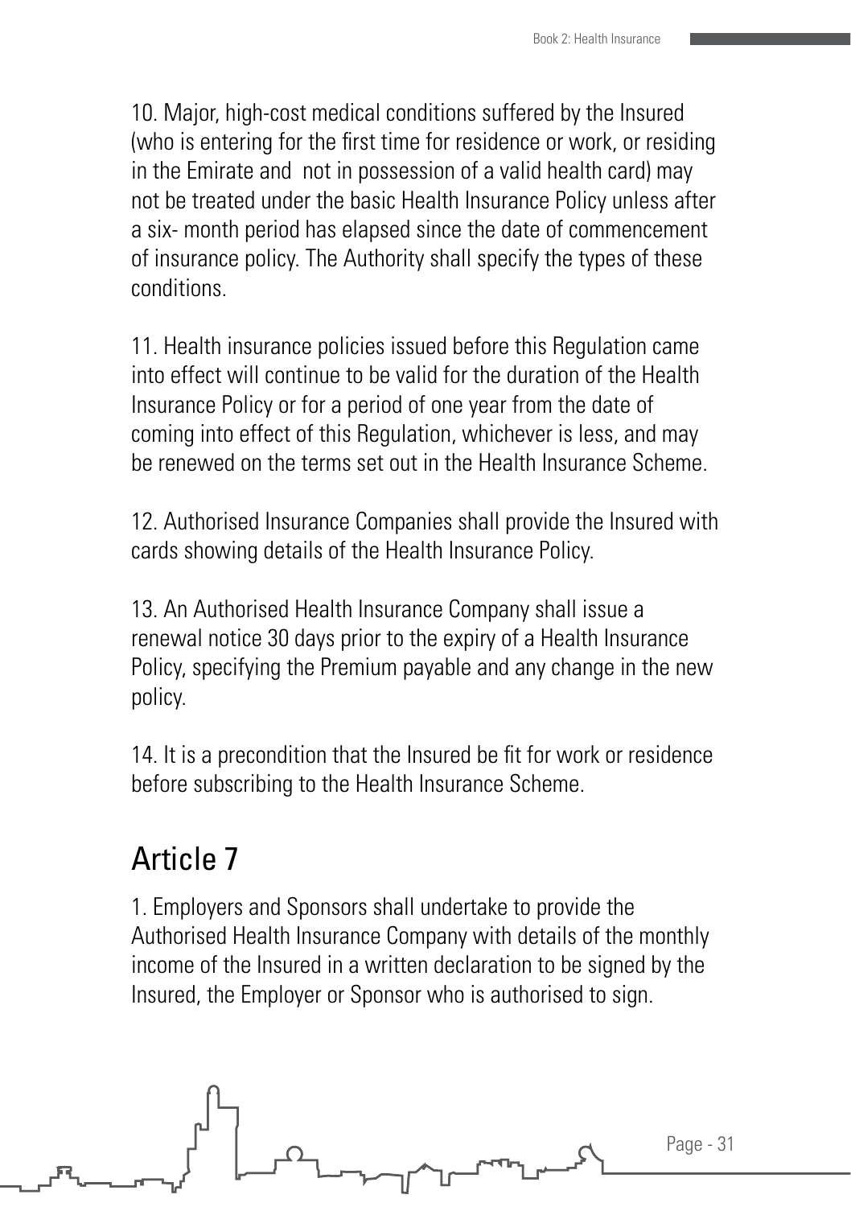10. Major, high-cost medical conditions suffered by the Insured (who is entering for the first time for residence or work, or residing in the Emirate and not in possession of a valid health card) may not be treated under the basic Health Insurance Policy unless after a six- month period has elapsed since the date of commencement of insurance policy. The Authority shall specify the types of these conditions.

11. Health insurance policies issued before this Regulation came into effect will continue to be valid for the duration of the Health Insurance Policy or for a period of one year from the date of coming into effect of this Regulation, whichever is less, and may be renewed on the terms set out in the Health Insurance Scheme.

12. Authorised Insurance Companies shall provide the Insured with cards showing details of the Health Insurance Policy.

13. An Authorised Health Insurance Company shall issue a renewal notice 30 days prior to the expiry of a Health Insurance Policy, specifying the Premium payable and any change in the new policy.

14. It is a precondition that the Insured be fit for work or residence before subscribing to the Health Insurance Scheme.

## Article 7

1. Employers and Sponsors shall undertake to provide the Authorised Health Insurance Company with details of the monthly income of the Insured in a written declaration to be signed by the Insured, the Employer or Sponsor who is authorised to sign.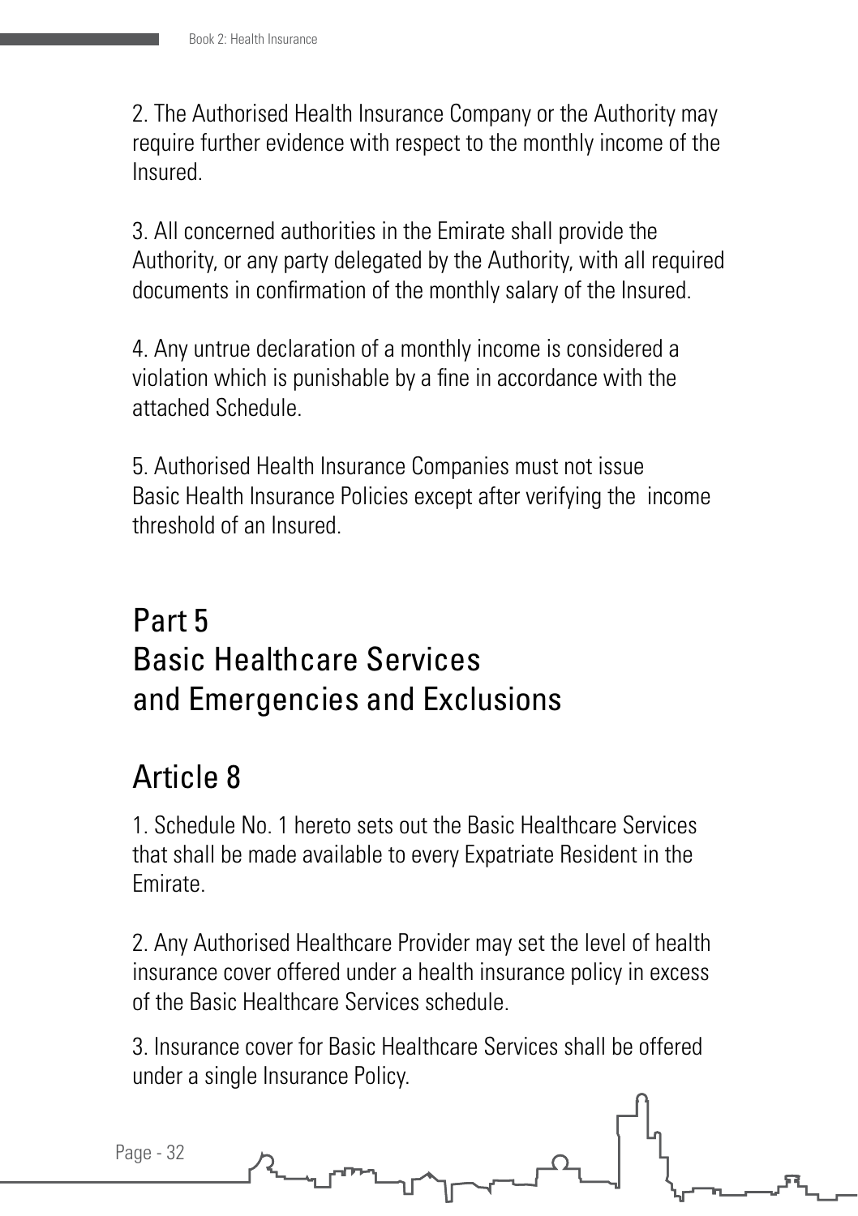2. The Authorised Health Insurance Company or the Authority may require further evidence with respect to the monthly income of the Insured.

3. All concerned authorities in the Emirate shall provide the Authority, or any party delegated by the Authority, with all required documents in confirmation of the monthly salary of the Insured.

4. Any untrue declaration of a monthly income is considered a violation which is punishable by a fine in accordance with the attached Schedule.

5. Authorised Health Insurance Companies must not issue Basic Health Insurance Policies except after verifying the income threshold of an Insured.

# Part 5
# Basic Healthcare Services and Emergencies and Exclusions

## Article 8

1. Schedule No. 1 hereto sets out the Basic Healthcare Services that shall be made available to every Expatriate Resident in the Emirate.

2. Any Authorised Healthcare Provider may set the level of health insurance cover offered under a health insurance policy in excess of the Basic Healthcare Services schedule.

3. Insurance cover for Basic Healthcare Services shall be offered under a single Insurance Policy.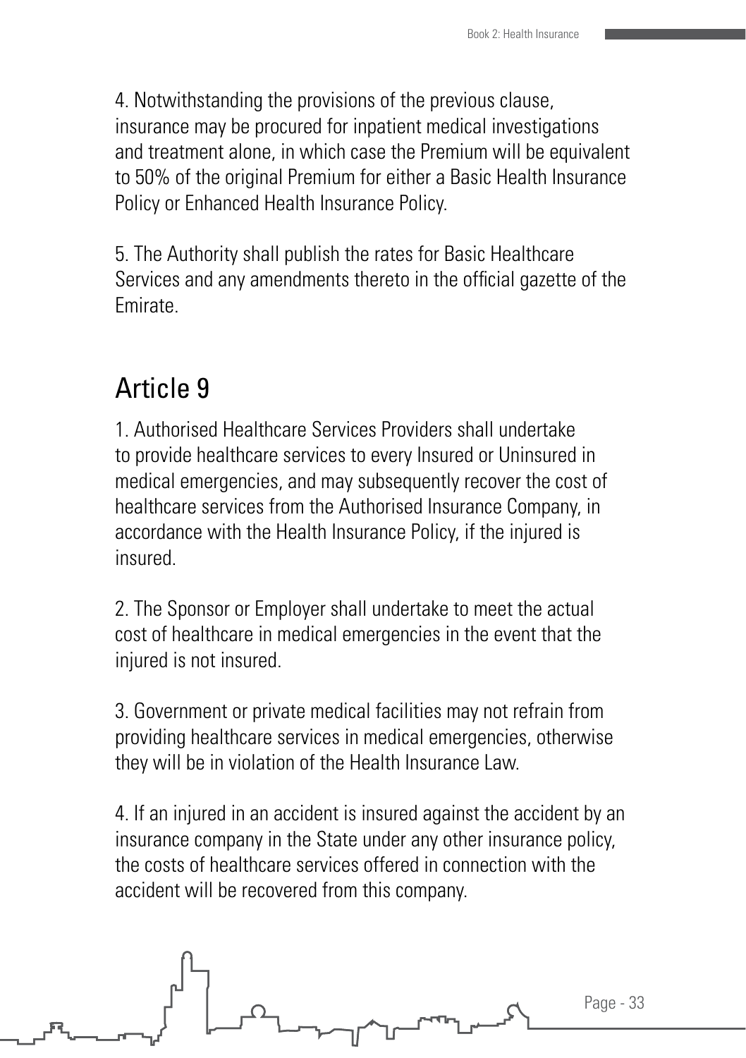4. Notwithstanding the provisions of the previous clause, insurance may be procured for inpatient medical investigations and treatment alone, in which case the Premium will be equivalent to 50% of the original Premium for either a Basic Health Insurance Policy or Enhanced Health Insurance Policy.

5. The Authority shall publish the rates for Basic Healthcare Services and any amendments thereto in the official gazette of the Emirate.

## Article 9

1. Authorised Healthcare Services Providers shall undertake to provide healthcare services to every Insured or Uninsured in medical emergencies, and may subsequently recover the cost of healthcare services from the Authorised Insurance Company, in accordance with the Health Insurance Policy, if the injured is insured.

2. The Sponsor or Employer shall undertake to meet the actual cost of healthcare in medical emergencies in the event that the injured is not insured.

3. Government or private medical facilities may not refrain from providing healthcare services in medical emergencies, otherwise they will be in violation of the Health Insurance Law.

4. If an injured in an accident is insured against the accident by an insurance company in the State under any other insurance policy, the costs of healthcare services offered in connection with the accident will be recovered from this company.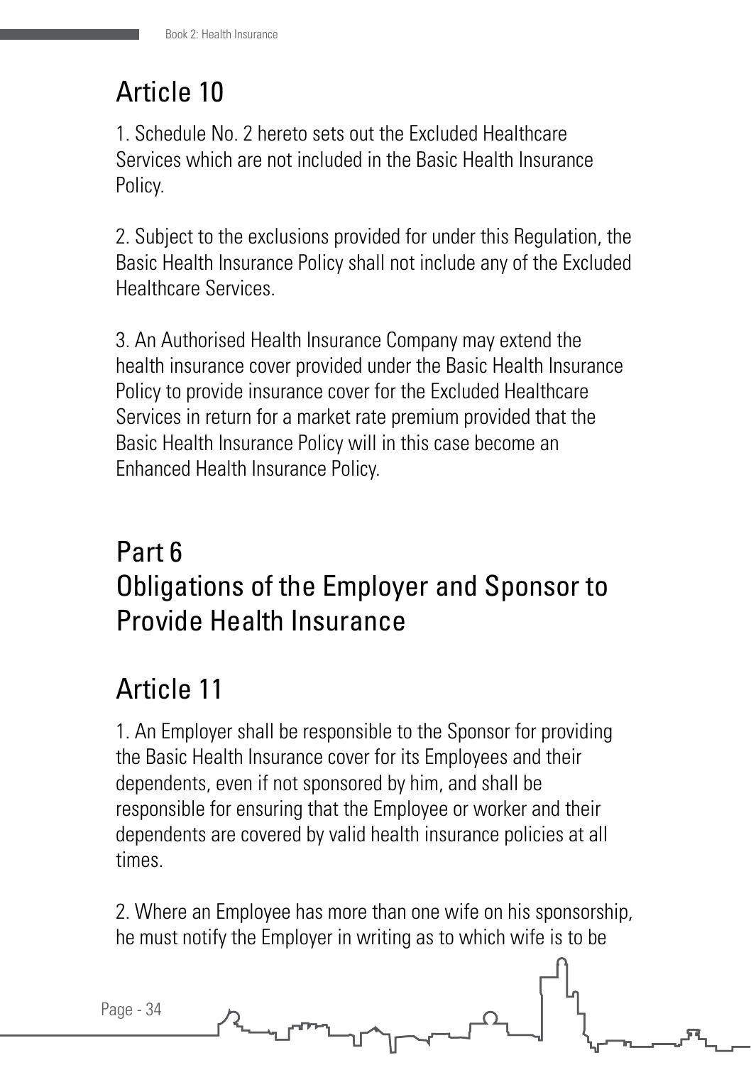## Article 10

1. Schedule No. 2 hereto sets out the Excluded Healthcare Services which are not included in the Basic Health Insurance Policy.

2. Subject to the exclusions provided for under this Regulation, the Basic Health Insurance Policy shall not include any of the Excluded Healthcare Services.

3. An Authorised Health Insurance Company may extend the health insurance cover provided under the Basic Health Insurance Policy to provide insurance cover for the Excluded Healthcare Services in return for a market rate premium provided that the Basic Health Insurance Policy will in this case become an Enhanced Health Insurance Policy.

# Part 6
# Obligations of the Employer and Sponsor to Provide Health Insurance

## Article 11

1. An Employer shall be responsible to the Sponsor for providing the Basic Health Insurance cover for its Employees and their dependents, even if not sponsored by him, and shall be responsible for ensuring that the Employee or worker and their dependents are covered by valid health insurance policies at all times.

2. Where an Employee has more than one wife on his sponsorship, he must notify the Employer in writing as to which wife is to be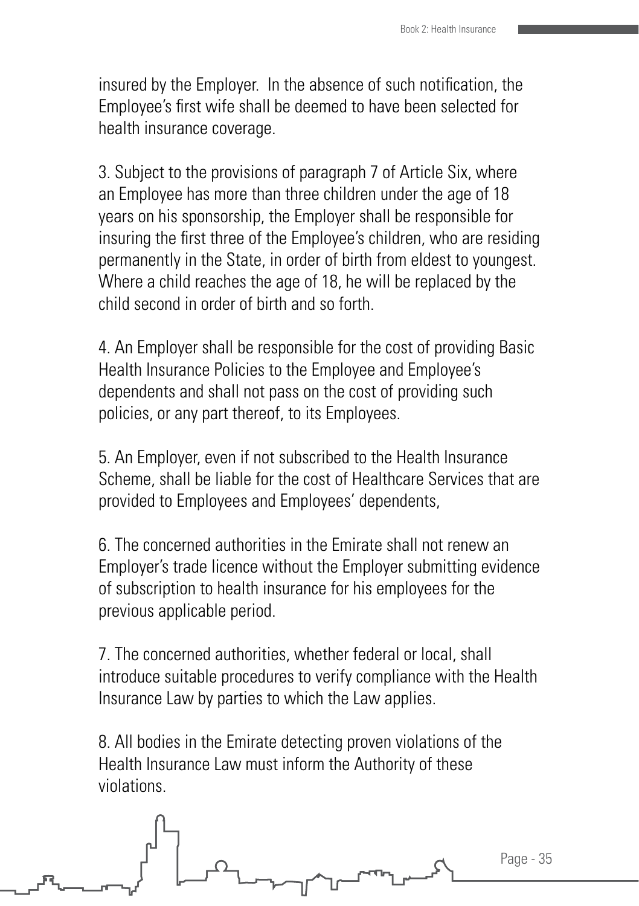insured by the Employer. In the absence of such notification, the Employee's first wife shall be deemed to have been selected for health insurance coverage.

3. Subject to the provisions of paragraph 7 of Article Six, where an Employee has more than three children under the age of 18 years on his sponsorship, the Employer shall be responsible for insuring the first three of the Employee's children, who are residing permanently in the State, in order of birth from eldest to youngest. Where a child reaches the age of 18, he will be replaced by the child second in order of birth and so forth.

4. An Employer shall be responsible for the cost of providing Basic Health Insurance Policies to the Employee and Employee's dependents and shall not pass on the cost of providing such policies, or any part thereof, to its Employees.

5. An Employer, even if not subscribed to the Health Insurance Scheme, shall be liable for the cost of Healthcare Services that are provided to Employees and Employees' dependents,

6. The concerned authorities in the Emirate shall not renew an Employer's trade licence without the Employer submitting evidence of subscription to health insurance for his employees for the previous applicable period.

7. The concerned authorities, whether federal or local, shall introduce suitable procedures to verify compliance with the Health Insurance Law by parties to which the Law applies.

8. All bodies in the Emirate detecting proven violations of the Health Insurance Law must inform the Authority of these violations.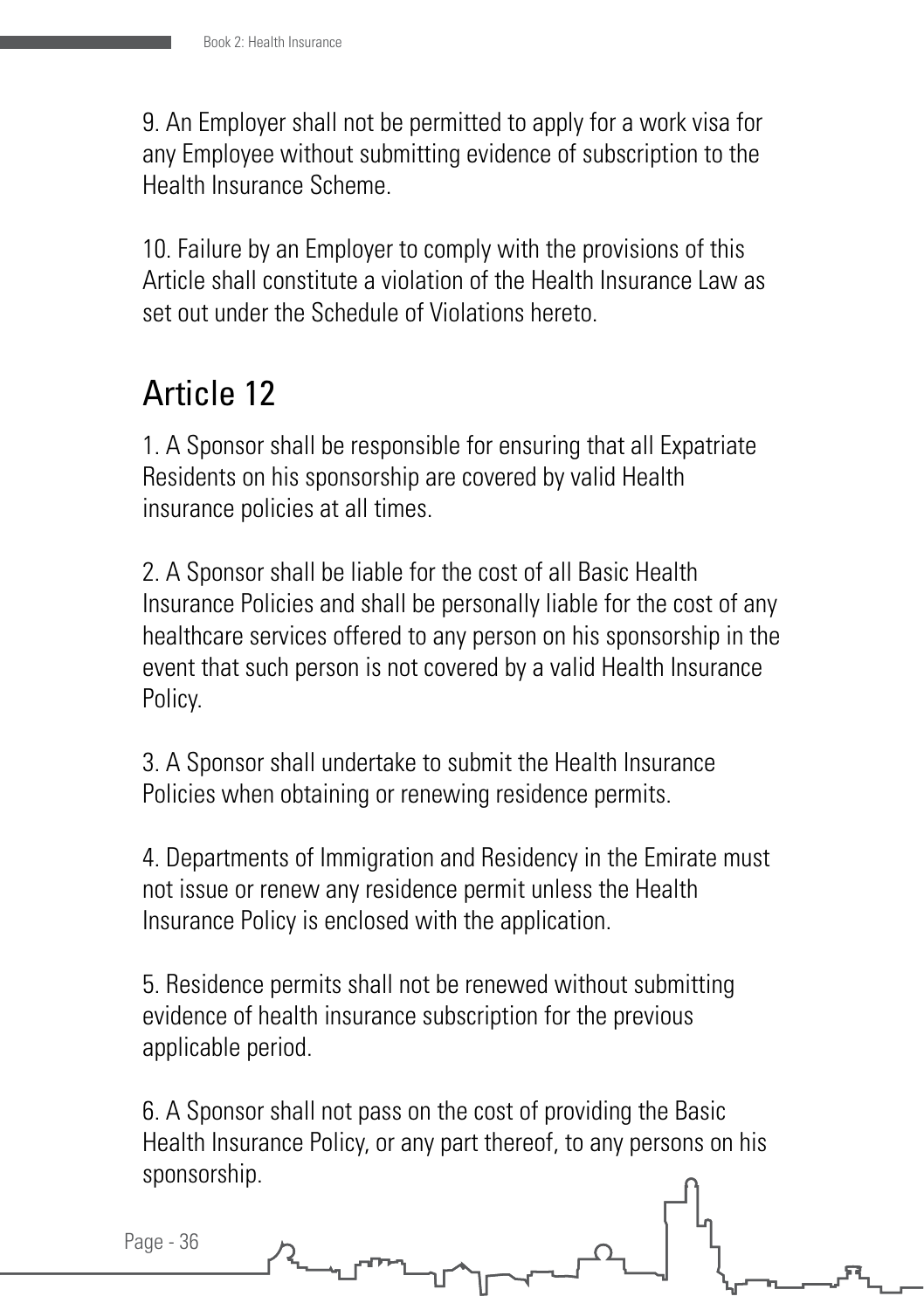9. An Employer shall not be permitted to apply for a work visa for any Employee without submitting evidence of subscription to the Health Insurance Scheme.

10. Failure by an Employer to comply with the provisions of this Article shall constitute a violation of the Health Insurance Law as set out under the Schedule of Violations hereto.

## Article 12

1. A Sponsor shall be responsible for ensuring that all Expatriate Residents on his sponsorship are covered by valid Health insurance policies at all times.

2. A Sponsor shall be liable for the cost of all Basic Health Insurance Policies and shall be personally liable for the cost of any healthcare services offered to any person on his sponsorship in the event that such person is not covered by a valid Health Insurance Policy.

3. A Sponsor shall undertake to submit the Health Insurance Policies when obtaining or renewing residence permits.

4. Departments of Immigration and Residency in the Emirate must not issue or renew any residence permit unless the Health Insurance Policy is enclosed with the application.

5. Residence permits shall not be renewed without submitting evidence of health insurance subscription for the previous applicable period.

6. A Sponsor shall not pass on the cost of providing the Basic Health Insurance Policy, or any part thereof, to any persons on his sponsorship.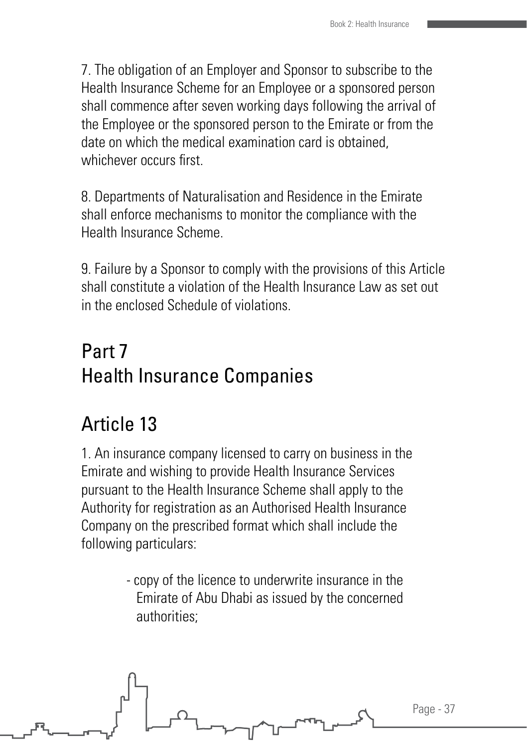7. The obligation of an Employer and Sponsor to subscribe to the Health Insurance Scheme for an Employee or a sponsored person shall commence after seven working days following the arrival of the Employee or the sponsored person to the Emirate or from the date on which the medical examination card is obtained, whichever occurs first.

8. Departments of Naturalisation and Residence in the Emirate shall enforce mechanisms to monitor the compliance with the Health Insurance Scheme.

9. Failure by a Sponsor to comply with the provisions of this Article shall constitute a violation of the Health Insurance Law as set out in the enclosed Schedule of violations.

# Part 7
# Health Insurance Companies

## Article 13

1. An insurance company licensed to carry on business in the Emirate and wishing to provide Health Insurance Services pursuant to the Health Insurance Scheme shall apply to the Authority for registration as an Authorised Health Insurance Company on the prescribed format which shall include the following particulars:

   - copy of the licence to underwrite insurance in the Emirate of Abu Dhabi as issued by the concerned authorities;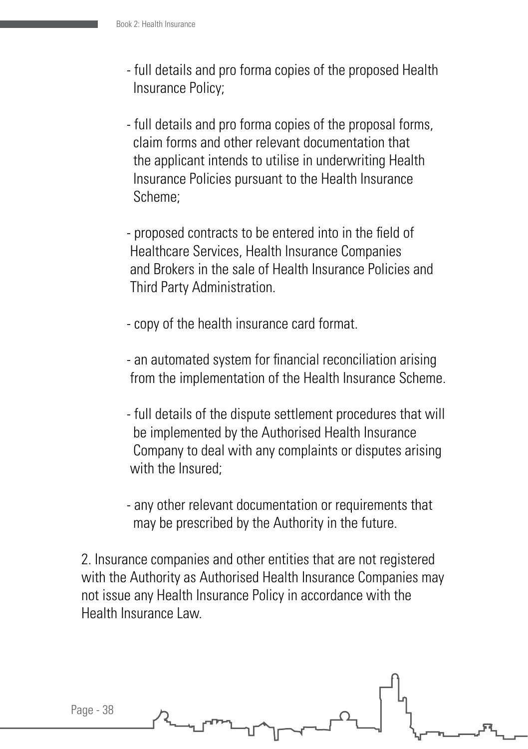- full details and pro forma copies of the proposed Health Insurance Policy;

- full details and pro forma copies of the proposal forms, claim forms and other relevant documentation that the applicant intends to utilise in underwriting Health Insurance Policies pursuant to the Health Insurance Scheme;

- proposed contracts to be entered into in the field of Healthcare Services, Health Insurance Companies and Brokers in the sale of Health Insurance Policies and Third Party Administration.

- copy of the health insurance card format.

- an automated system for financial reconciliation arising from the implementation of the Health Insurance Scheme.

- full details of the dispute settlement procedures that will be implemented by the Authorised Health Insurance Company to deal with any complaints or disputes arising with the Insured;

- any other relevant documentation or requirements that may be prescribed by the Authority in the future.

2. Insurance companies and other entities that are not registered with the Authority as Authorised Health Insurance Companies may not issue any Health Insurance Policy in accordance with the Health Insurance Law.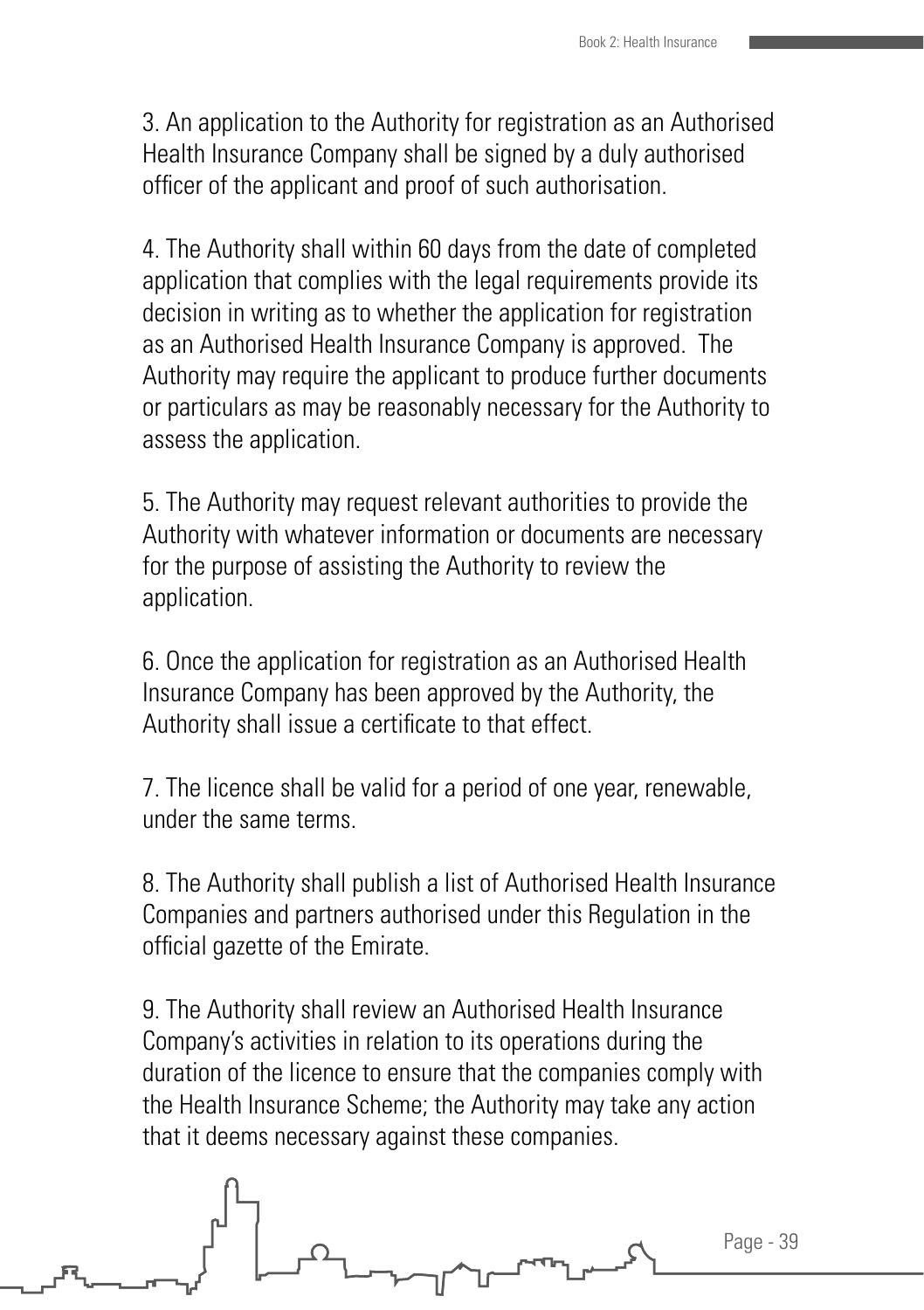3. An application to the Authority for registration as an Authorised Health Insurance Company shall be signed by a duly authorised officer of the applicant and proof of such authorisation.

4. The Authority shall within 60 days from the date of completed application that complies with the legal requirements provide its decision in writing as to whether the application for registration as an Authorised Health Insurance Company is approved. The Authority may require the applicant to produce further documents or particulars as may be reasonably necessary for the Authority to assess the application.

5. The Authority may request relevant authorities to provide the Authority with whatever information or documents are necessary for the purpose of assisting the Authority to review the application.

6. Once the application for registration as an Authorised Health Insurance Company has been approved by the Authority, the Authority shall issue a certificate to that effect.

7. The licence shall be valid for a period of one year, renewable, under the same terms.

8. The Authority shall publish a list of Authorised Health Insurance Companies and partners authorised under this Regulation in the official gazette of the Emirate.

9. The Authority shall review an Authorised Health Insurance Company's activities in relation to its operations during the duration of the licence to ensure that the companies comply with the Health Insurance Scheme; the Authority may take any action that it deems necessary against these companies.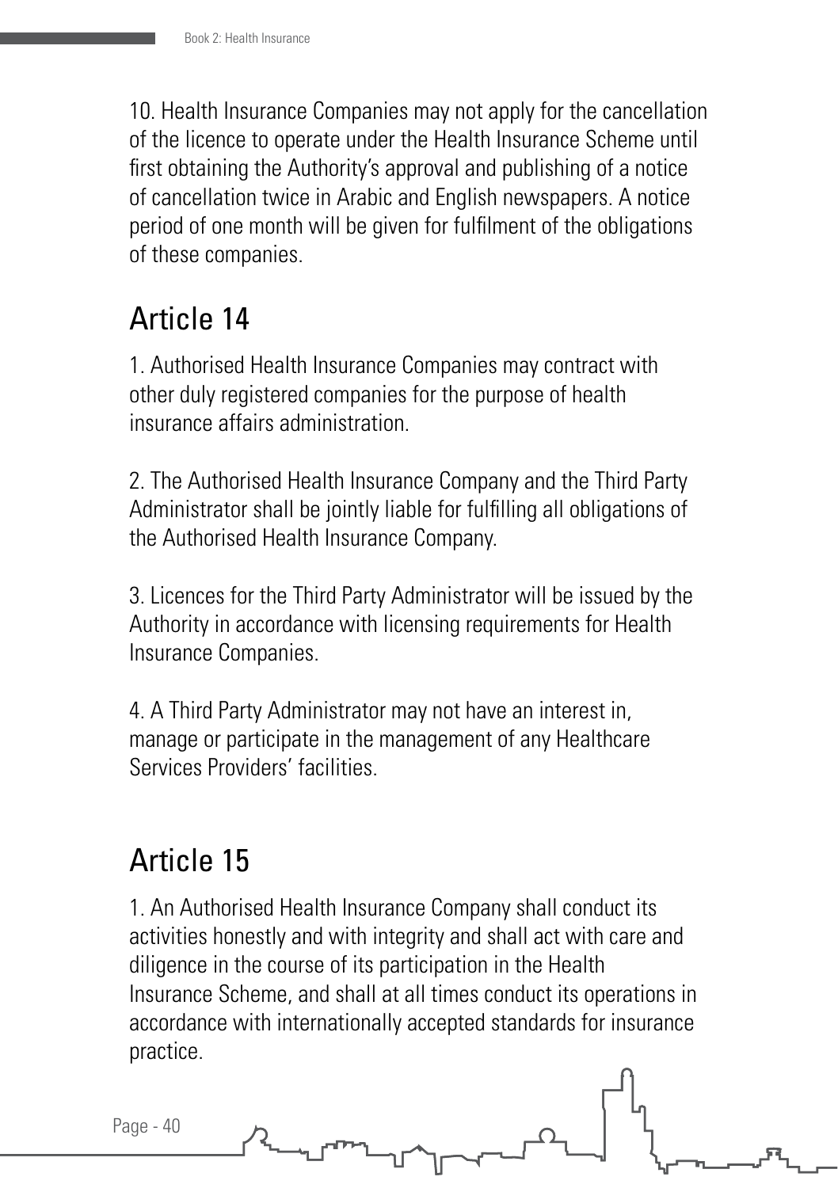10. Health Insurance Companies may not apply for the cancellation of the licence to operate under the Health Insurance Scheme until first obtaining the Authority's approval and publishing of a notice of cancellation twice in Arabic and English newspapers. A notice period of one month will be given for fulfilment of the obligations of these companies.

## Article 14

1. Authorised Health Insurance Companies may contract with other duly registered companies for the purpose of health insurance affairs administration.

2. The Authorised Health Insurance Company and the Third Party Administrator shall be jointly liable for fulfilling all obligations of the Authorised Health Insurance Company.

3. Licences for the Third Party Administrator will be issued by the Authority in accordance with licensing requirements for Health Insurance Companies.

4. A Third Party Administrator may not have an interest in, manage or participate in the management of any Healthcare Services Providers' facilities.

## Article 15

1. An Authorised Health Insurance Company shall conduct its activities honestly and with integrity and shall act with care and diligence in the course of its participation in the Health Insurance Scheme, and shall at all times conduct its operations in accordance with internationally accepted standards for insurance practice.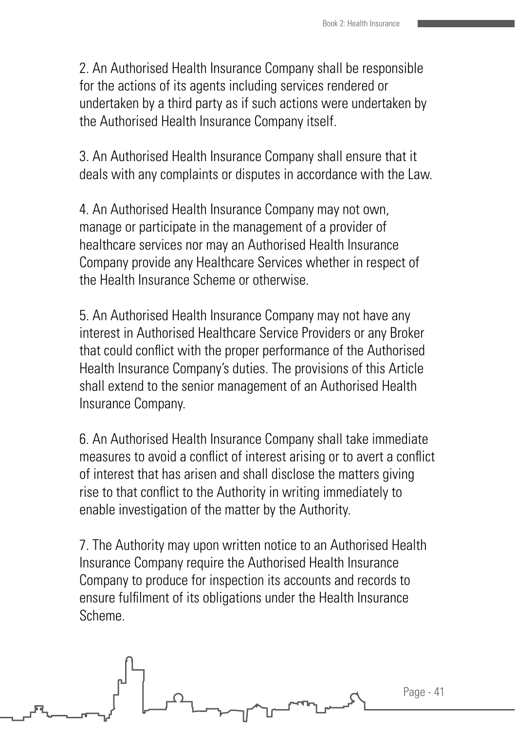2. An Authorised Health Insurance Company shall be responsible for the actions of its agents including services rendered or undertaken by a third party as if such actions were undertaken by the Authorised Health Insurance Company itself.

3. An Authorised Health Insurance Company shall ensure that it deals with any complaints or disputes in accordance with the Law.

4. An Authorised Health Insurance Company may not own, manage or participate in the management of a provider of healthcare services nor may an Authorised Health Insurance Company provide any Healthcare Services whether in respect of the Health Insurance Scheme or otherwise.

5. An Authorised Health Insurance Company may not have any interest in Authorised Healthcare Service Providers or any Broker that could conflict with the proper performance of the Authorised Health Insurance Company's duties. The provisions of this Article shall extend to the senior management of an Authorised Health Insurance Company.

6. An Authorised Health Insurance Company shall take immediate measures to avoid a conflict of interest arising or to avert a conflict of interest that has arisen and shall disclose the matters giving rise to that conflict to the Authority in writing immediately to enable investigation of the matter by the Authority.

7. The Authority may upon written notice to an Authorised Health Insurance Company require the Authorised Health Insurance Company to produce for inspection its accounts and records to ensure fulfilment of its obligations under the Health Insurance Scheme.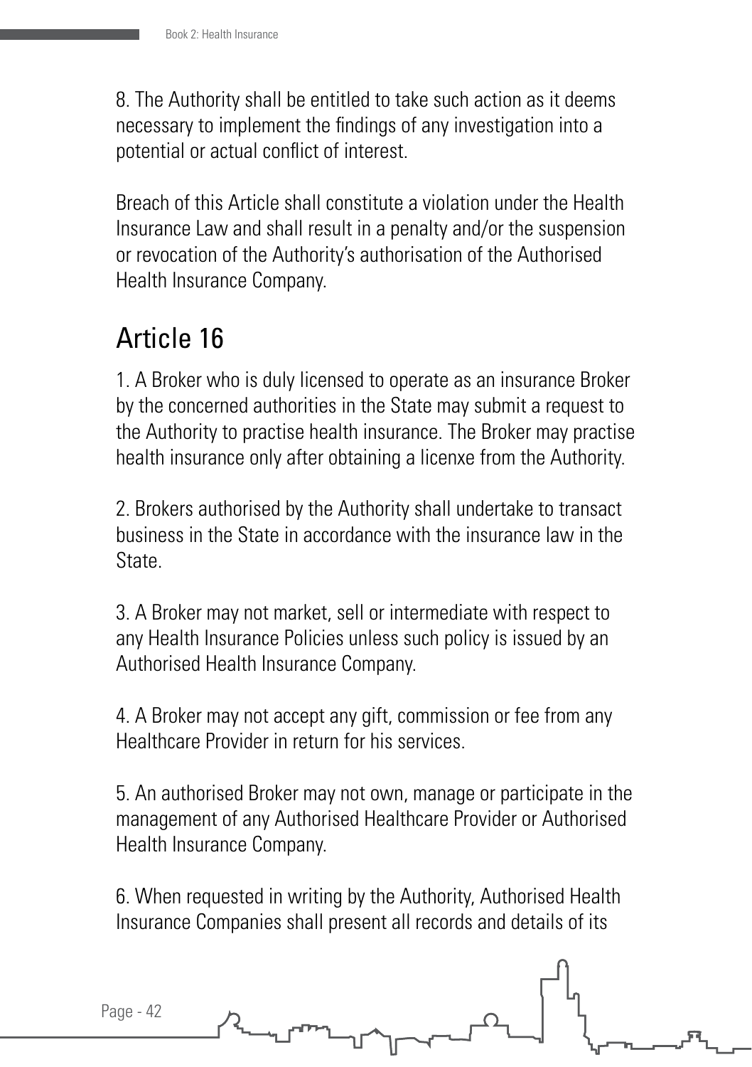8. The Authority shall be entitled to take such action as it deems necessary to implement the findings of any investigation into a potential or actual conflict of interest.

Breach of this Article shall constitute a violation under the Health Insurance Law and shall result in a penalty and/or the suspension or revocation of the Authority's authorisation of the Authorised Health Insurance Company.

## Article 16

1. A Broker who is duly licensed to operate as an insurance Broker by the concerned authorities in the State may submit a request to the Authority to practise health insurance. The Broker may practise health insurance only after obtaining a licenxe from the Authority.

2. Brokers authorised by the Authority shall undertake to transact business in the State in accordance with the insurance law in the State.

3. A Broker may not market, sell or intermediate with respect to any Health Insurance Policies unless such policy is issued by an Authorised Health Insurance Company.

4. A Broker may not accept any gift, commission or fee from any Healthcare Provider in return for his services.

5. An authorised Broker may not own, manage or participate in the management of any Authorised Healthcare Provider or Authorised Health Insurance Company.

6. When requested in writing by the Authority, Authorised Health Insurance Companies shall present all records and details of its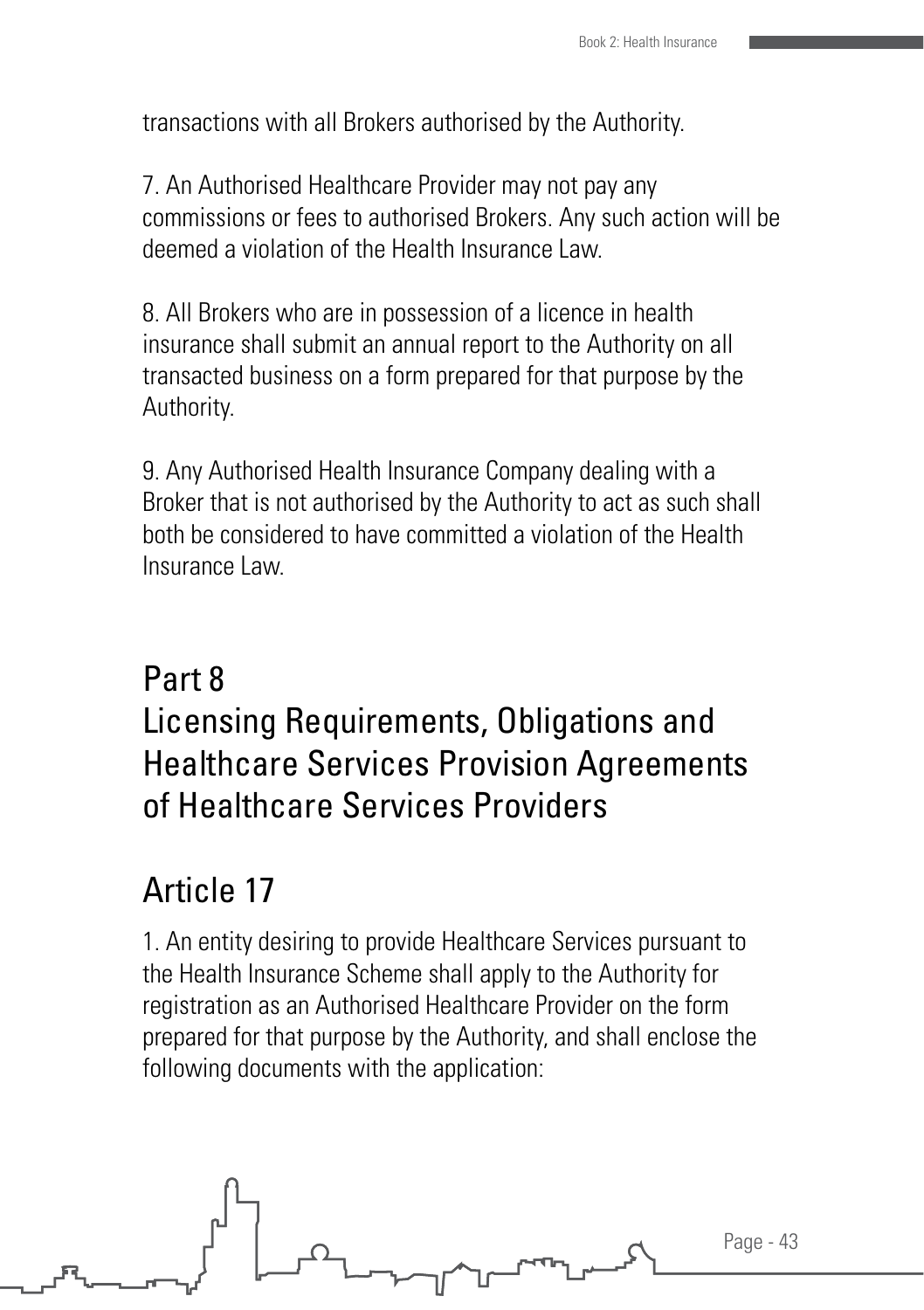transactions with all Brokers authorised by the Authority.

7. An Authorised Healthcare Provider may not pay any commissions or fees to authorised Brokers. Any such action will be deemed a violation of the Health Insurance Law.

8. All Brokers who are in possession of a licence in health insurance shall submit an annual report to the Authority on all transacted business on a form prepared for that purpose by the Authority.

9. Any Authorised Health Insurance Company dealing with a Broker that is not authorised by the Authority to act as such shall both be considered to have committed a violation of the Health Insurance Law.

## Part 8
## Licensing Requirements, Obligations and Healthcare Services Provision Agreements of Healthcare Services Providers

## Article 17

1. An entity desiring to provide Healthcare Services pursuant to the Health Insurance Scheme shall apply to the Authority for registration as an Authorised Healthcare Provider on the form prepared for that purpose by the Authority, and shall enclose the following documents with the application: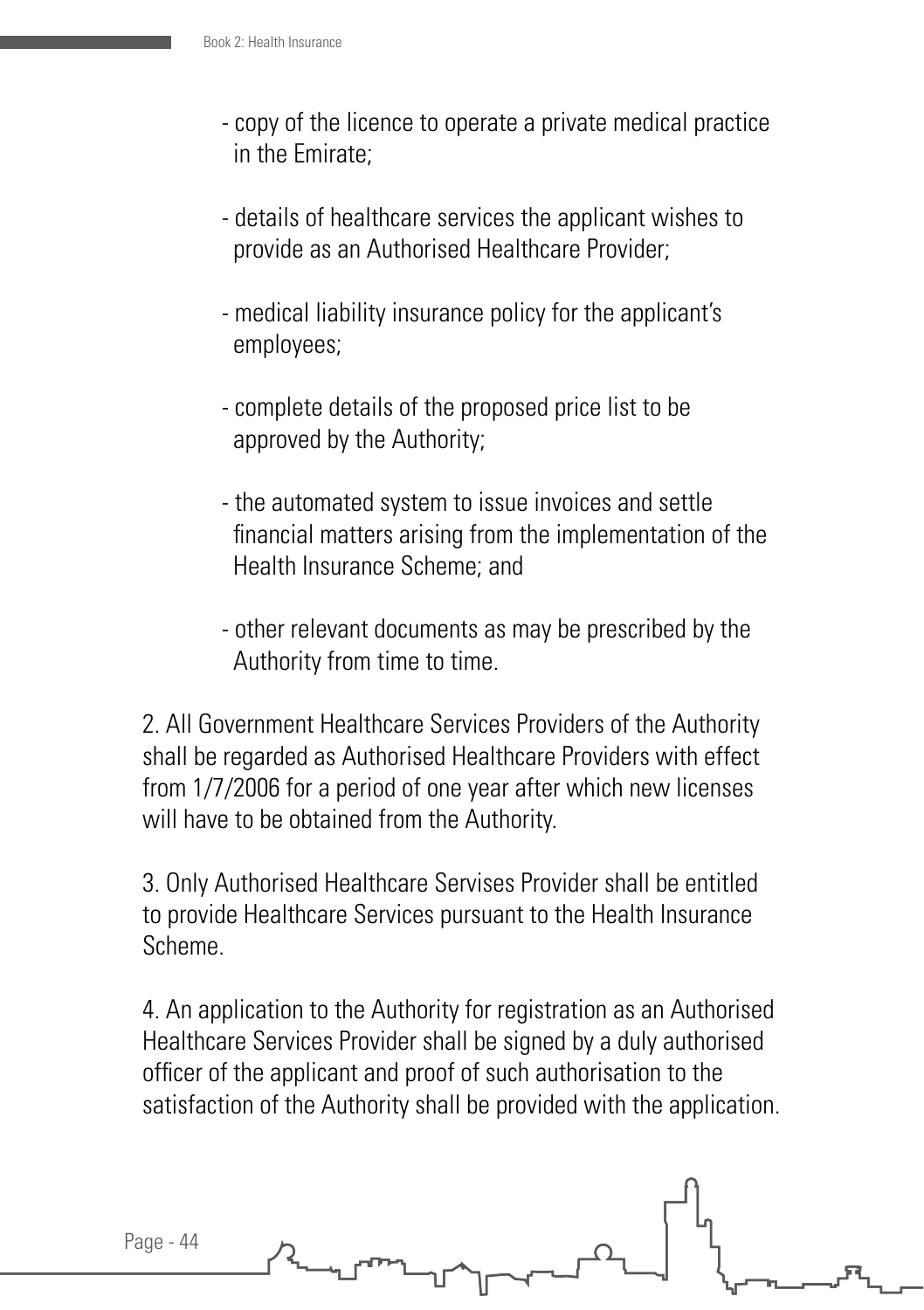- copy of the licence to operate a private medical practice in the Emirate;

- details of healthcare services the applicant wishes to provide as an Authorised Healthcare Provider;

- medical liability insurance policy for the applicant's employees;

- complete details of the proposed price list to be approved by the Authority;

- the automated system to issue invoices and settle financial matters arising from the implementation of the Health Insurance Scheme; and

- other relevant documents as may be prescribed by the Authority from time to time.

2. All Government Healthcare Services Providers of the Authority shall be regarded as Authorised Healthcare Providers with effect from 1/7/2006 for a period of one year after which new licenses will have to be obtained from the Authority.

3. Only Authorised Healthcare Servises Provider shall be entitled to provide Healthcare Services pursuant to the Health Insurance Scheme.

4. An application to the Authority for registration as an Authorised Healthcare Services Provider shall be signed by a duly authorised officer of the applicant and proof of such authorisation to the satisfaction of the Authority shall be provided with the application.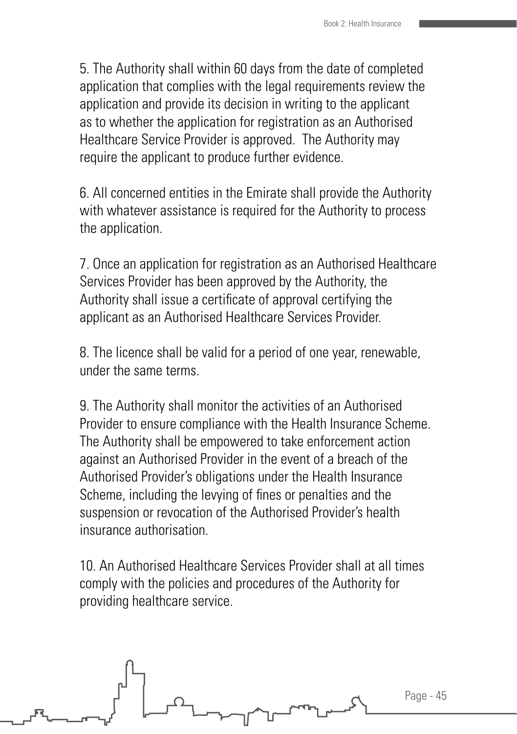5. The Authority shall within 60 days from the date of completed application that complies with the legal requirements review the application and provide its decision in writing to the applicant as to whether the application for registration as an Authorised Healthcare Service Provider is approved. The Authority may require the applicant to produce further evidence.

6. All concerned entities in the Emirate shall provide the Authority with whatever assistance is required for the Authority to process the application.

7. Once an application for registration as an Authorised Healthcare Services Provider has been approved by the Authority, the Authority shall issue a certificate of approval certifying the applicant as an Authorised Healthcare Services Provider.

8. The licence shall be valid for a period of one year, renewable, under the same terms.

9. The Authority shall monitor the activities of an Authorised Provider to ensure compliance with the Health Insurance Scheme. The Authority shall be empowered to take enforcement action against an Authorised Provider in the event of a breach of the Authorised Provider's obligations under the Health Insurance Scheme, including the levying of fines or penalties and the suspension or revocation of the Authorised Provider's health insurance authorisation.

10. An Authorised Healthcare Services Provider shall at all times comply with the policies and procedures of the Authority for providing healthcare service.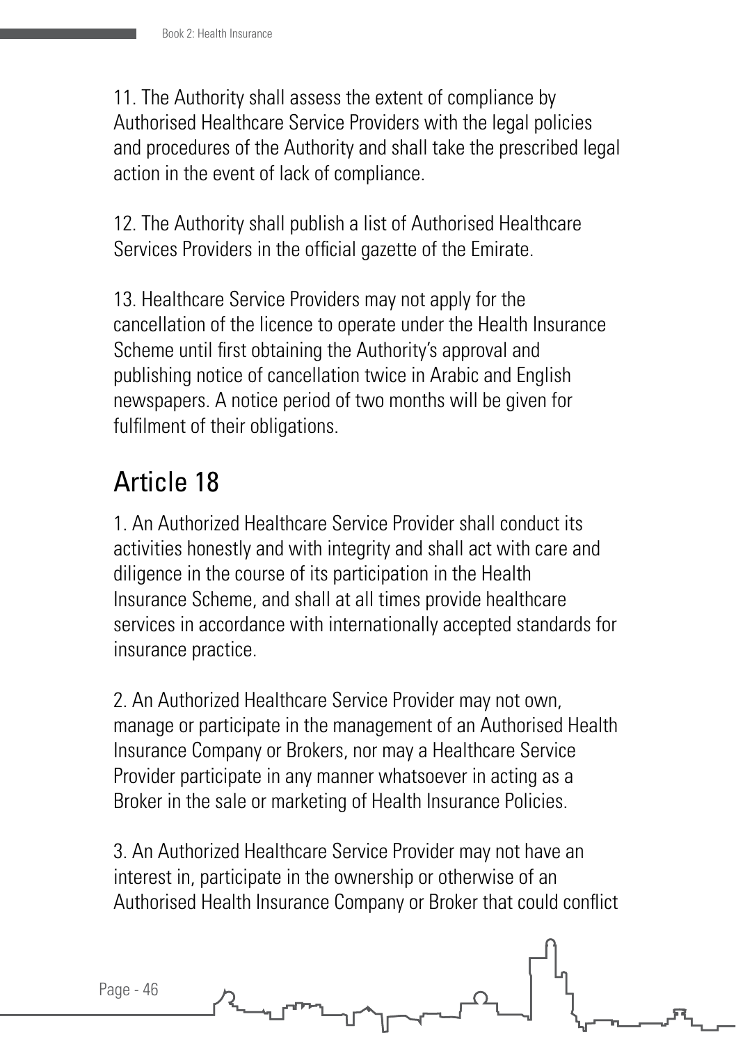11. The Authority shall assess the extent of compliance by Authorised Healthcare Service Providers with the legal policies and procedures of the Authority and shall take the prescribed legal action in the event of lack of compliance.

12. The Authority shall publish a list of Authorised Healthcare Services Providers in the official gazette of the Emirate.

13. Healthcare Service Providers may not apply for the cancellation of the licence to operate under the Health Insurance Scheme until first obtaining the Authority's approval and publishing notice of cancellation twice in Arabic and English newspapers. A notice period of two months will be given for fulfilment of their obligations.

## Article 18

1. An Authorized Healthcare Service Provider shall conduct its activities honestly and with integrity and shall act with care and diligence in the course of its participation in the Health Insurance Scheme, and shall at all times provide healthcare services in accordance with internationally accepted standards for insurance practice.

2. An Authorized Healthcare Service Provider may not own, manage or participate in the management of an Authorised Health Insurance Company or Brokers, nor may a Healthcare Service Provider participate in any manner whatsoever in acting as a Broker in the sale or marketing of Health Insurance Policies.

3. An Authorized Healthcare Service Provider may not have an interest in, participate in the ownership or otherwise of an Authorised Health Insurance Company or Broker that could conflict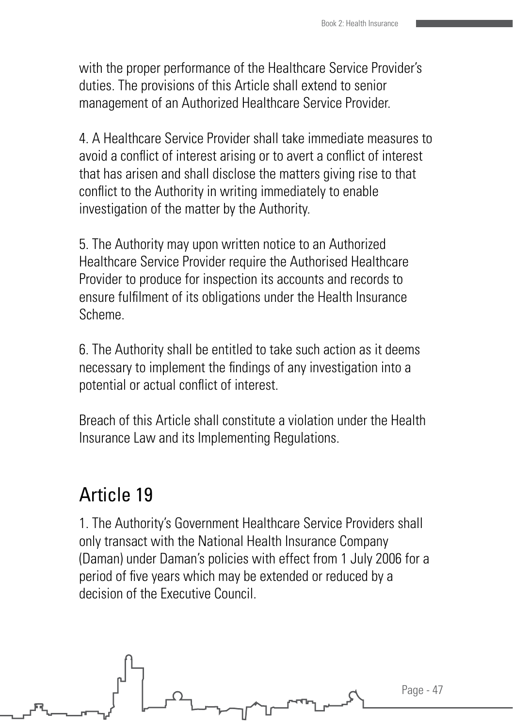with the proper performance of the Healthcare Service Provider's duties. The provisions of this Article shall extend to senior management of an Authorized Healthcare Service Provider.

4. A Healthcare Service Provider shall take immediate measures to avoid a conflict of interest arising or to avert a conflict of interest that has arisen and shall disclose the matters giving rise to that conflict to the Authority in writing immediately to enable investigation of the matter by the Authority.

5. The Authority may upon written notice to an Authorized Healthcare Service Provider require the Authorised Healthcare Provider to produce for inspection its accounts and records to ensure fulfilment of its obligations under the Health Insurance Scheme.

6. The Authority shall be entitled to take such action as it deems necessary to implement the findings of any investigation into a potential or actual conflict of interest.

Breach of this Article shall constitute a violation under the Health Insurance Law and its Implementing Regulations.

## Article 19

1. The Authority's Government Healthcare Service Providers shall only transact with the National Health Insurance Company (Daman) under Daman's policies with effect from 1 July 2006 for a period of five years which may be extended or reduced by a decision of the Executive Council.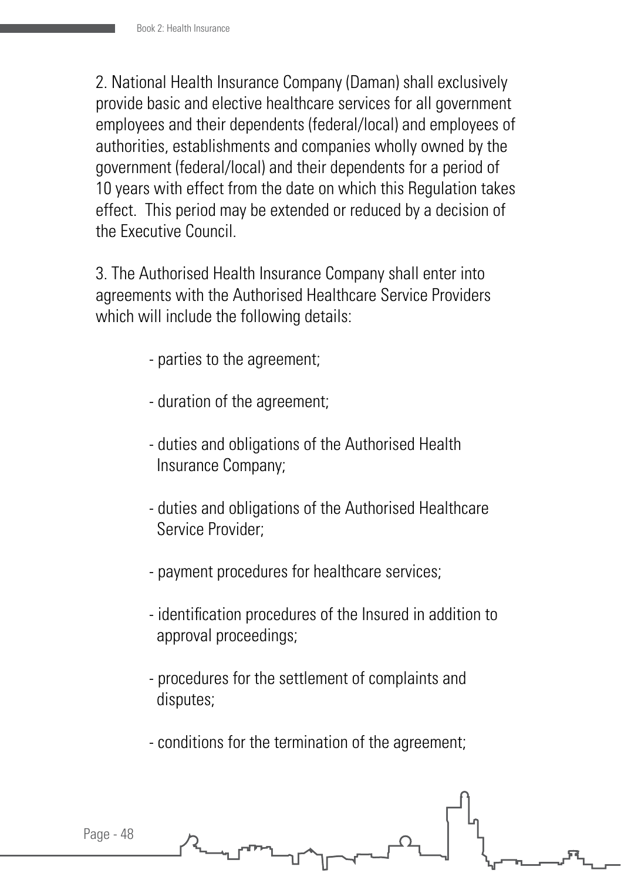2. National Health Insurance Company (Daman) shall exclusively provide basic and elective healthcare services for all government employees and their dependents (federal/local) and employees of authorities, establishments and companies wholly owned by the government (federal/local) and their dependents for a period of 10 years with effect from the date on which this Regulation takes effect. This period may be extended or reduced by a decision of the Executive Council.

3. The Authorised Health Insurance Company shall enter into agreements with the Authorised Healthcare Service Providers which will include the following details:

- parties to the agreement;
- duration of the agreement;
- duties and obligations of the Authorised Health Insurance Company;
- duties and obligations of the Authorised Healthcare Service Provider;
- payment procedures for healthcare services;
- identification procedures of the Insured in addition to approval proceedings;
- procedures for the settlement of complaints and disputes;
- conditions for the termination of the agreement;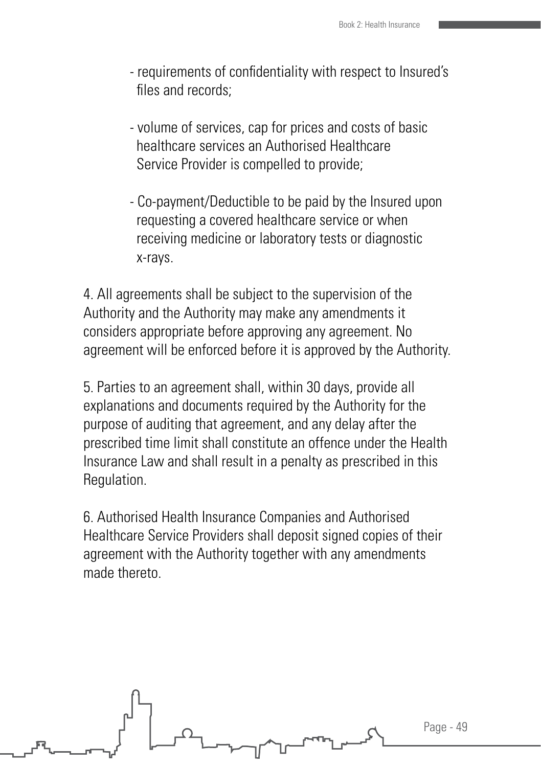- requirements of confidentiality with respect to Insured's files and records;

- volume of services, cap for prices and costs of basic healthcare services an Authorised Healthcare Service Provider is compelled to provide;

- Co-payment/Deductible to be paid by the Insured upon requesting a covered healthcare service or when receiving medicine or laboratory tests or diagnostic x-rays.

4. All agreements shall be subject to the supervision of the Authority and the Authority may make any amendments it considers appropriate before approving any agreement. No agreement will be enforced before it is approved by the Authority.

5. Parties to an agreement shall, within 30 days, provide all explanations and documents required by the Authority for the purpose of auditing that agreement, and any delay after the prescribed time limit shall constitute an offence under the Health Insurance Law and shall result in a penalty as prescribed in this Regulation.

6. Authorised Health Insurance Companies and Authorised Healthcare Service Providers shall deposit signed copies of their agreement with the Authority together with any amendments made thereto.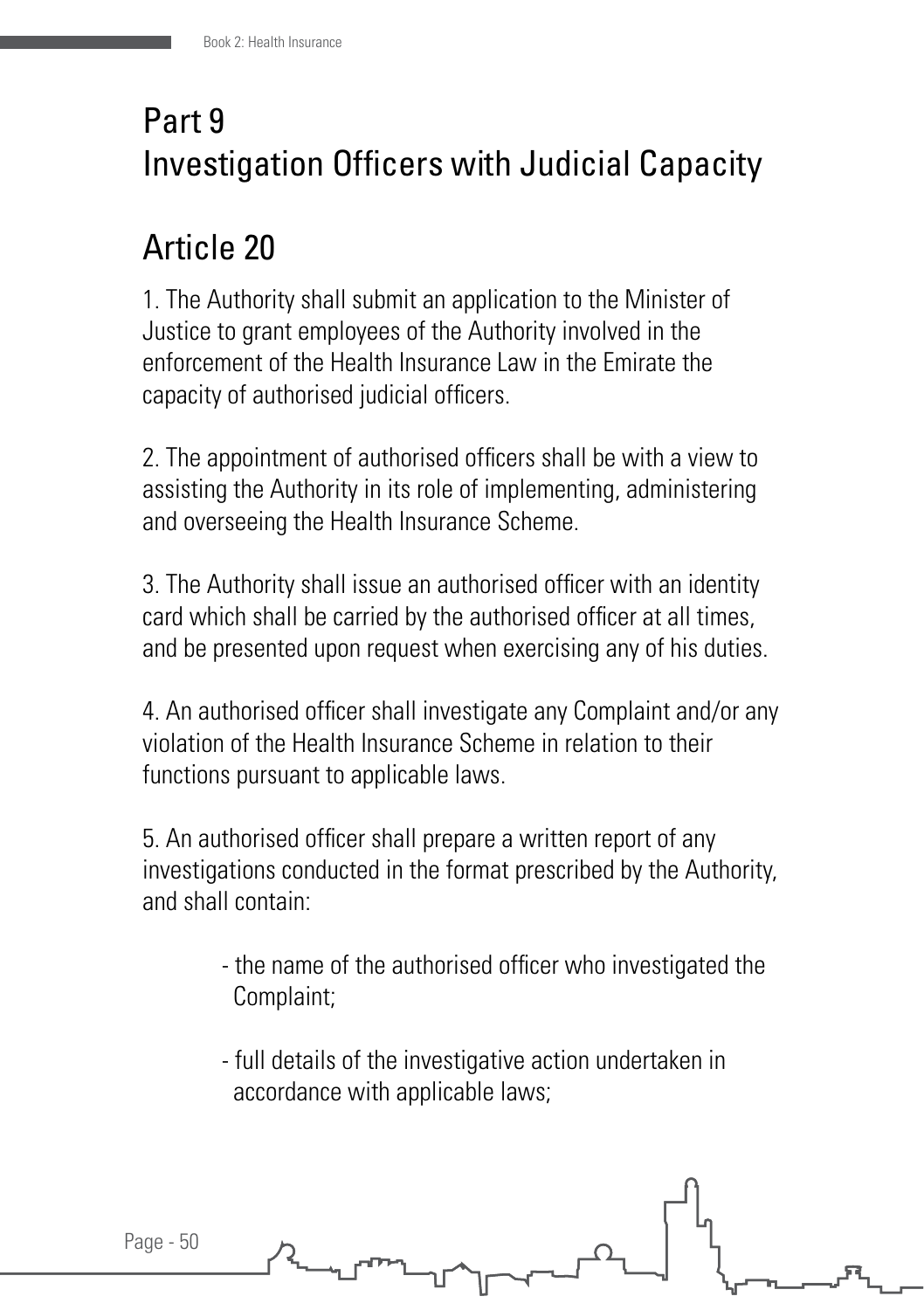# Part 9
# Investigation Officers with Judicial Capacity

## Article 20

1. The Authority shall submit an application to the Minister of Justice to grant employees of the Authority involved in the enforcement of the Health Insurance Law in the Emirate the capacity of authorised judicial officers.

2. The appointment of authorised officers shall be with a view to assisting the Authority in its role of implementing, administering and overseeing the Health Insurance Scheme.

3. The Authority shall issue an authorised officer with an identity card which shall be carried by the authorised officer at all times, and be presented upon request when exercising any of his duties.

4. An authorised officer shall investigate any Complaint and/or any violation of the Health Insurance Scheme in relation to their functions pursuant to applicable laws.

5. An authorised officer shall prepare a written report of any investigations conducted in the format prescribed by the Authority, and shall contain:

- the name of the authorised officer who investigated the Complaint;

- full details of the investigative action undertaken in accordance with applicable laws;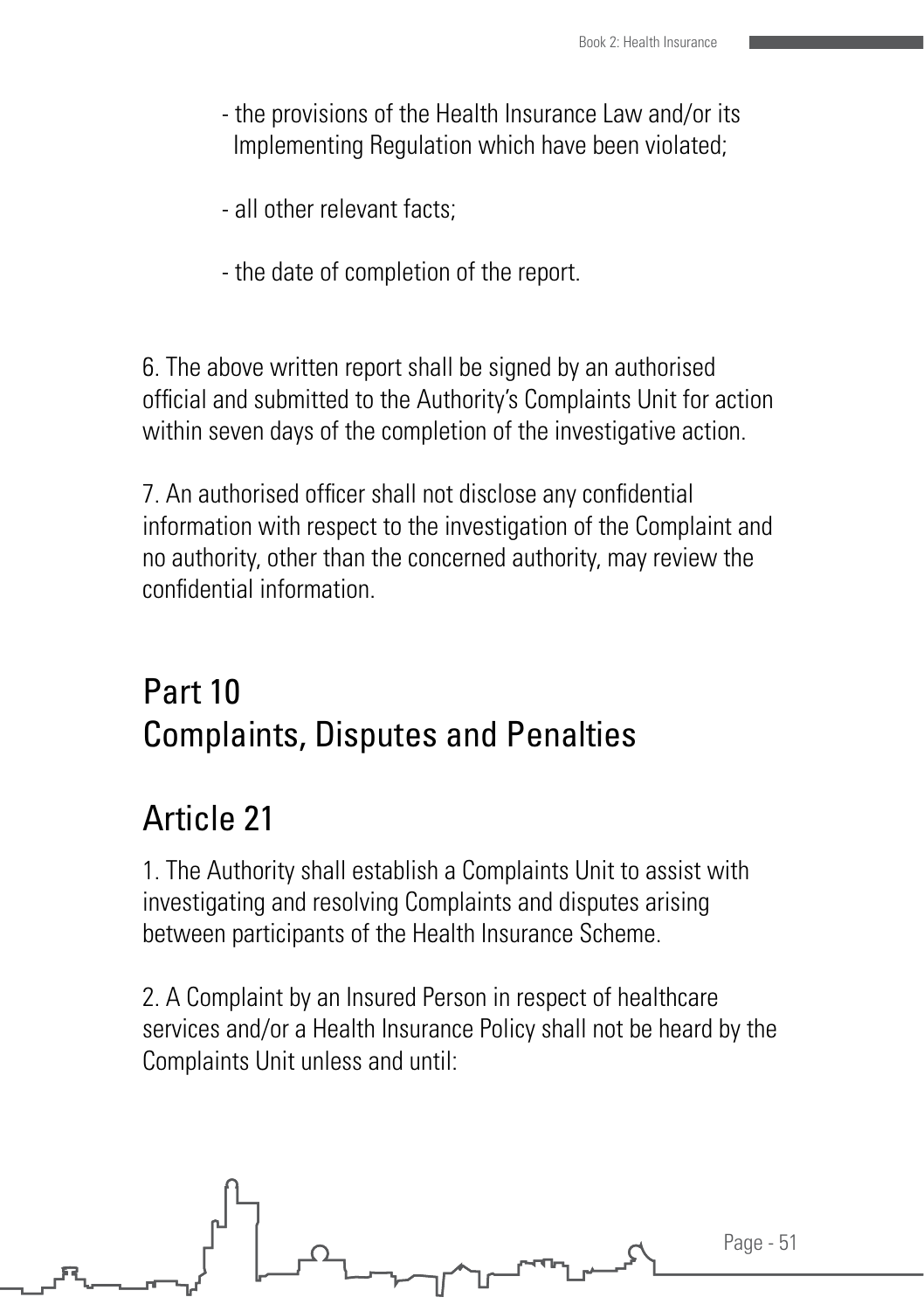- the provisions of the Health Insurance Law and/or its Implementing Regulation which have been violated;

- all other relevant facts;

- the date of completion of the report.

6. The above written report shall be signed by an authorised official and submitted to the Authority's Complaints Unit for action within seven days of the completion of the investigative action.

7. An authorised officer shall not disclose any confidential information with respect to the investigation of the Complaint and no authority, other than the concerned authority, may review the confidential information.

# Part 10
# Complaints, Disputes and Penalties

## Article 21

1. The Authority shall establish a Complaints Unit to assist with investigating and resolving Complaints and disputes arising between participants of the Health Insurance Scheme.

2. A Complaint by an Insured Person in respect of healthcare services and/or a Health Insurance Policy shall not be heard by the Complaints Unit unless and until: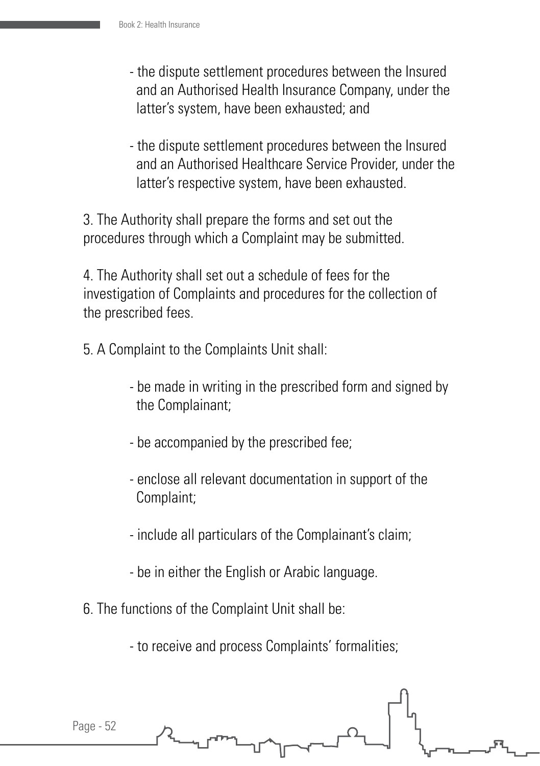- the dispute settlement procedures between the Insured and an Authorised Health Insurance Company, under the latter's system, have been exhausted; and

- the dispute settlement procedures between the Insured and an Authorised Healthcare Service Provider, under the latter's respective system, have been exhausted.

3. The Authority shall prepare the forms and set out the procedures through which a Complaint may be submitted.

4. The Authority shall set out a schedule of fees for the investigation of Complaints and procedures for the collection of the prescribed fees.

5. A Complaint to the Complaints Unit shall:

- be made in writing in the prescribed form and signed by the Complainant;

- be accompanied by the prescribed fee;

- enclose all relevant documentation in support of the Complaint;

- include all particulars of the Complainant's claim;

- be in either the English or Arabic language.

6. The functions of the Complaint Unit shall be:

- to receive and process Complaints' formalities;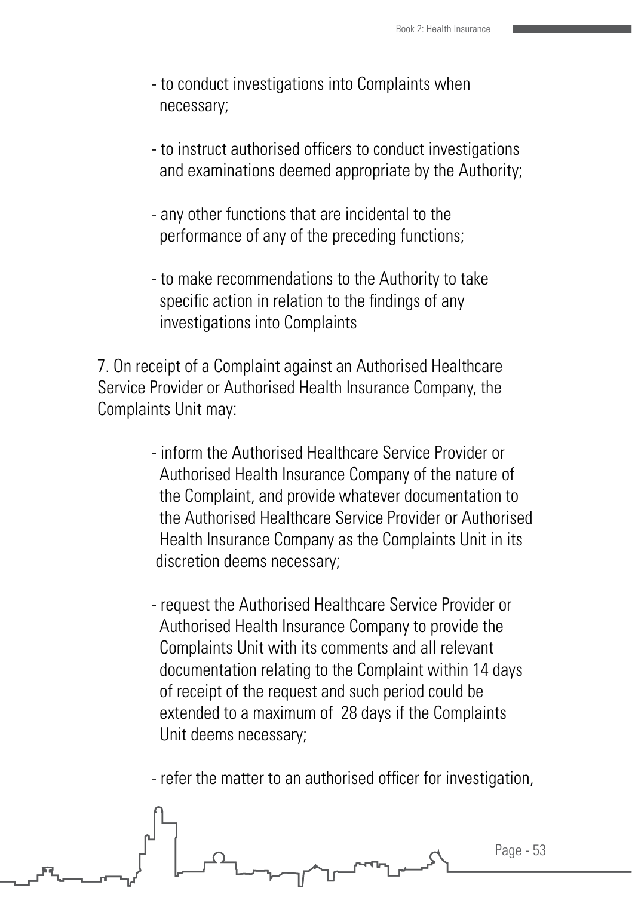- to conduct investigations into Complaints when necessary;

- to instruct authorised officers to conduct investigations and examinations deemed appropriate by the Authority;

- any other functions that are incidental to the performance of any of the preceding functions;

- to make recommendations to the Authority to take specific action in relation to the findings of any investigations into Complaints

7. On receipt of a Complaint against an Authorised Healthcare Service Provider or Authorised Health Insurance Company, the Complaints Unit may:

- inform the Authorised Healthcare Service Provider or Authorised Health Insurance Company of the nature of the Complaint, and provide whatever documentation to the Authorised Healthcare Service Provider or Authorised Health Insurance Company as the Complaints Unit in its discretion deems necessary;

- request the Authorised Healthcare Service Provider or Authorised Health Insurance Company to provide the Complaints Unit with its comments and all relevant documentation relating to the Complaint within 14 days of receipt of the request and such period could be extended to a maximum of 28 days if the Complaints Unit deems necessary;

- refer the matter to an authorised officer for investigation,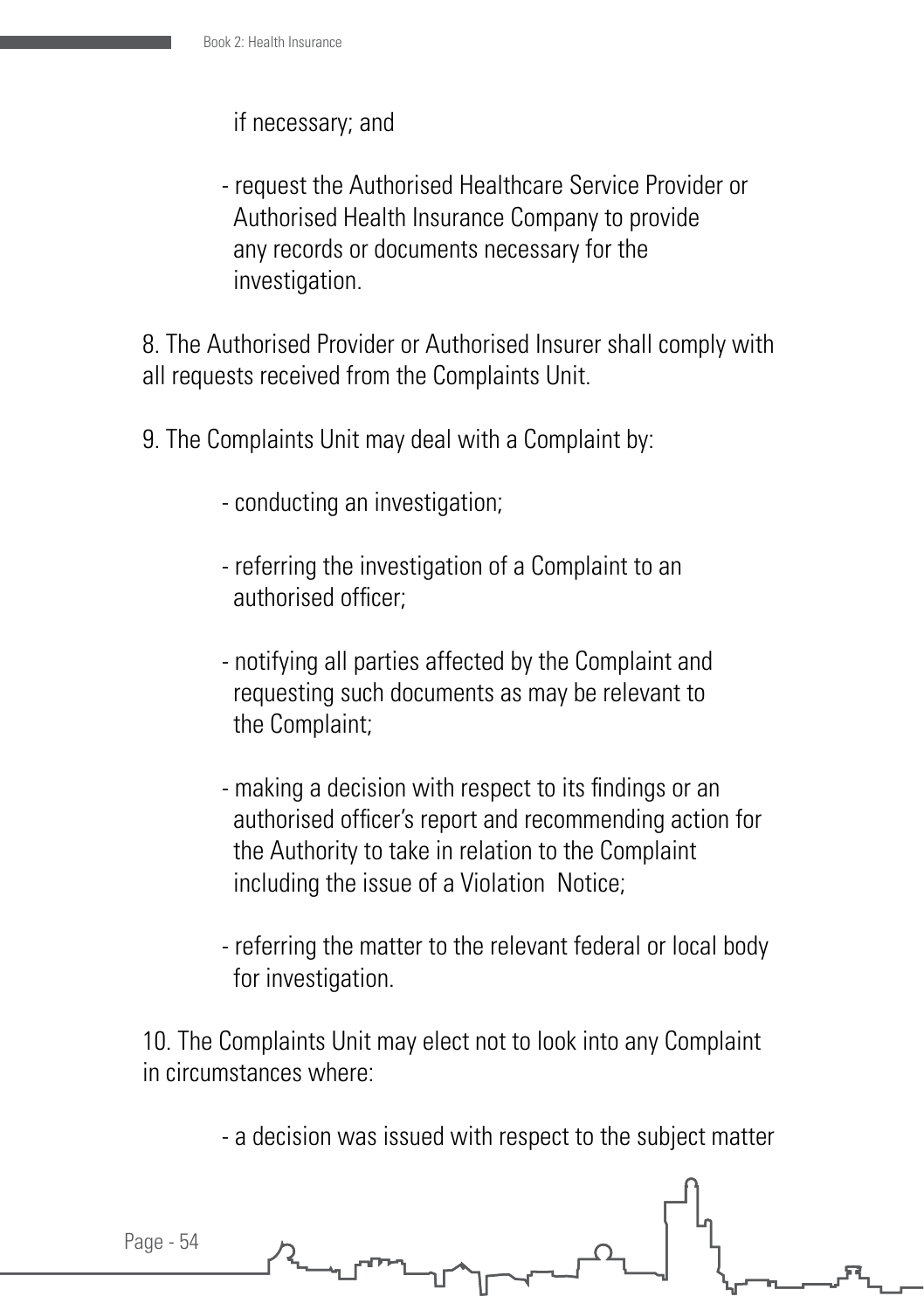if necessary; and

- request the Authorised Healthcare Service Provider or Authorised Health Insurance Company to provide any records or documents necessary for the investigation.

8. The Authorised Provider or Authorised Insurer shall comply with all requests received from the Complaints Unit.

9. The Complaints Unit may deal with a Complaint by:

   - conducting an investigation;
   - referring the investigation of a Complaint to an authorised officer;
   - notifying all parties affected by the Complaint and requesting such documents as may be relevant to the Complaint;
   - making a decision with respect to its findings or an authorised officer's report and recommending action for the Authority to take in relation to the Complaint including the issue of a Violation Notice;
   - referring the matter to the relevant federal or local body for investigation.

10. The Complaints Unit may elect not to look into any Complaint in circumstances where:

   - a decision was issued with respect to the subject matter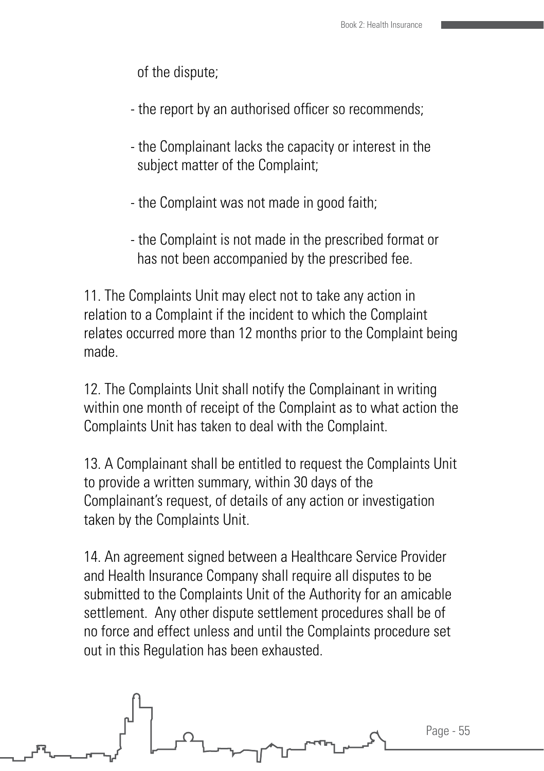of the dispute;

- the report by an authorised officer so recommends;
- the Complainant lacks the capacity or interest in the subject matter of the Complaint;
- the Complaint was not made in good faith;
- the Complaint is not made in the prescribed format or has not been accompanied by the prescribed fee.

11. The Complaints Unit may elect not to take any action in relation to a Complaint if the incident to which the Complaint relates occurred more than 12 months prior to the Complaint being made.

12. The Complaints Unit shall notify the Complainant in writing within one month of receipt of the Complaint as to what action the Complaints Unit has taken to deal with the Complaint.

13. A Complainant shall be entitled to request the Complaints Unit to provide a written summary, within 30 days of the Complainant's request, of details of any action or investigation taken by the Complaints Unit.

14. An agreement signed between a Healthcare Service Provider and Health Insurance Company shall require all disputes to be submitted to the Complaints Unit of the Authority for an amicable settlement. Any other dispute settlement procedures shall be of no force and effect unless and until the Complaints procedure set out in this Regulation has been exhausted.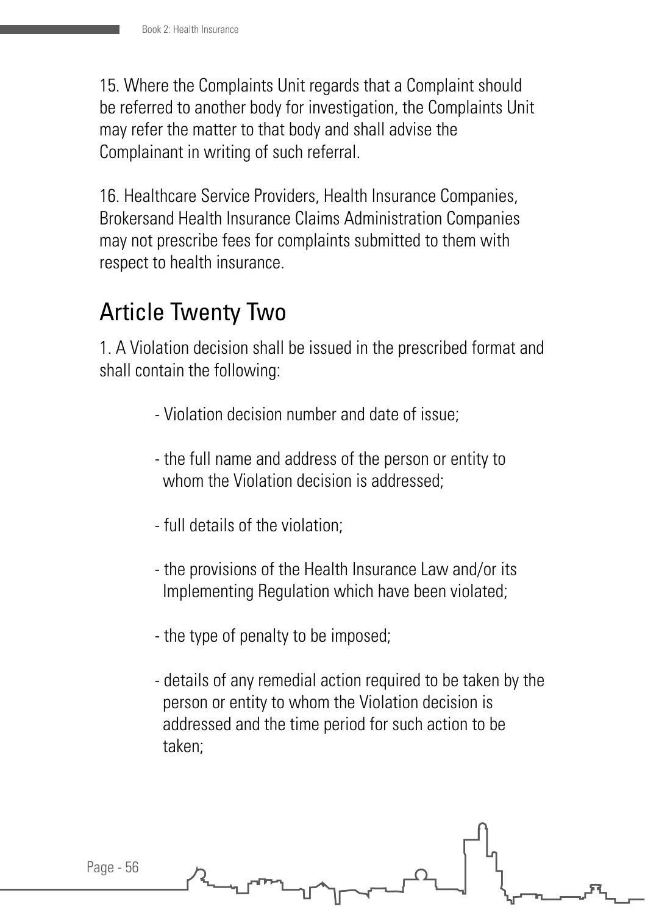15. Where the Complaints Unit regards that a Complaint should be referred to another body for investigation, the Complaints Unit may refer the matter to that body and shall advise the Complainant in writing of such referral.

16. Healthcare Service Providers, Health Insurance Companies, Brokersand Health Insurance Claims Administration Companies may not prescribe fees for complaints submitted to them with respect to health insurance.

## Article Twenty Two

1. A Violation decision shall be issued in the prescribed format and shall contain the following:

- Violation decision number and date of issue;
- the full name and address of the person or entity to whom the Violation decision is addressed;
- full details of the violation;
- the provisions of the Health Insurance Law and/or its Implementing Regulation which have been violated;
- the type of penalty to be imposed;
- details of any remedial action required to be taken by the person or entity to whom the Violation decision is addressed and the time period for such action to be taken;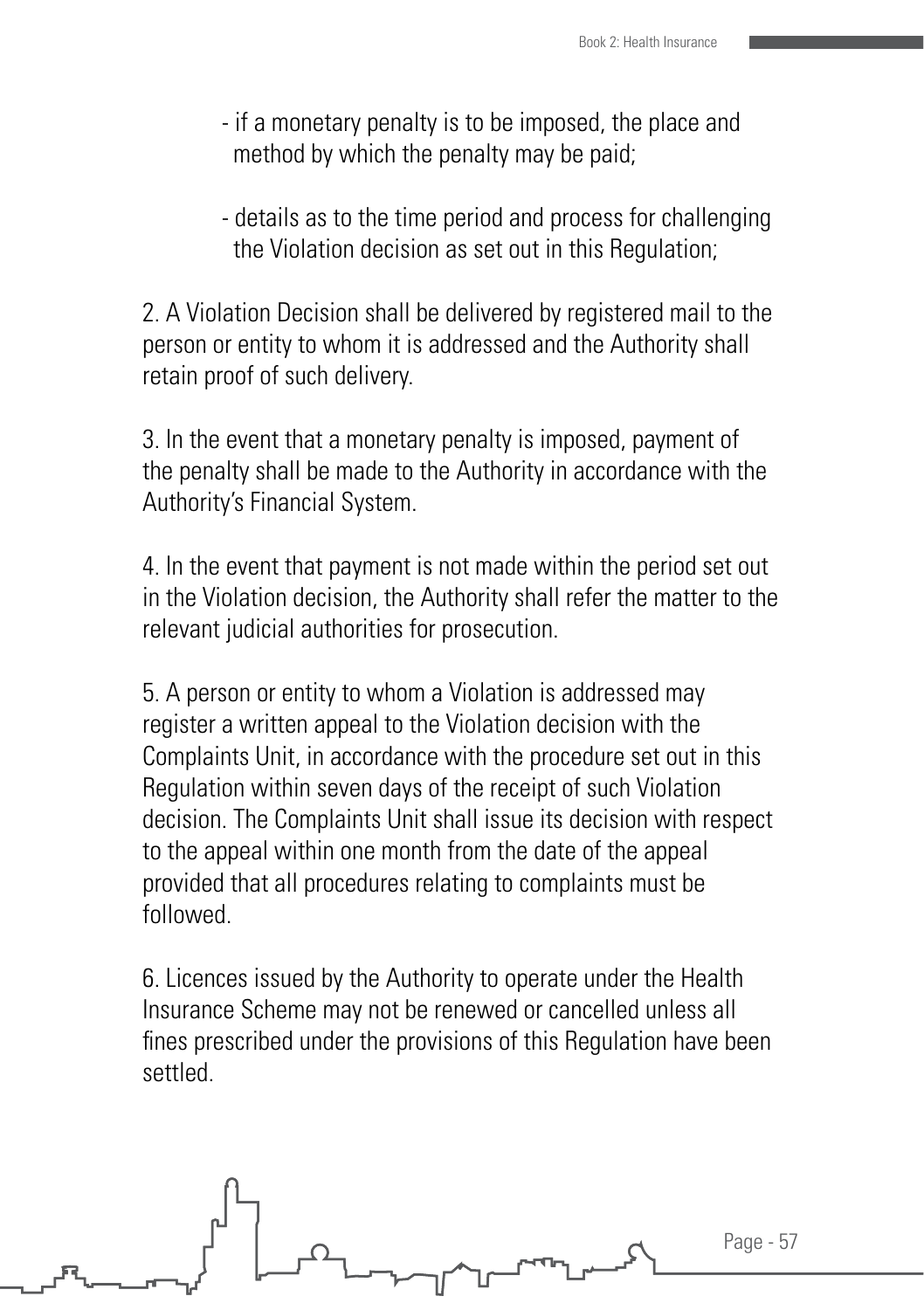- if a monetary penalty is to be imposed, the place and method by which the penalty may be paid;

- details as to the time period and process for challenging the Violation decision as set out in this Regulation;

2. A Violation Decision shall be delivered by registered mail to the person or entity to whom it is addressed and the Authority shall retain proof of such delivery.

3. In the event that a monetary penalty is imposed, payment of the penalty shall be made to the Authority in accordance with the Authority's Financial System.

4. In the event that payment is not made within the period set out in the Violation decision, the Authority shall refer the matter to the relevant judicial authorities for prosecution.

5. A person or entity to whom a Violation is addressed may register a written appeal to the Violation decision with the Complaints Unit, in accordance with the procedure set out in this Regulation within seven days of the receipt of such Violation decision. The Complaints Unit shall issue its decision with respect to the appeal within one month from the date of the appeal provided that all procedures relating to complaints must be followed.

6. Licences issued by the Authority to operate under the Health Insurance Scheme may not be renewed or cancelled unless all fines prescribed under the provisions of this Regulation have been settled.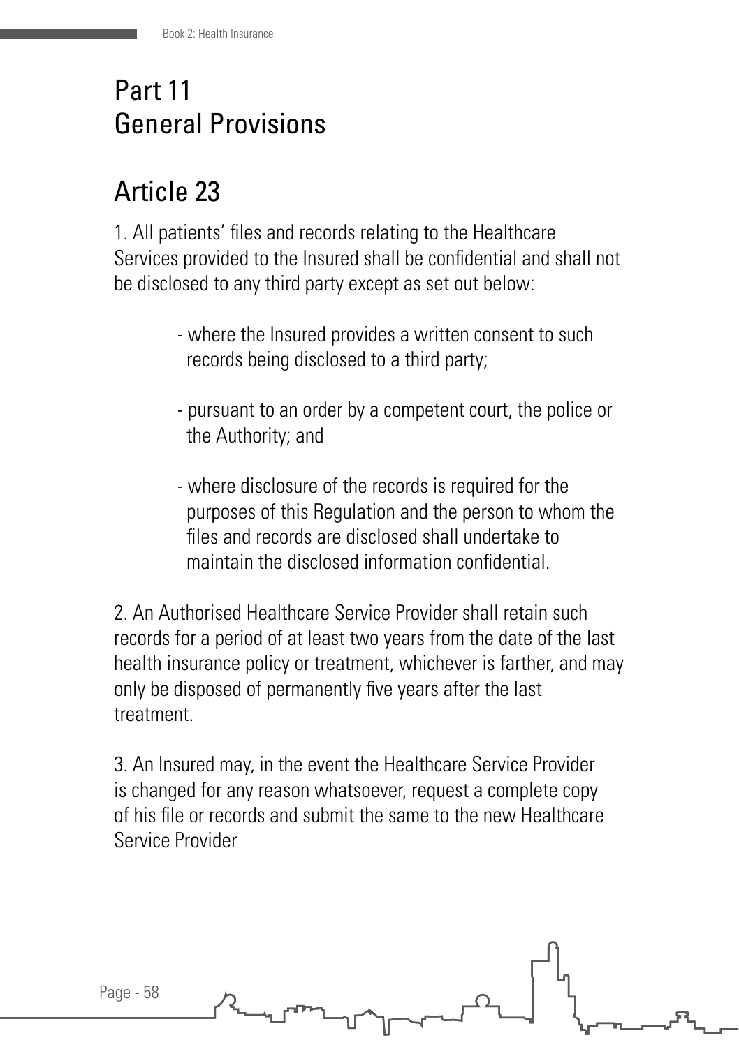# Part 11
# General Provisions

## Article 23

1. All patients' files and records relating to the Healthcare Services provided to the Insured shall be confidential and shall not be disclosed to any third party except as set out below:

   - where the Insured provides a written consent to such records being disclosed to a third party;

   - pursuant to an order by a competent court, the police or the Authority; and

   - where disclosure of the records is required for the purposes of this Regulation and the person to whom the files and records are disclosed shall undertake to maintain the disclosed information confidential.

2. An Authorised Healthcare Service Provider shall retain such records for a period of at least two years from the date of the last health insurance policy or treatment, whichever is farther, and may only be disposed of permanently five years after the last treatment.

3. An Insured may, in the event the Healthcare Service Provider is changed for any reason whatsoever, request a complete copy of his file or records and submit the same to the new Healthcare Service Provider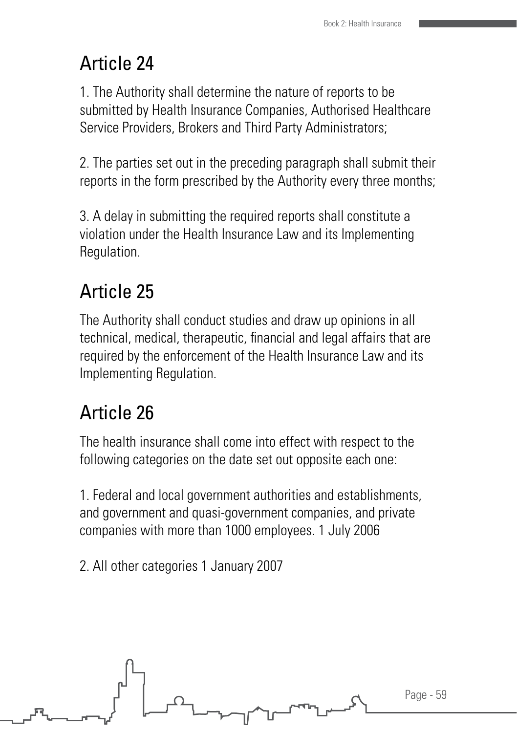## Article 24

1. The Authority shall determine the nature of reports to be submitted by Health Insurance Companies, Authorised Healthcare Service Providers, Brokers and Third Party Administrators;

2. The parties set out in the preceding paragraph shall submit their reports in the form prescribed by the Authority every three months;

3. A delay in submitting the required reports shall constitute a violation under the Health Insurance Law and its Implementing Regulation.

## Article 25

The Authority shall conduct studies and draw up opinions in all technical, medical, therapeutic, financial and legal affairs that are required by the enforcement of the Health Insurance Law and its Implementing Regulation.

## Article 26

The health insurance shall come into effect with respect to the following categories on the date set out opposite each one:

1. Federal and local government authorities and establishments, and government and quasi-government companies, and private companies with more than 1000 employees. 1 July 2006

2. All other categories 1 January 2007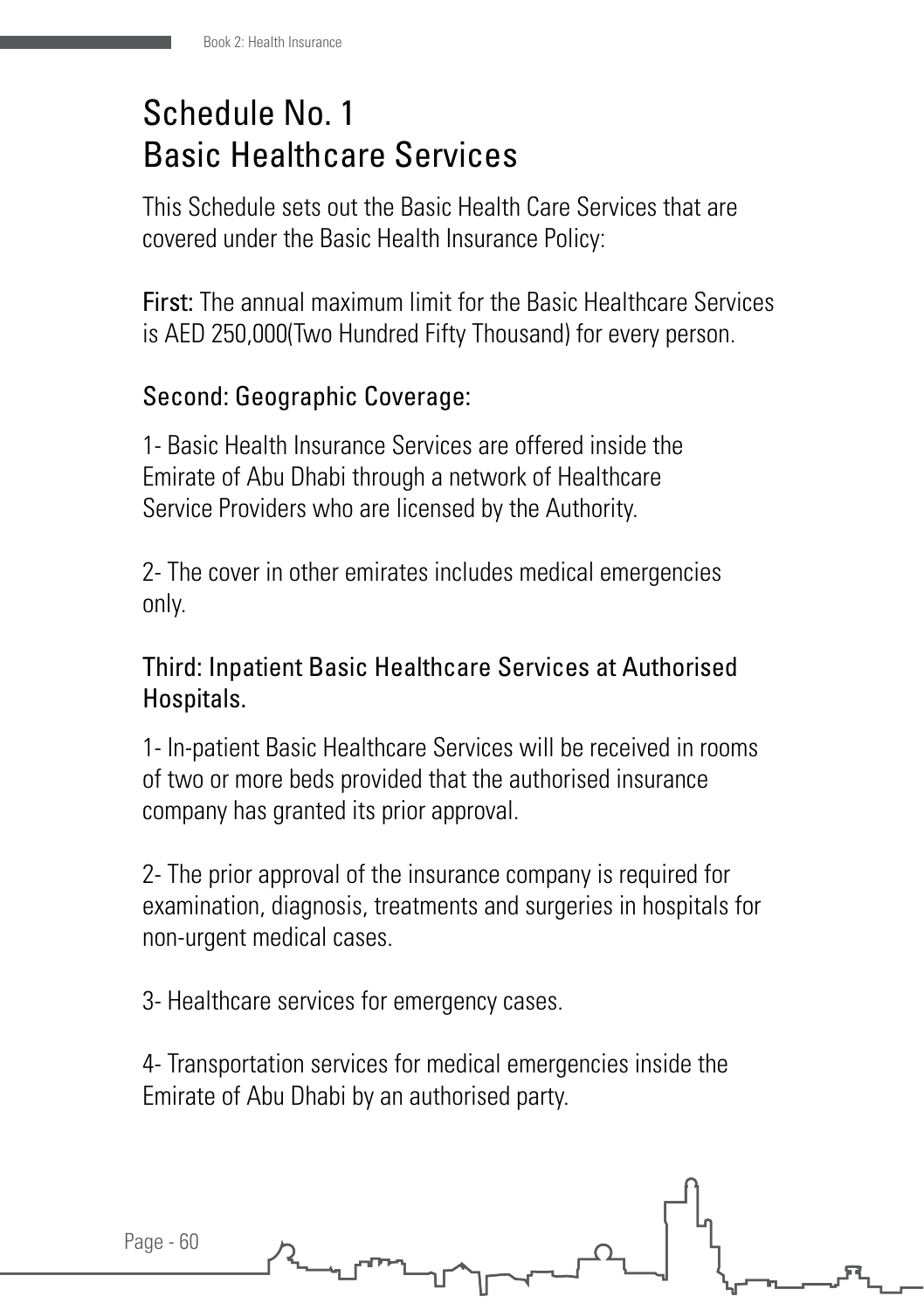# Schedule No. 1
# Basic Healthcare Services

This Schedule sets out the Basic Health Care Services that are covered under the Basic Health Insurance Policy:

**First:** The annual maximum limit for the Basic Healthcare Services is AED 250,000(Two Hundred Fifty Thousand) for every person.

## Second: Geographic Coverage:

1- Basic Health Insurance Services are offered inside the Emirate of Abu Dhabi through a network of Healthcare Service Providers who are licensed by the Authority.

2- The cover in other emirates includes medical emergencies only.

## Third: Inpatient Basic Healthcare Services at Authorised Hospitals.

1- In-patient Basic Healthcare Services will be received in rooms of two or more beds provided that the authorised insurance company has granted its prior approval.

2- The prior approval of the insurance company is required for examination, diagnosis, treatments and surgeries in hospitals for non-urgent medical cases.

3- Healthcare services for emergency cases.

4- Transportation services for medical emergencies inside the Emirate of Abu Dhabi by an authorised party.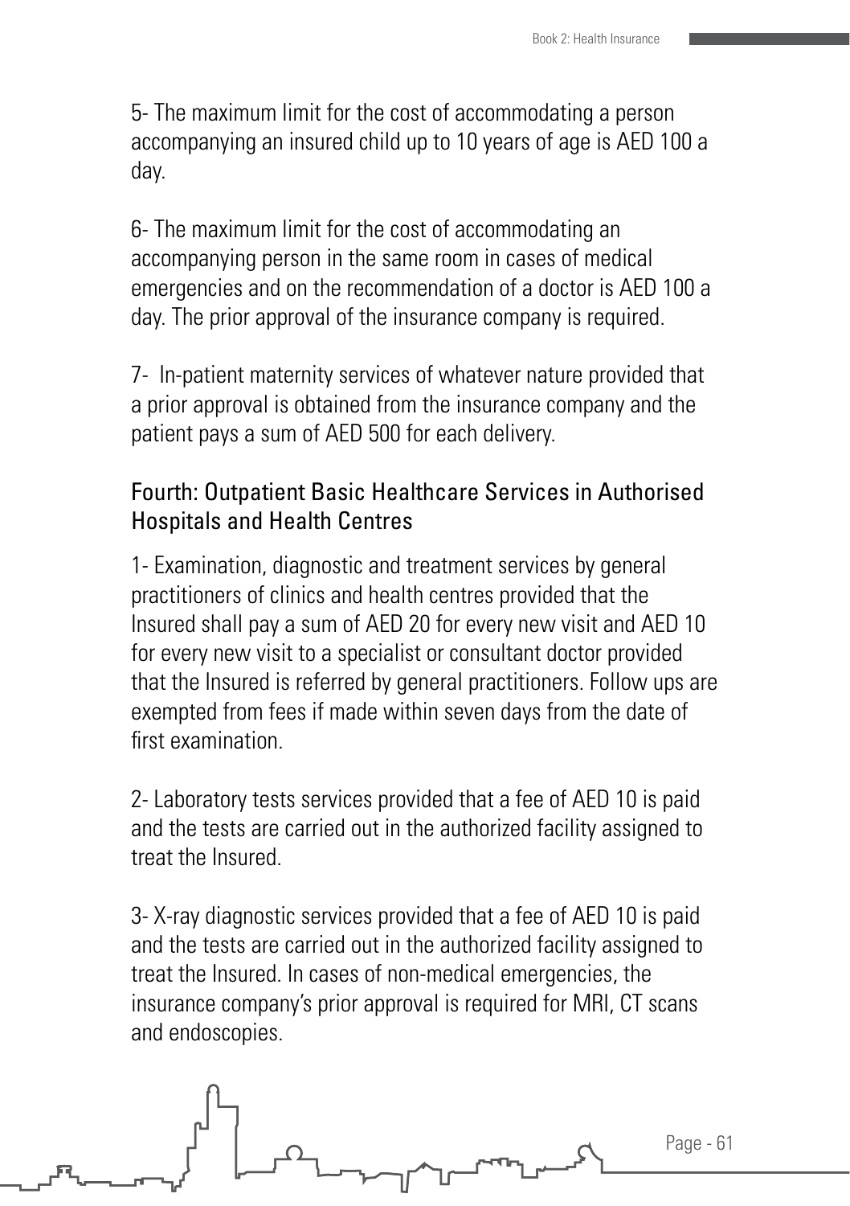5- The maximum limit for the cost of accommodating a person accompanying an insured child up to 10 years of age is AED 100 a day.

6- The maximum limit for the cost of accommodating an accompanying person in the same room in cases of medical emergencies and on the recommendation of a doctor is AED 100 a day. The prior approval of the insurance company is required.

7- In-patient maternity services of whatever nature provided that a prior approval is obtained from the insurance company and the patient pays a sum of AED 500 for each delivery.

### Fourth: Outpatient Basic Healthcare Services in Authorised Hospitals and Health Centres

1- Examination, diagnostic and treatment services by general practitioners of clinics and health centres provided that the Insured shall pay a sum of AED 20 for every new visit and AED 10 for every new visit to a specialist or consultant doctor provided that the Insured is referred by general practitioners. Follow ups are exempted from fees if made within seven days from the date of first examination.

2- Laboratory tests services provided that a fee of AED 10 is paid and the tests are carried out in the authorized facility assigned to treat the Insured.

3- X-ray diagnostic services provided that a fee of AED 10 is paid and the tests are carried out in the authorized facility assigned to treat the Insured. In cases of non-medical emergencies, the insurance company's prior approval is required for MRI, CT scans and endoscopies.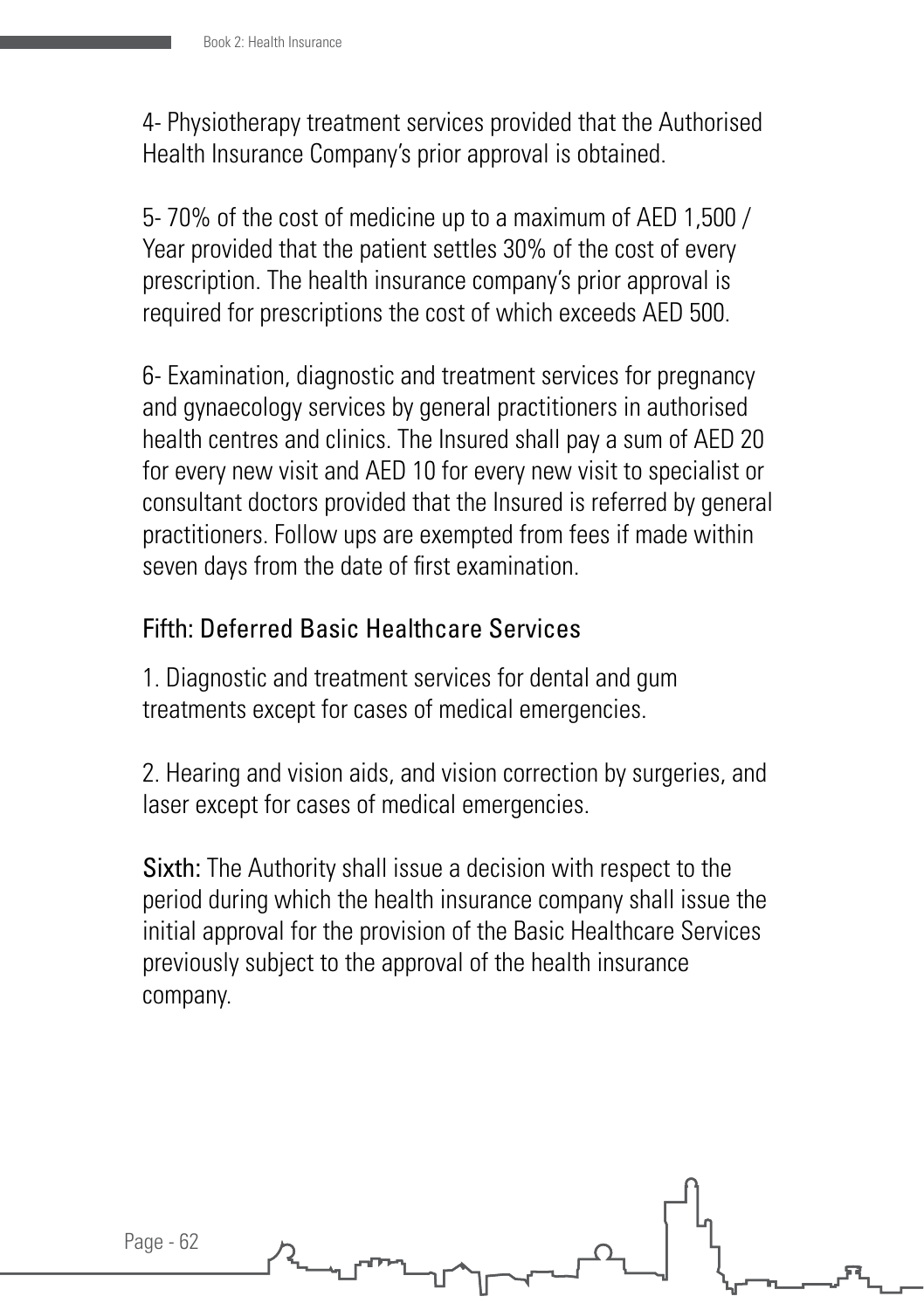4- Physiotherapy treatment services provided that the Authorised Health Insurance Company's prior approval is obtained.

5- 70% of the cost of medicine up to a maximum of AED 1,500 / Year provided that the patient settles 30% of the cost of every prescription. The health insurance company's prior approval is required for prescriptions the cost of which exceeds AED 500.

6- Examination, diagnostic and treatment services for pregnancy and gynaecology services by general practitioners in authorised health centres and clinics. The Insured shall pay a sum of AED 20 for every new visit and AED 10 for every new visit to specialist or consultant doctors provided that the Insured is referred by general practitioners. Follow ups are exempted from fees if made within seven days from the date of first examination.

## Fifth: Deferred Basic Healthcare Services

1. Diagnostic and treatment services for dental and gum treatments except for cases of medical emergencies.

2. Hearing and vision aids, and vision correction by surgeries, and laser except for cases of medical emergencies.

**Sixth:** The Authority shall issue a decision with respect to the period during which the health insurance company shall issue the initial approval for the provision of the Basic Healthcare Services previously subject to the approval of the health insurance company.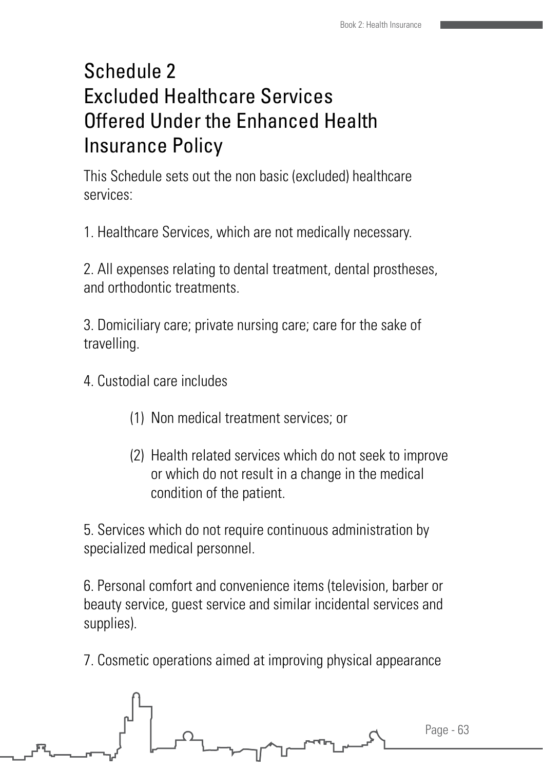# Schedule 2 Excluded Healthcare Services Offered Under the Enhanced Health Insurance Policy

This Schedule sets out the non basic (excluded) healthcare services:

1. Healthcare Services, which are not medically necessary.

2. All expenses relating to dental treatment, dental prostheses, and orthodontic treatments.

3. Domiciliary care; private nursing care; care for the sake of travelling.

4. Custodial care includes

   (1) Non medical treatment services; or

   (2) Health related services which do not seek to improve or which do not result in a change in the medical condition of the patient.

5. Services which do not require continuous administration by specialized medical personnel.

6. Personal comfort and convenience items (television, barber or beauty service, guest service and similar incidental services and supplies).

7. Cosmetic operations aimed at improving physical appearance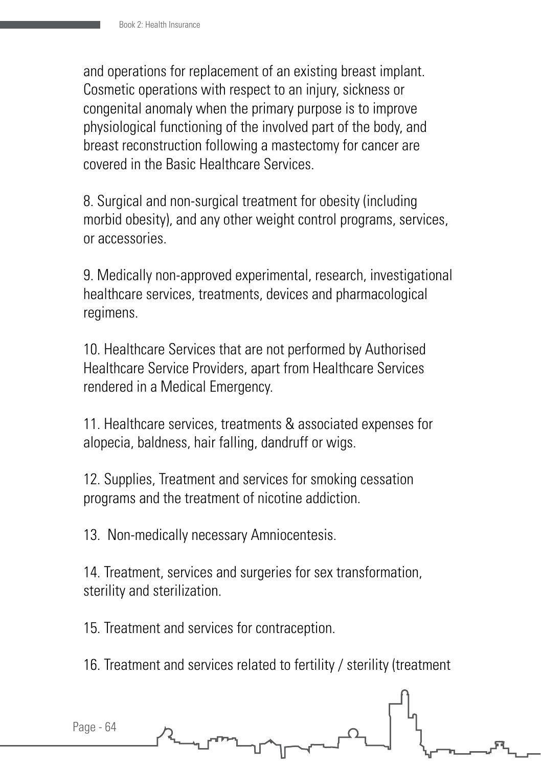and operations for replacement of an existing breast implant. Cosmetic operations with respect to an injury, sickness or congenital anomaly when the primary purpose is to improve physiological functioning of the involved part of the body, and breast reconstruction following a mastectomy for cancer are covered in the Basic Healthcare Services.

8. Surgical and non-surgical treatment for obesity (including morbid obesity), and any other weight control programs, services, or accessories.

9. Medically non-approved experimental, research, investigational healthcare services, treatments, devices and pharmacological regimens.

10. Healthcare Services that are not performed by Authorised Healthcare Service Providers, apart from Healthcare Services rendered in a Medical Emergency.

11. Healthcare services, treatments & associated expenses for alopecia, baldness, hair falling, dandruff or wigs.

12. Supplies, Treatment and services for smoking cessation programs and the treatment of nicotine addiction.

13. Non-medically necessary Amniocentesis.

14. Treatment, services and surgeries for sex transformation, sterility and sterilization.

15. Treatment and services for contraception.

16. Treatment and services related to fertility / sterility (treatment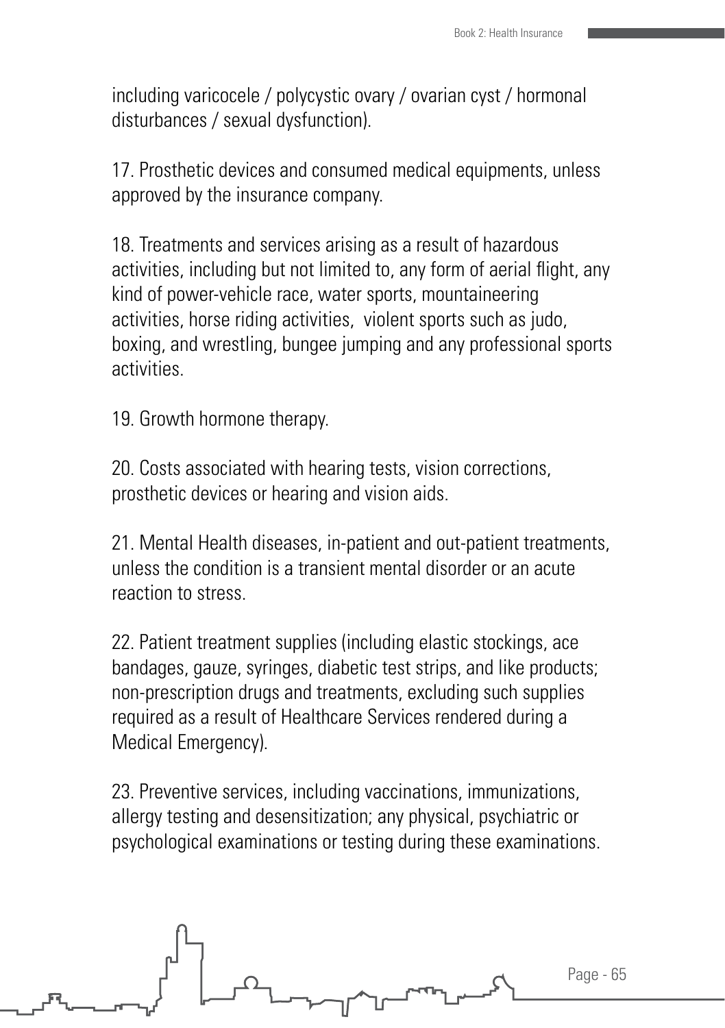including varicocele / polycystic ovary / ovarian cyst / hormonal disturbances / sexual dysfunction).

17. Prosthetic devices and consumed medical equipments, unless approved by the insurance company.

18. Treatments and services arising as a result of hazardous activities, including but not limited to, any form of aerial flight, any kind of power-vehicle race, water sports, mountaineering activities, horse riding activities, violent sports such as judo, boxing, and wrestling, bungee jumping and any professional sports activities.

19. Growth hormone therapy.

20. Costs associated with hearing tests, vision corrections, prosthetic devices or hearing and vision aids.

21. Mental Health diseases, in-patient and out-patient treatments, unless the condition is a transient mental disorder or an acute reaction to stress.

22. Patient treatment supplies (including elastic stockings, ace bandages, gauze, syringes, diabetic test strips, and like products; non-prescription drugs and treatments, excluding such supplies required as a result of Healthcare Services rendered during a Medical Emergency).

23. Preventive services, including vaccinations, immunizations, allergy testing and desensitization; any physical, psychiatric or psychological examinations or testing during these examinations.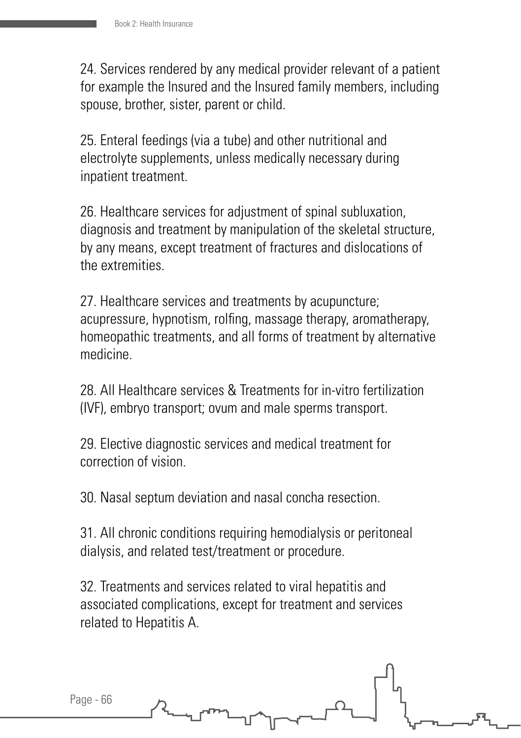24. Services rendered by any medical provider relevant of a patient for example the Insured and the Insured family members, including spouse, brother, sister, parent or child.

25. Enteral feedings (via a tube) and other nutritional and electrolyte supplements, unless medically necessary during inpatient treatment.

26. Healthcare services for adjustment of spinal subluxation, diagnosis and treatment by manipulation of the skeletal structure, by any means, except treatment of fractures and dislocations of the extremities.

27. Healthcare services and treatments by acupuncture; acupressure, hypnotism, rolfing, massage therapy, aromatherapy, homeopathic treatments, and all forms of treatment by alternative medicine.

28. All Healthcare services & Treatments for in-vitro fertilization (IVF), embryo transport; ovum and male sperms transport.

29. Elective diagnostic services and medical treatment for correction of vision.

30. Nasal septum deviation and nasal concha resection.

31. All chronic conditions requiring hemodialysis or peritoneal dialysis, and related test/treatment or procedure.

32. Treatments and services related to viral hepatitis and associated complications, except for treatment and services related to Hepatitis A.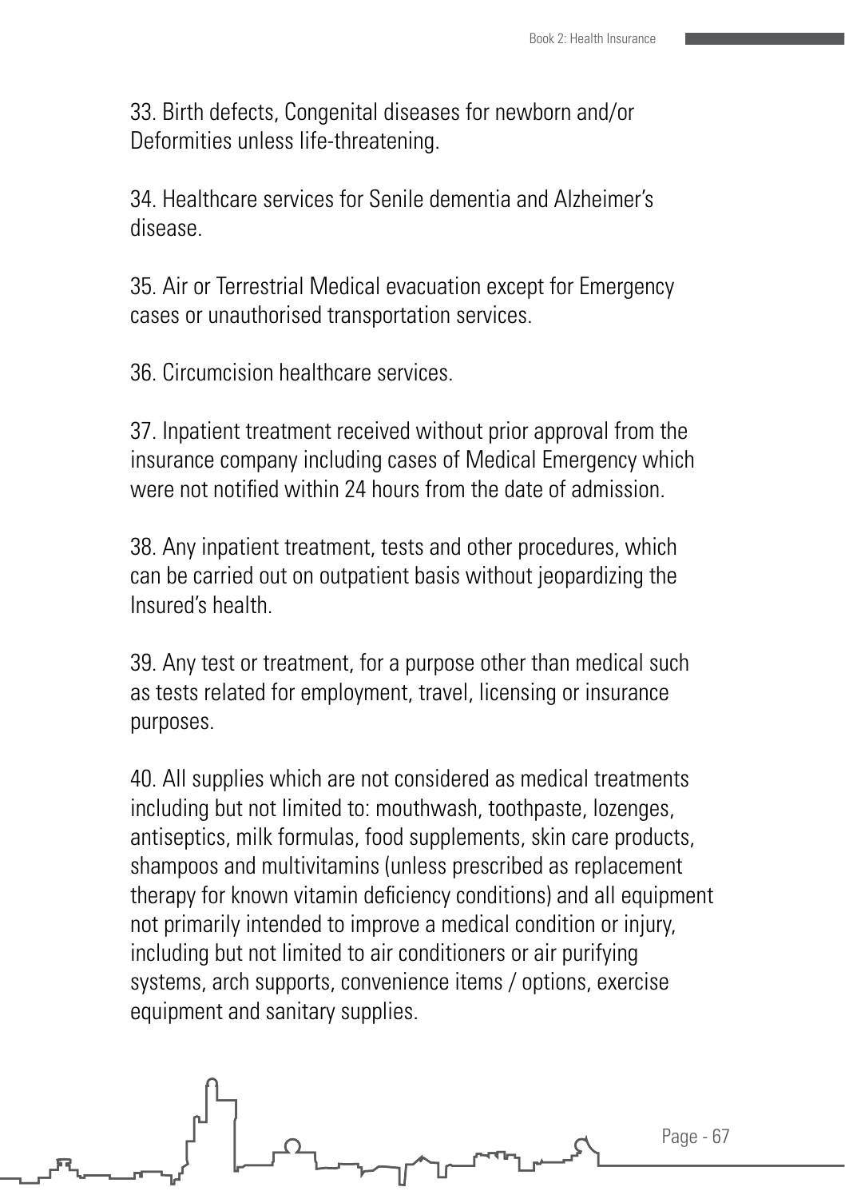33. Birth defects, Congenital diseases for newborn and/or Deformities unless life-threatening.

34. Healthcare services for Senile dementia and Alzheimer's disease.

35. Air or Terrestrial Medical evacuation except for Emergency cases or unauthorised transportation services.

36. Circumcision healthcare services.

37. Inpatient treatment received without prior approval from the insurance company including cases of Medical Emergency which were not notified within 24 hours from the date of admission.

38. Any inpatient treatment, tests and other procedures, which can be carried out on outpatient basis without jeopardizing the Insured's health.

39. Any test or treatment, for a purpose other than medical such as tests related for employment, travel, licensing or insurance purposes.

40. All supplies which are not considered as medical treatments including but not limited to: mouthwash, toothpaste, lozenges, antiseptics, milk formulas, food supplements, skin care products, shampoos and multivitamins (unless prescribed as replacement therapy for known vitamin deficiency conditions) and all equipment not primarily intended to improve a medical condition or injury, including but not limited to air conditioners or air purifying systems, arch supports, convenience items / options, exercise equipment and sanitary supplies.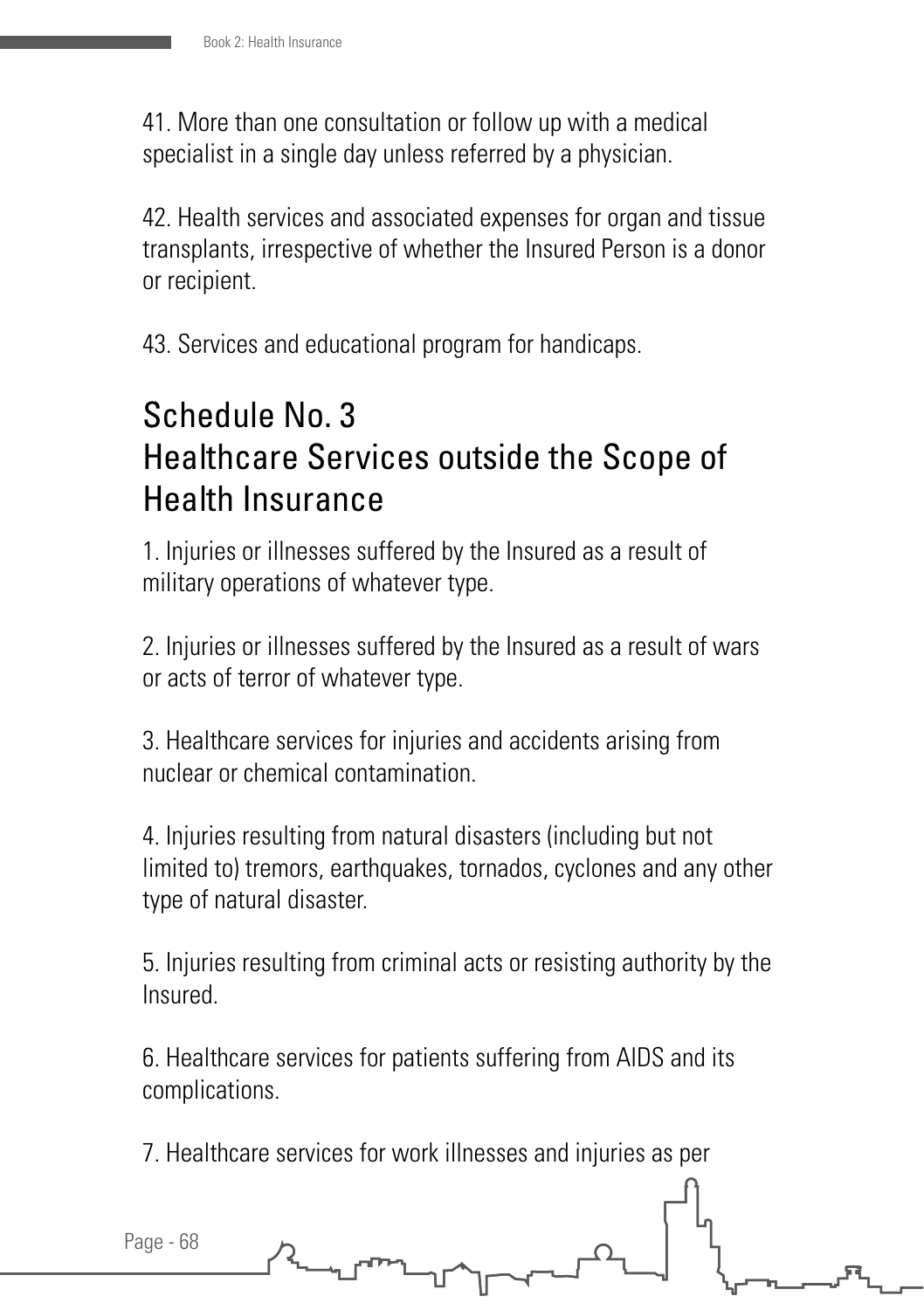41. More than one consultation or follow up with a medical specialist in a single day unless referred by a physician.

42. Health services and associated expenses for organ and tissue transplants, irrespective of whether the Insured Person is a donor or recipient.

43. Services and educational program for handicaps.

## Schedule No. 3
## Healthcare Services outside the Scope of Health Insurance

1. Injuries or illnesses suffered by the Insured as a result of military operations of whatever type.

2. Injuries or illnesses suffered by the Insured as a result of wars or acts of terror of whatever type.

3. Healthcare services for injuries and accidents arising from nuclear or chemical contamination.

4. Injuries resulting from natural disasters (including but not limited to) tremors, earthquakes, tornados, cyclones and any other type of natural disaster.

5. Injuries resulting from criminal acts or resisting authority by the Insured.

6. Healthcare services for patients suffering from AIDS and its complications.

7. Healthcare services for work illnesses and injuries as per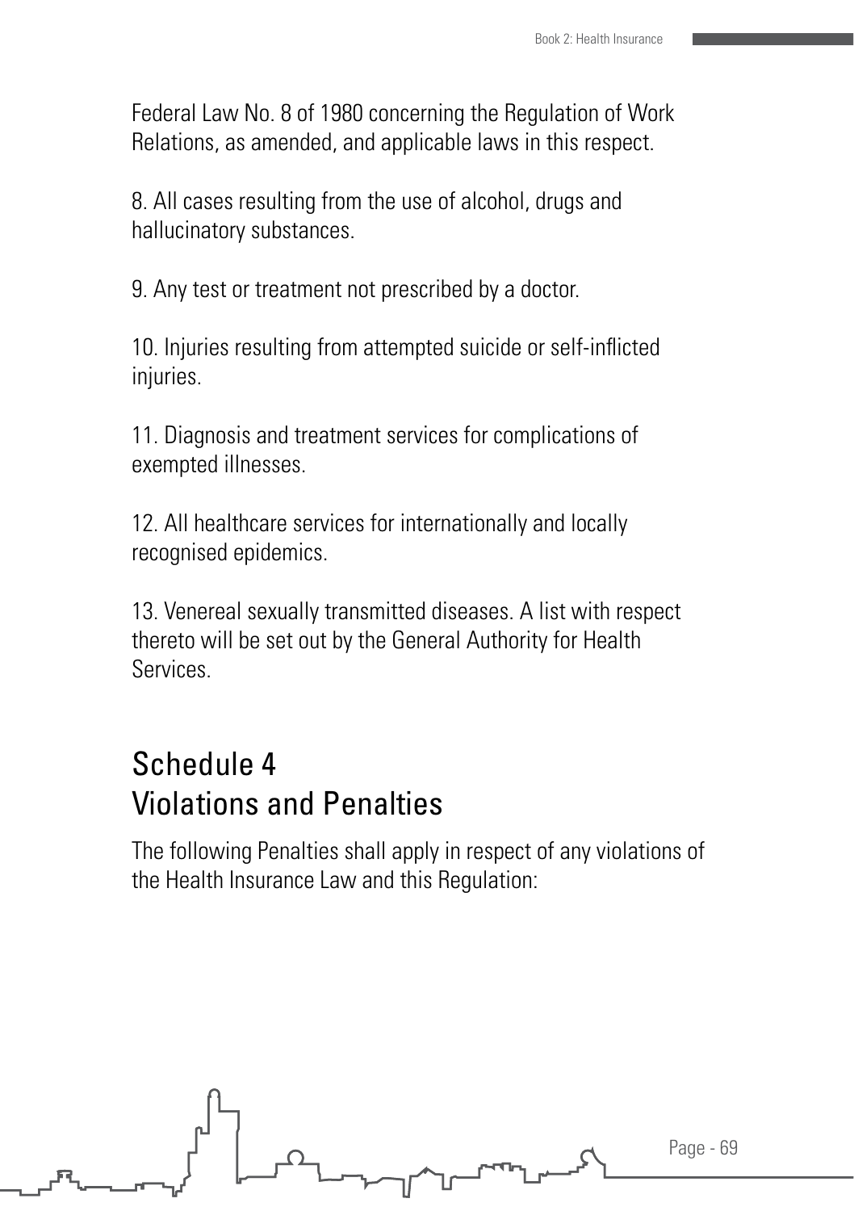Federal Law No. 8 of 1980 concerning the Regulation of Work Relations, as amended, and applicable laws in this respect.

8. All cases resulting from the use of alcohol, drugs and hallucinatory substances.

9. Any test or treatment not prescribed by a doctor.

10. Injuries resulting from attempted suicide or self-inflicted injuries.

11. Diagnosis and treatment services for complications of exempted illnesses.

12. All healthcare services for internationally and locally recognised epidemics.

13. Venereal sexually transmitted diseases. A list with respect thereto will be set out by the General Authority for Health Services.

## Schedule 4
## Violations and Penalties

The following Penalties shall apply in respect of any violations of the Health Insurance Law and this Regulation: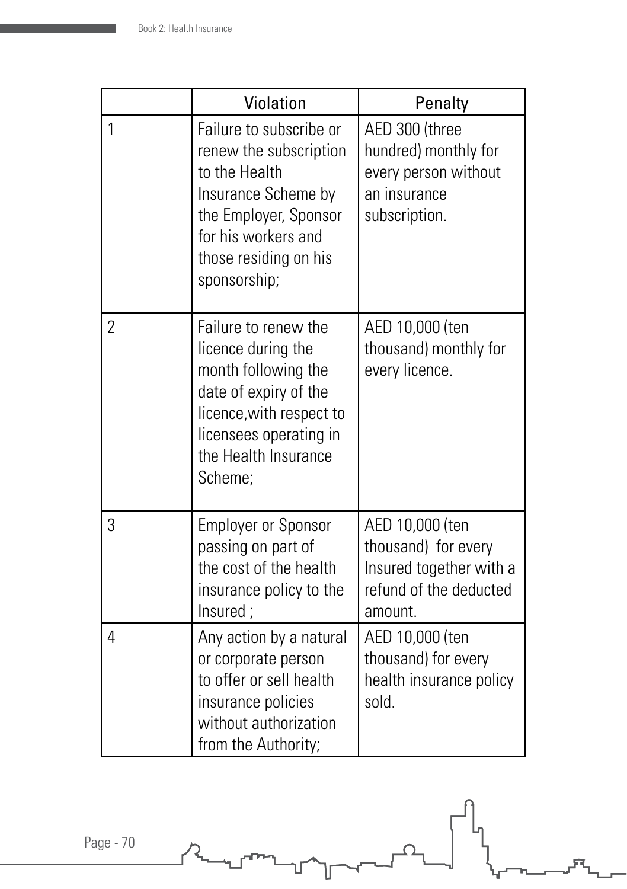| | Violation | Penalty |
|---|---|---|
| 1 | Failure to subscribe or renew the subscription to the Health Insurance Scheme by the Employer, Sponsor for his workers and those residing on his sponsorship; | AED 300 (three hundred) monthly for every person without an insurance subscription. |
| 2 | Failure to renew the licence during the month following the date of expiry of the licence,with respect to licensees operating in the Health Insurance Scheme; | AED 10,000 (ten thousand) monthly for every licence. |
| 3 | Employer or Sponsor passing on part of the cost of the health insurance policy to the Insured ; | AED 10,000 (ten thousand) for every Insured together with a refund of the deducted amount. |
| 4 | Any action by a natural or corporate person to offer or sell health insurance policies without authorization from the Authority; | AED 10,000 (ten thousand) for every health insurance policy sold. |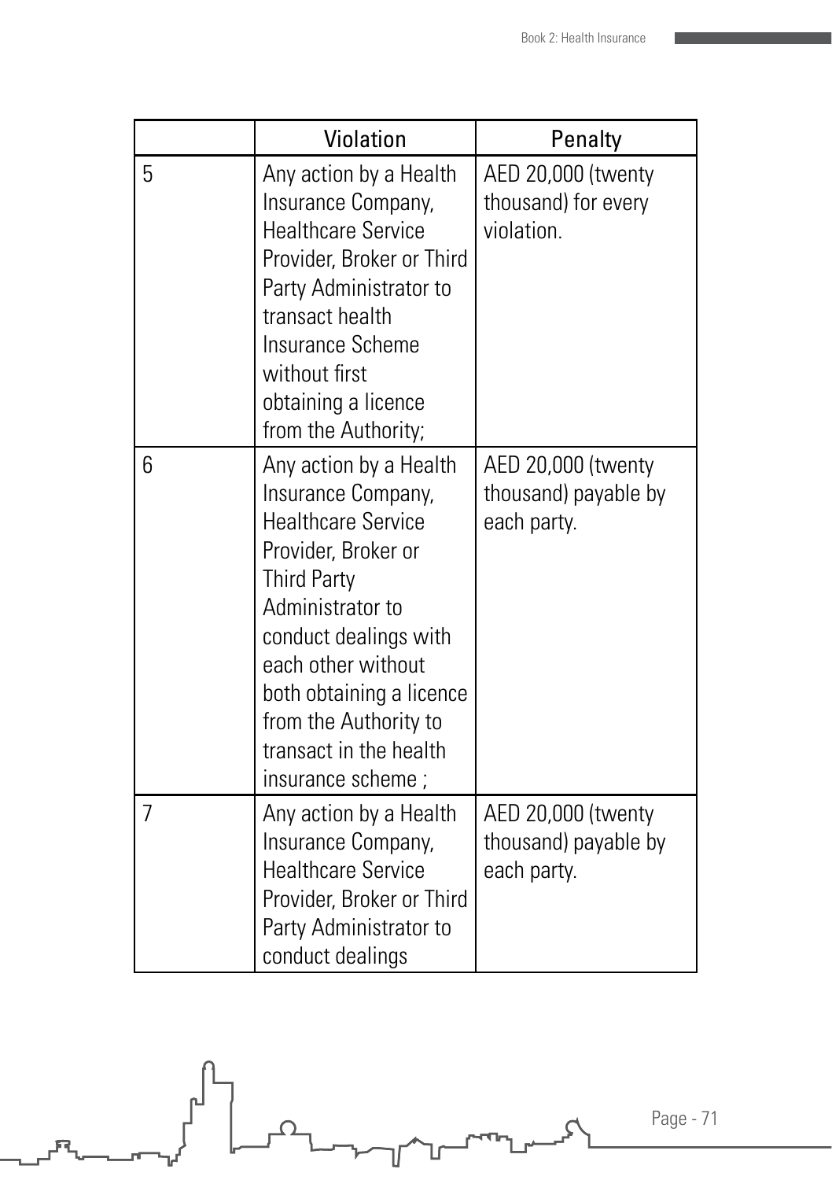| | Violation | Penalty |
|---|---|---|
| 5 | Any action by a Health Insurance Company, Healthcare Service Provider, Broker or Third Party Administrator to transact health Insurance Scheme without first obtaining a licence from the Authority; | AED 20,000 (twenty thousand) for every violation. |
| 6 | Any action by a Health Insurance Company, Healthcare Service Provider, Broker or Third Party Administrator to conduct dealings with each other without both obtaining a licence from the Authority to transact in the health insurance scheme ; | AED 20,000 (twenty thousand) payable by each party. |
| 7 | Any action by a Health Insurance Company, Healthcare Service Provider, Broker or Third Party Administrator to conduct dealings | AED 20,000 (twenty thousand) payable by each party. |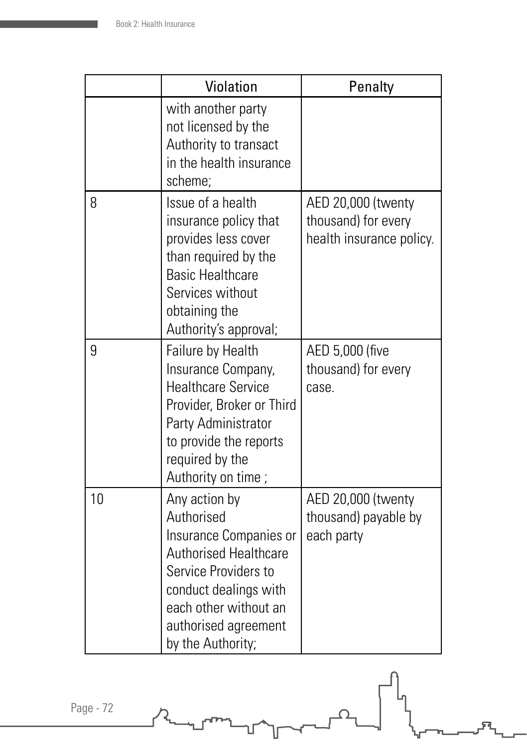| | Violation | Penalty |
|---|---|---|
| | with another party not licensed by the Authority to transact in the health insurance scheme; | |
| 8 | Issue of a health insurance policy that provides less cover than required by the Basic Healthcare Services without obtaining the Authority's approval; | AED 20,000 (twenty thousand) for every health insurance policy. |
| 9 | Failure by Health Insurance Company, Healthcare Service Provider, Broker or Third Party Administrator to provide the reports required by the Authority on time ; | AED 5,000 (five thousand) for every case. |
| 10 | Any action by Authorised Insurance Companies or Authorised Healthcare Service Providers to conduct dealings with each other without an authorised agreement by the Authority; | AED 20,000 (twenty thousand) payable by each party |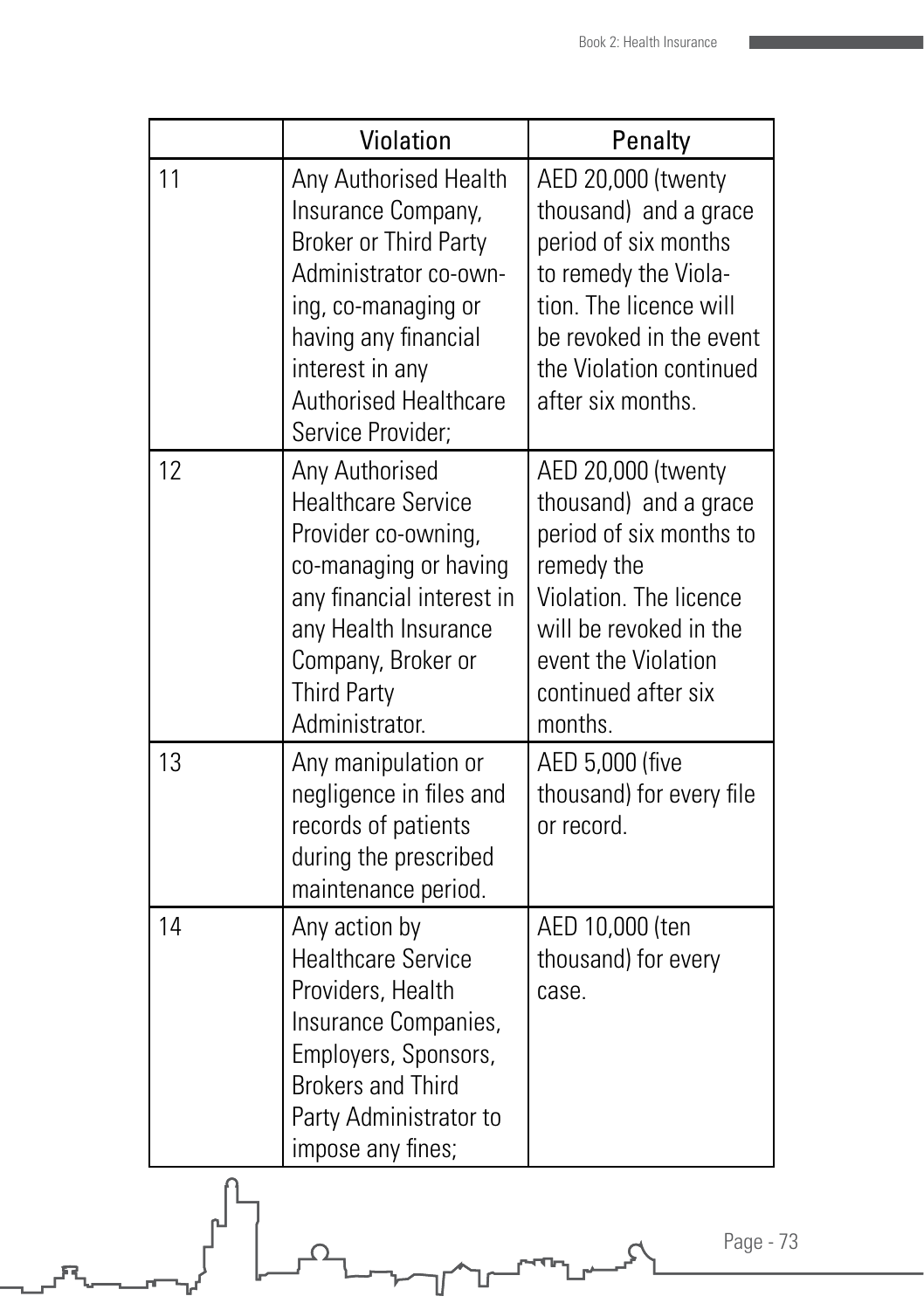| | Violation | Penalty |
|---|---|---|
| 11 | Any Authorised Health Insurance Company, Broker or Third Party Administrator co-owning, co-managing or having any financial interest in any Authorised Healthcare Service Provider; | AED 20,000 (twenty thousand) and a grace period of six months to remedy the Violation. The licence will be revoked in the event the Violation continued after six months. |
| 12 | Any Authorised Healthcare Service Provider co-owning, co-managing or having any financial interest in any Health Insurance Company, Broker or Third Party Administrator. | AED 20,000 (twenty thousand) and a grace period of six months to remedy the Violation. The licence will be revoked in the event the Violation continued after six months. |
| 13 | Any manipulation or negligence in files and records of patients during the prescribed maintenance period. | AED 5,000 (five thousand) for every file or record. |
| 14 | Any action by Healthcare Service Providers, Health Insurance Companies, Employers, Sponsors, Brokers and Third Party Administrator to impose any fines; | AED 10,000 (ten thousand) for every case. |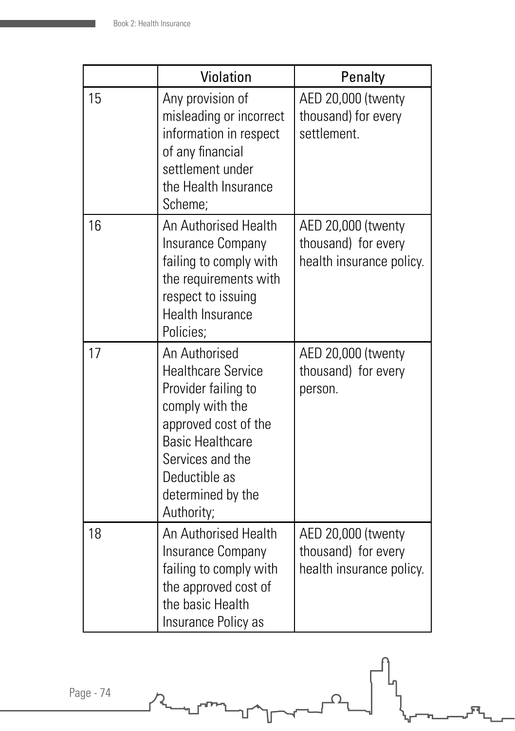| | Violation | Penalty |
|---|---|---|
| 15 | Any provision of misleading or incorrect information in respect of any financial settlement under the Health Insurance Scheme; | AED 20,000 (twenty thousand) for every settlement. |
| 16 | An Authorised Health Insurance Company failing to comply with the requirements with respect to issuing Health Insurance Policies; | AED 20,000 (twenty thousand) for every health insurance policy. |
| 17 | An Authorised Healthcare Service Provider failing to comply with the approved cost of the Basic Healthcare Services and the Deductible as determined by the Authority; | AED 20,000 (twenty thousand) for every person. |
| 18 | An Authorised Health Insurance Company failing to comply with the approved cost of the basic Health Insurance Policy as | AED 20,000 (twenty thousand) for every health insurance policy. |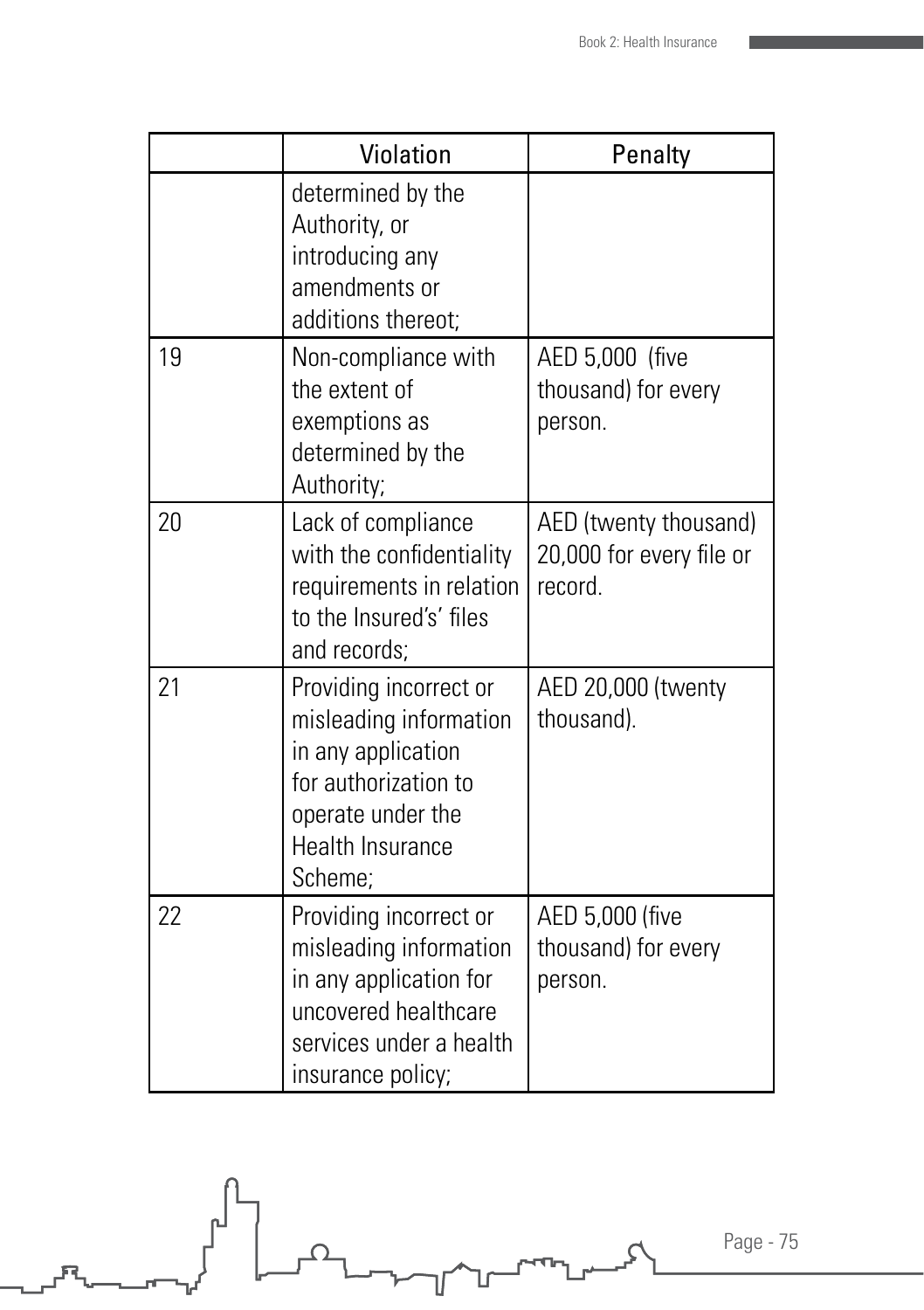| | Violation | Penalty |
|---|---|---|
| | determined by the Authority, or introducing any amendments or additions thereot; | |
| 19 | Non-compliance with the extent of exemptions as determined by the Authority; | AED 5,000 (five thousand) for every person. |
| 20 | Lack of compliance with the confidentiality requirements in relation to the Insured's' files and records; | AED (twenty thousand) 20,000 for every file or record. |
| 21 | Providing incorrect or misleading information in any application for authorization to operate under the Health Insurance Scheme; | AED 20,000 (twenty thousand). |
| 22 | Providing incorrect or misleading information in any application for uncovered healthcare services under a health insurance policy; | AED 5,000 (five thousand) for every person. |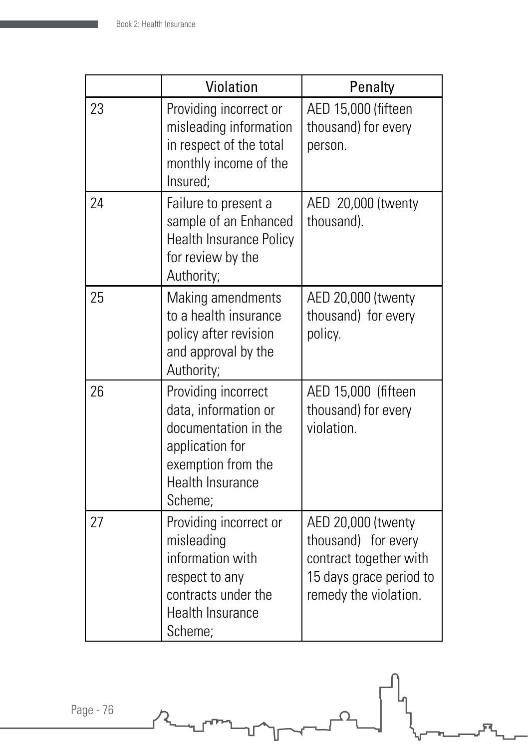| | Violation | Penalty |
|---|---|---|
| 23 | Providing incorrect or misleading information in respect of the total monthly income of the Insured; | AED 15,000 (fifteen thousand) for every person. |
| 24 | Failure to present a sample of an Enhanced Health Insurance Policy for review by the Authority; | AED 20,000 (twenty thousand). |
| 25 | Making amendments to a health insurance policy after revision and approval by the Authority; | AED 20,000 (twenty thousand) for every policy. |
| 26 | Providing incorrect data, information or documentation in the application for exemption from the Health Insurance Scheme; | AED 15,000 (fifteen thousand) for every violation. |
| 27 | Providing incorrect or misleading information with respect to any contracts under the Health Insurance Scheme; | AED 20,000 (twenty thousand) for every contract together with 15 days grace period to remedy the violation. |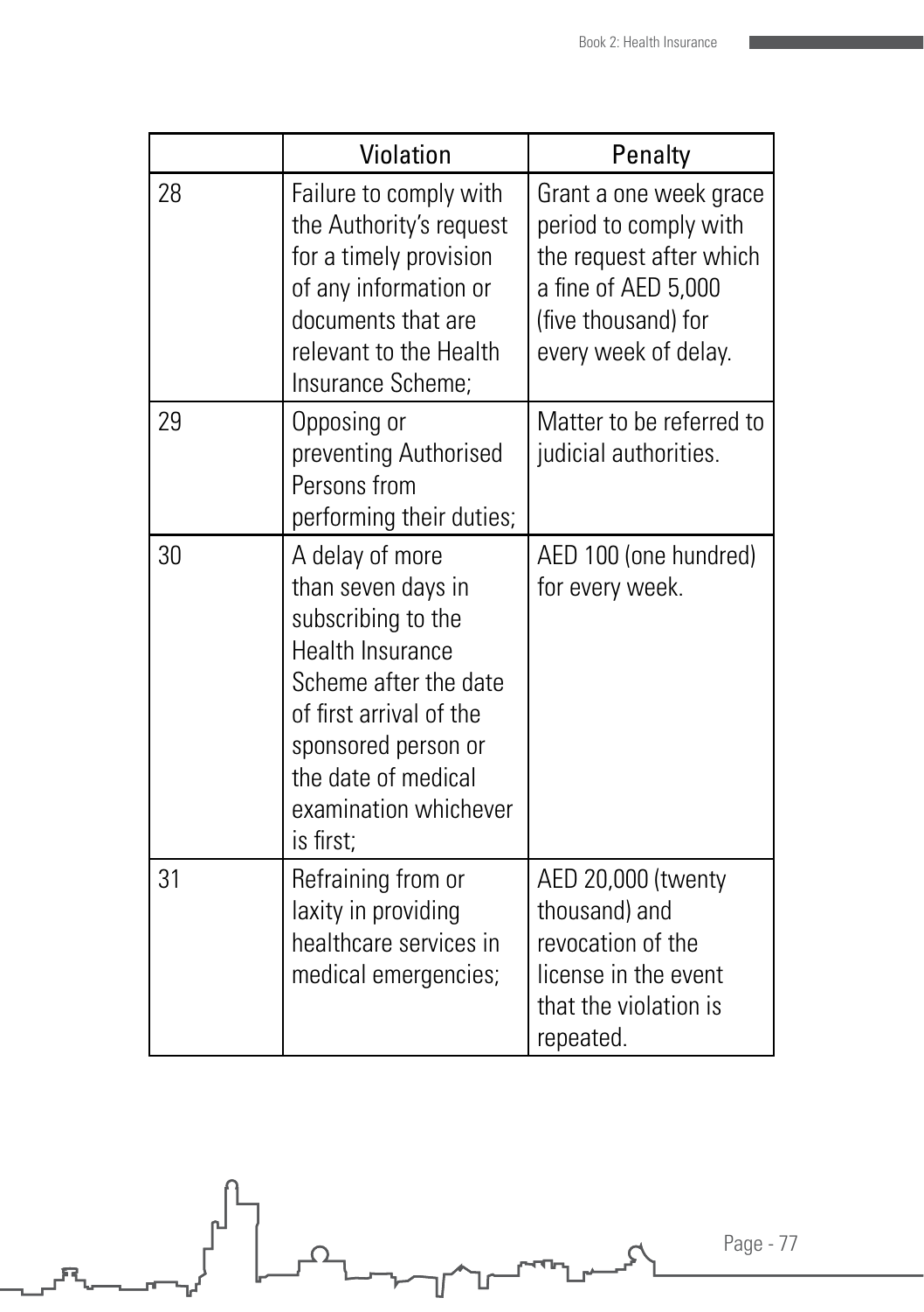| | Violation | Penalty |
|---|---|---|
| 28 | Failure to comply with the Authority's request for a timely provision of any information or documents that are relevant to the Health Insurance Scheme; | Grant a one week grace period to comply with the request after which a fine of AED 5,000 (five thousand) for every week of delay. |
| 29 | Opposing or preventing Authorised Persons from performing their duties; | Matter to be referred to judicial authorities. |
| 30 | A delay of more than seven days in subscribing to the Health Insurance Scheme after the date of first arrival of the sponsored person or the date of medical examination whichever is first; | AED 100 (one hundred) for every week. |
| 31 | Refraining from or laxity in providing healthcare services in medical emergencies; | AED 20,000 (twenty thousand) and revocation of the license in the event that the violation is repeated. |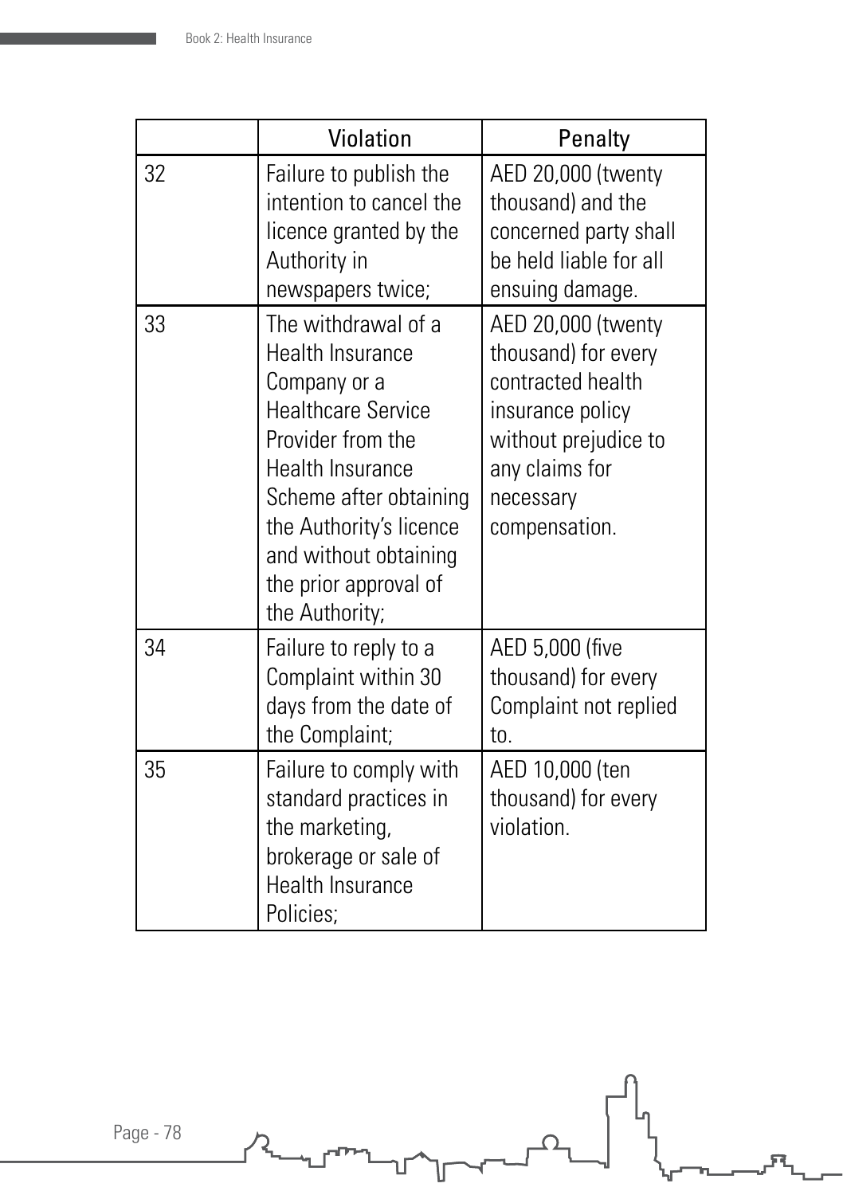| | Violation | Penalty |
|---|---|---|
| 32 | Failure to publish the intention to cancel the licence granted by the Authority in newspapers twice; | AED 20,000 (twenty thousand) and the concerned party shall be held liable for all ensuing damage. |
| 33 | The withdrawal of a Health Insurance Company or a Healthcare Service Provider from the Health Insurance Scheme after obtaining the Authority's licence and without obtaining the prior approval of the Authority; | AED 20,000 (twenty thousand) for every contracted health insurance policy without prejudice to any claims for necessary compensation. |
| 34 | Failure to reply to a Complaint within 30 days from the date of the Complaint; | AED 5,000 (five thousand) for every Complaint not replied to. |
| 35 | Failure to comply with standard practices in the marketing, brokerage or sale of Health Insurance Policies; | AED 10,000 (ten thousand) for every violation. |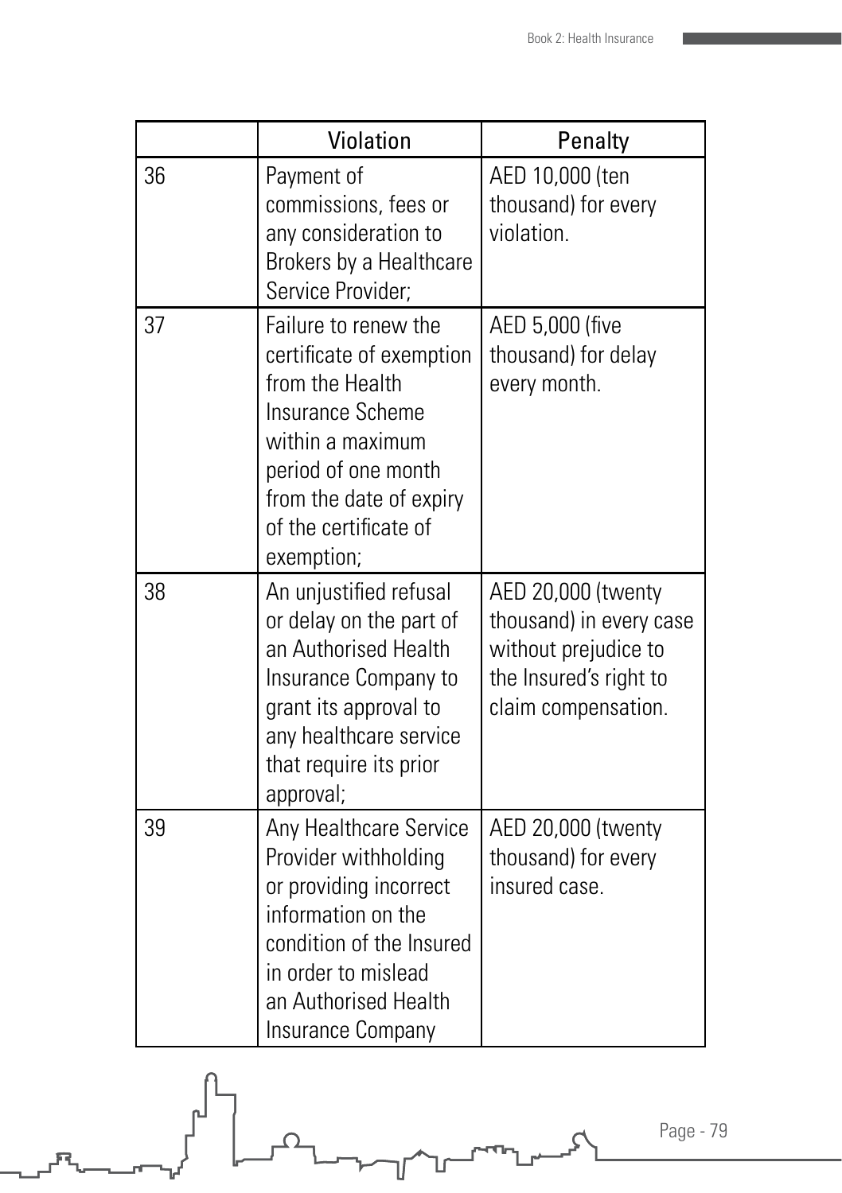| | Violation | Penalty |
|---|---|---|
| 36 | Payment of commissions, fees or any consideration to Brokers by a Healthcare Service Provider; | AED 10,000 (ten thousand) for every violation. |
| 37 | Failure to renew the certificate of exemption from the Health Insurance Scheme within a maximum period of one month from the date of expiry of the certificate of exemption; | AED 5,000 (five thousand) for delay every month. |
| 38 | An unjustified refusal or delay on the part of an Authorised Health Insurance Company to grant its approval to any healthcare service that require its prior approval; | AED 20,000 (twenty thousand) in every case without prejudice to the Insured's right to claim compensation. |
| 39 | Any Healthcare Service Provider withholding or providing incorrect information on the condition of the Insured in order to mislead an Authorised Health Insurance Company | AED 20,000 (twenty thousand) for every insured case. |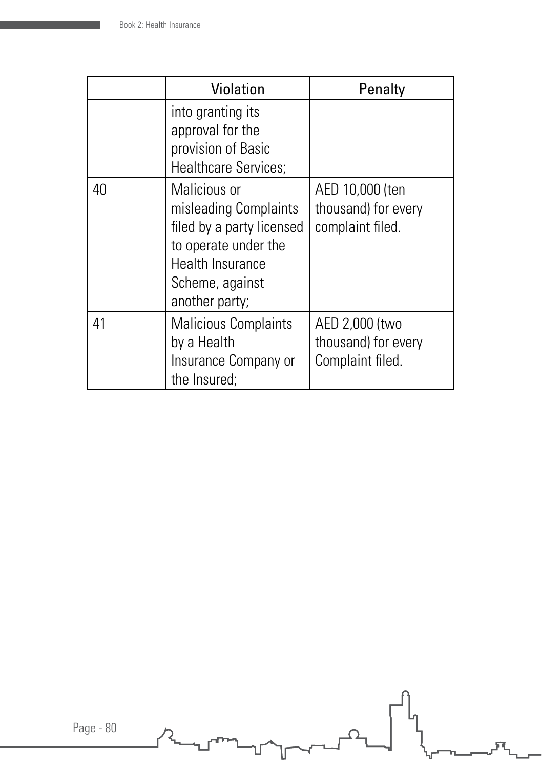| | Violation | Penalty |
|---|---|---|
| | into granting its approval for the provision of Basic Healthcare Services; | |
| 40 | Malicious or misleading Complaints filed by a party licensed to operate under the Health Insurance Scheme, against another party; | AED 10,000 (ten thousand) for every complaint filed. |
| 41 | Malicious Complaints by a Health Insurance Company or the Insured; | AED 2,000 (two thousand) for every Complaint filed. |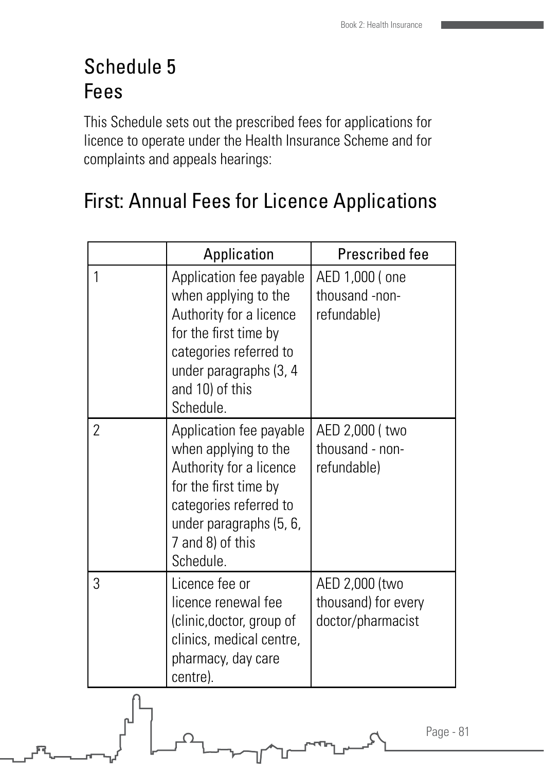# Schedule 5
# Fees

This Schedule sets out the prescribed fees for applications for licence to operate under the Health Insurance Scheme and for complaints and appeals hearings:

## First: Annual Fees for Licence Applications

| | Application | Prescribed fee |
|---|---|---|
| 1 | Application fee payable when applying to the Authority for a licence for the first time by categories referred to under paragraphs (3, 4 and 10) of this Schedule. | AED 1,000 ( one thousand -non-refundable) |
| 2 | Application fee payable when applying to the Authority for a licence for the first time by categories referred to under paragraphs (5, 6, 7 and 8) of this Schedule. | AED 2,000 ( two thousand - non-refundable) |
| 3 | Licence fee or licence renewal fee (clinic,doctor, group of clinics, medical centre, pharmacy, day care centre). | AED 2,000 (two thousand) for every doctor/pharmacist |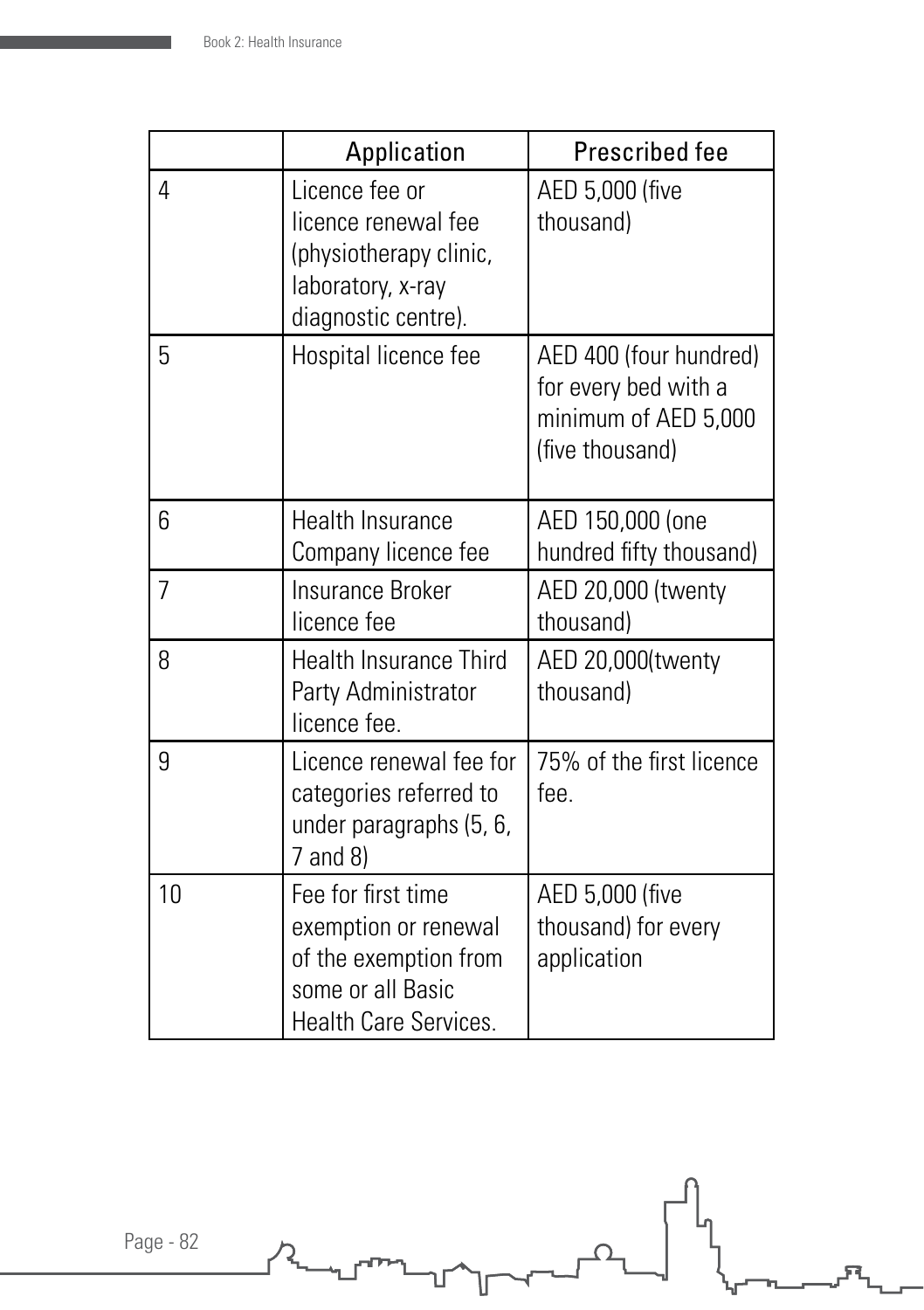| | Application | Prescribed fee |
|---|---|---|
| 4 | Licence fee or licence renewal fee (physiotherapy clinic, laboratory, x-ray diagnostic centre). | AED 5,000 (five thousand) |
| 5 | Hospital licence fee | AED 400 (four hundred) for every bed with a minimum of AED 5,000 (five thousand) |
| 6 | Health Insurance Company licence fee | AED 150,000 (one hundred fifty thousand) |
| 7 | Insurance Broker licence fee | AED 20,000 (twenty thousand) |
| 8 | Health Insurance Third Party Administrator licence fee. | AED 20,000(twenty thousand) |
| 9 | Licence renewal fee for categories referred to under paragraphs (5, 6, 7 and 8) | 75% of the first licence fee. |
| 10 | Fee for first time exemption or renewal of the exemption from some or all Basic Health Care Services. | AED 5,000 (five thousand) for every application |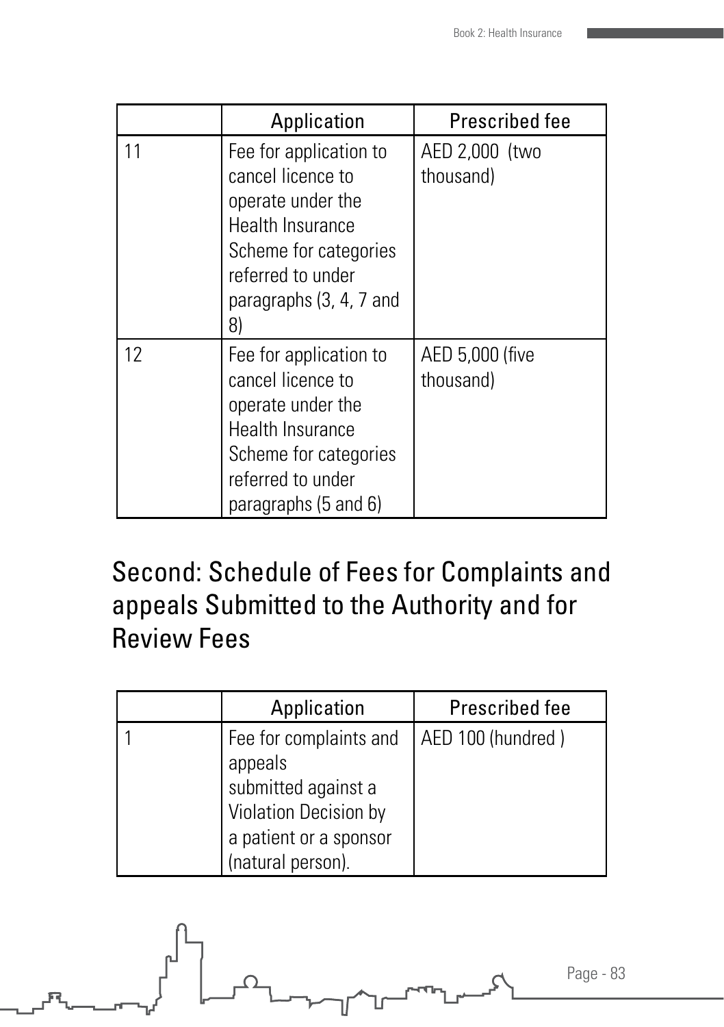| | Application | Prescribed fee |
|---|---|---|
| 11 | Fee for application to cancel licence to operate under the Health Insurance Scheme for categories referred to under paragraphs (3, 4, 7 and 8) | AED 2,000 (two thousand) |
| 12 | Fee for application to cancel licence to operate under the Health Insurance Scheme for categories referred to under paragraphs (5 and 6) | AED 5,000 (five thousand) |

## Second: Schedule of Fees for Complaints and appeals Submitted to the Authority and for Review Fees

| | Application | Prescribed fee |
|---|---|---|
| 1 | Fee for complaints and appeals submitted against a Violation Decision by a patient or a sponsor (natural person). | AED 100 (hundred ) |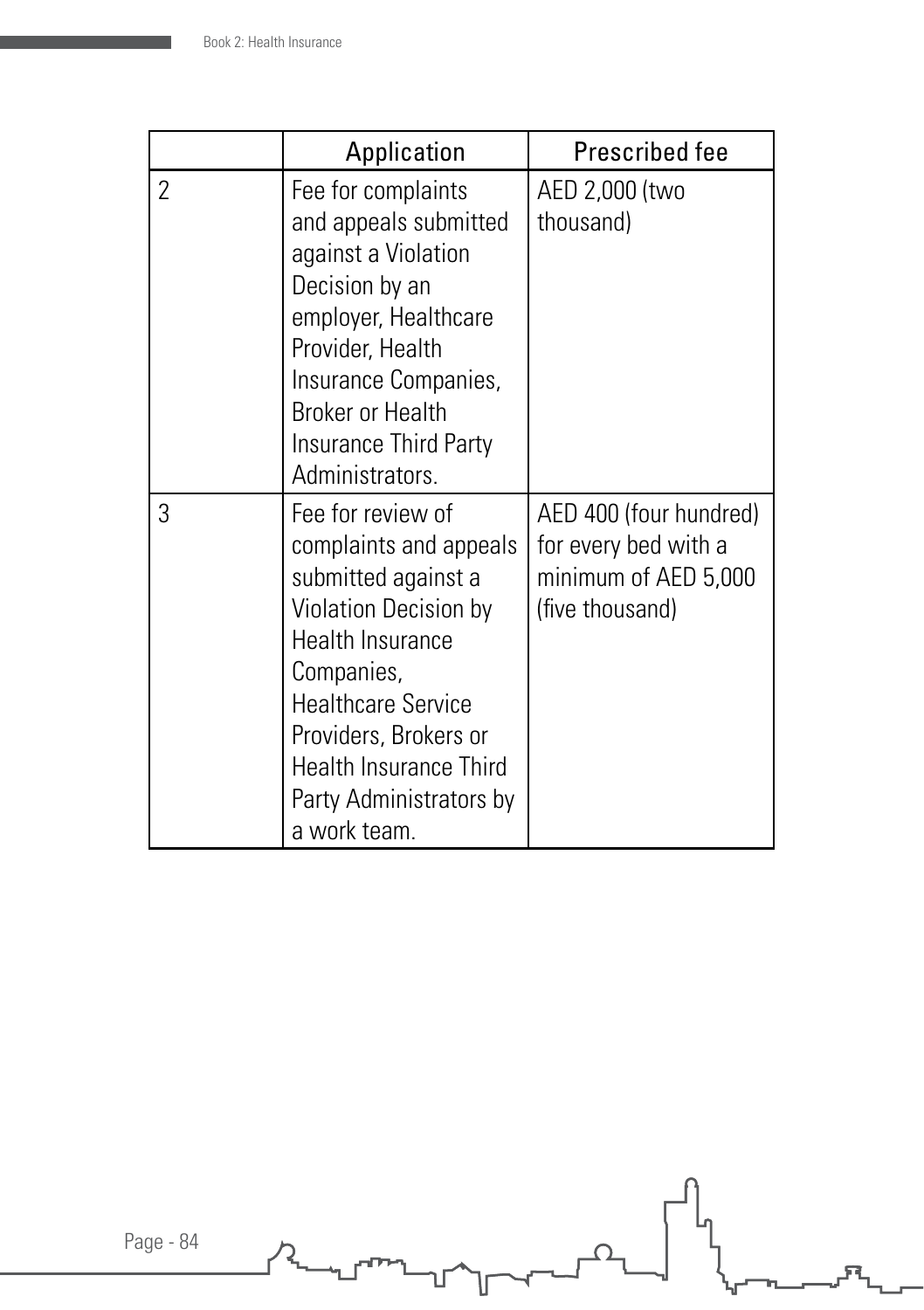| | Application | Prescribed fee |
|---|---|---|
| 2 | Fee for complaints and appeals submitted against a Violation Decision by an employer, Healthcare Provider, Health Insurance Companies, Broker or Health Insurance Third Party Administrators. | AED 2,000 (two thousand) |
| 3 | Fee for review of complaints and appeals submitted against a Violation Decision by Health Insurance Companies, Healthcare Service Providers, Brokers or Health Insurance Third Party Administrators by a work team. | AED 400 (four hundred) for every bed with a minimum of AED 5,000 (five thousand) |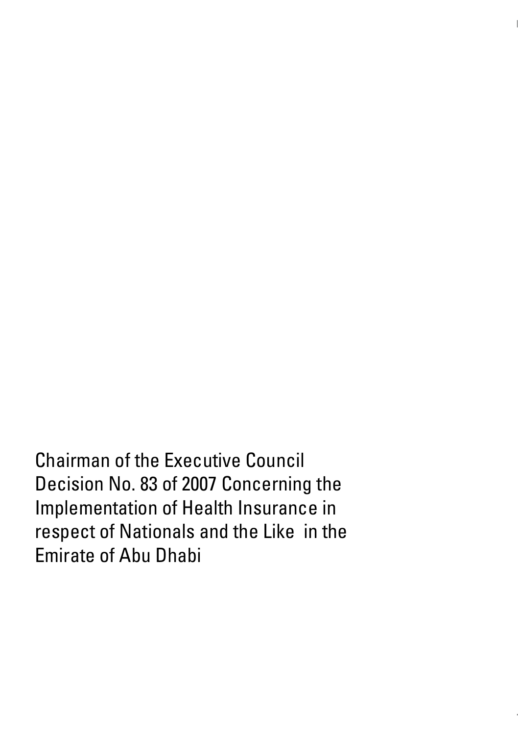# Chairman of the Executive Council Decision No. 83 of 2007 Concerning the Implementation of Health Insurance in respect of Nationals and the Like in the Emirate of Abu Dhabi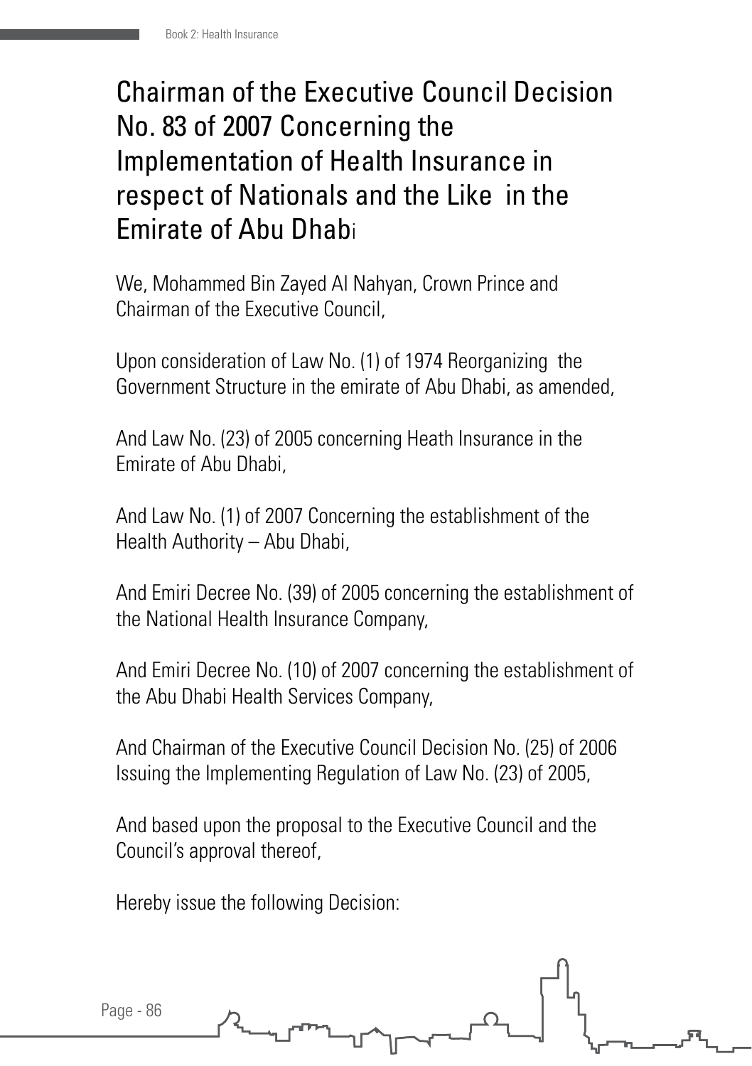# Chairman of the Executive Council Decision No. 83 of 2007 Concerning the Implementation of Health Insurance in respect of Nationals and the Like in the Emirate of Abu Dhabi

We, Mohammed Bin Zayed Al Nahyan, Crown Prince and Chairman of the Executive Council,

Upon consideration of Law No. (1) of 1974 Reorganizing the Government Structure in the emirate of Abu Dhabi, as amended,

And Law No. (23) of 2005 concerning Heath Insurance in the Emirate of Abu Dhabi,

And Law No. (1) of 2007 Concerning the establishment of the Health Authority – Abu Dhabi,

And Emiri Decree No. (39) of 2005 concerning the establishment of the National Health Insurance Company,

And Emiri Decree No. (10) of 2007 concerning the establishment of the Abu Dhabi Health Services Company,

And Chairman of the Executive Council Decision No. (25) of 2006 Issuing the Implementing Regulation of Law No. (23) of 2005,

And based upon the proposal to the Executive Council and the Council's approval thereof,

Hereby issue the following Decision: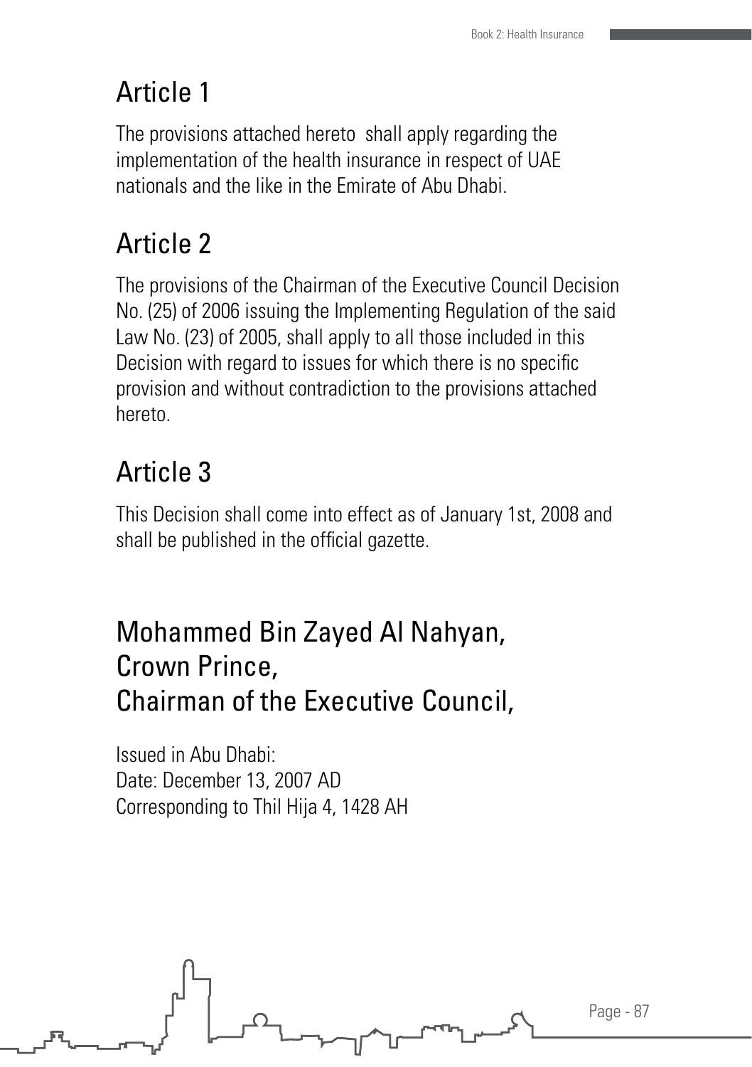## Article 1

The provisions attached hereto shall apply regarding the implementation of the health insurance in respect of UAE nationals and the like in the Emirate of Abu Dhabi.

## Article 2

The provisions of the Chairman of the Executive Council Decision No. (25) of 2006 issuing the Implementing Regulation of the said Law No. (23) of 2005, shall apply to all those included in this Decision with regard to issues for which there is no specific provision and without contradiction to the provisions attached hereto.

## Article 3

This Decision shall come into effect as of January 1st, 2008 and shall be published in the official gazette.

## Mohammed Bin Zayed Al Nahyan,
## Crown Prince,
## Chairman of the Executive Council,

Issued in Abu Dhabi:
Date: December 13, 2007 AD
Corresponding to Thil Hija 4, 1428 AH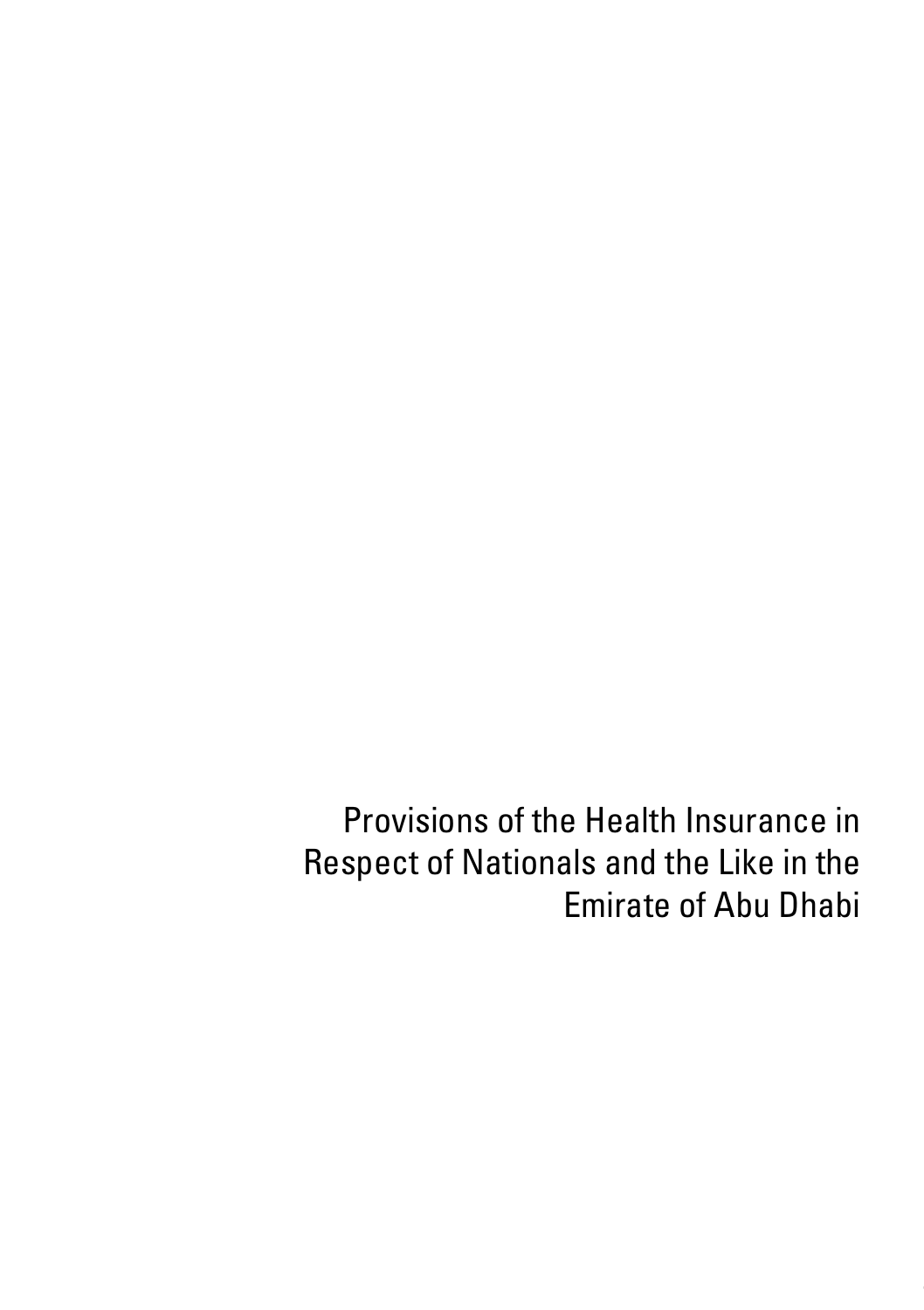# Provisions of the Health Insurance in Respect of Nationals and the Like in the Emirate of Abu Dhabi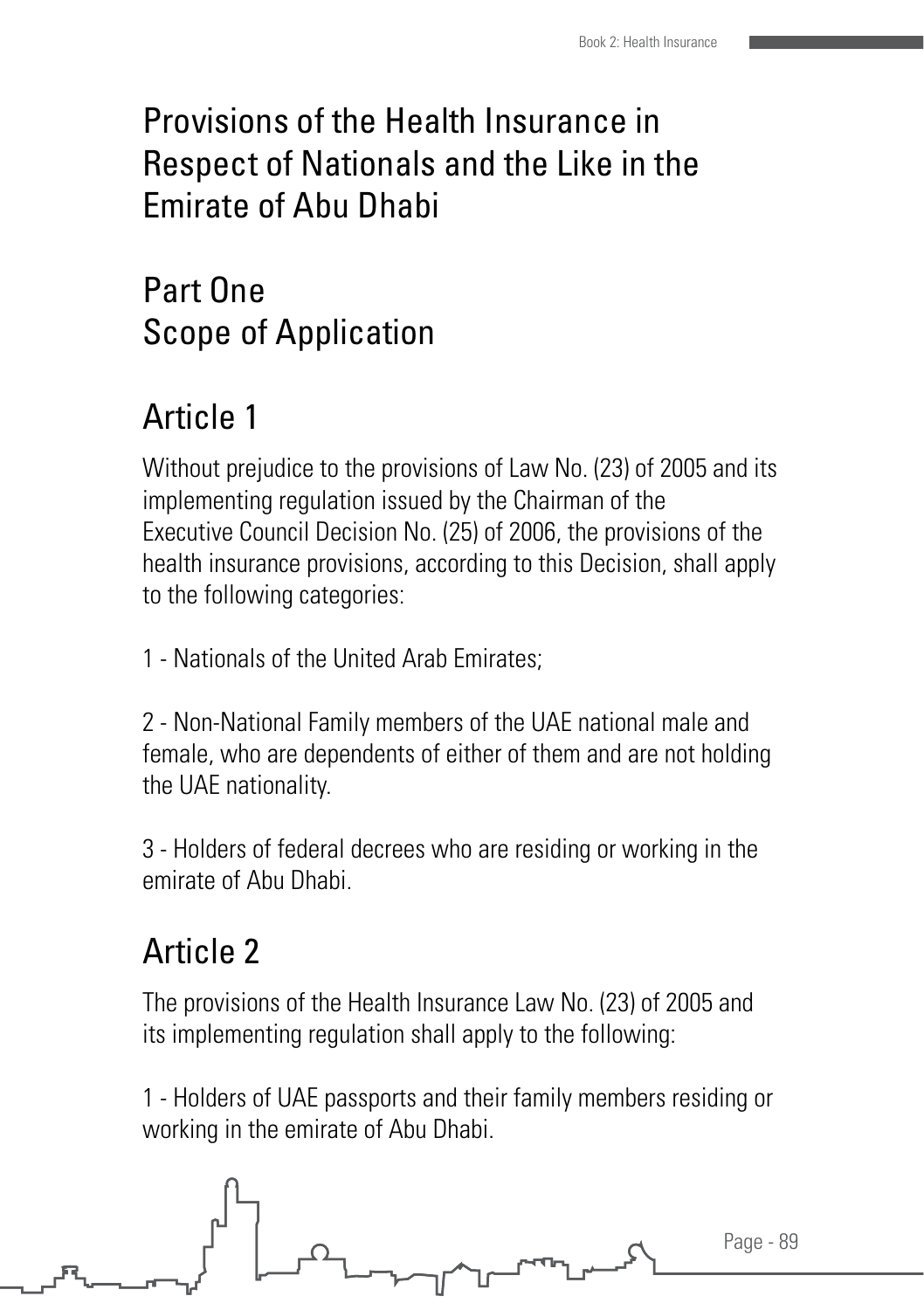# Provisions of the Health Insurance in Respect of Nationals and the Like in the Emirate of Abu Dhabi

## Part One
## Scope of Application

## Article 1

Without prejudice to the provisions of Law No. (23) of 2005 and its implementing regulation issued by the Chairman of the Executive Council Decision No. (25) of 2006, the provisions of the health insurance provisions, according to this Decision, shall apply to the following categories:

1 - Nationals of the United Arab Emirates;

2 - Non-National Family members of the UAE national male and female, who are dependents of either of them and are not holding the UAE nationality.

3 - Holders of federal decrees who are residing or working in the emirate of Abu Dhabi.

## Article 2

The provisions of the Health Insurance Law No. (23) of 2005 and its implementing regulation shall apply to the following:

1 - Holders of UAE passports and their family members residing or working in the emirate of Abu Dhabi.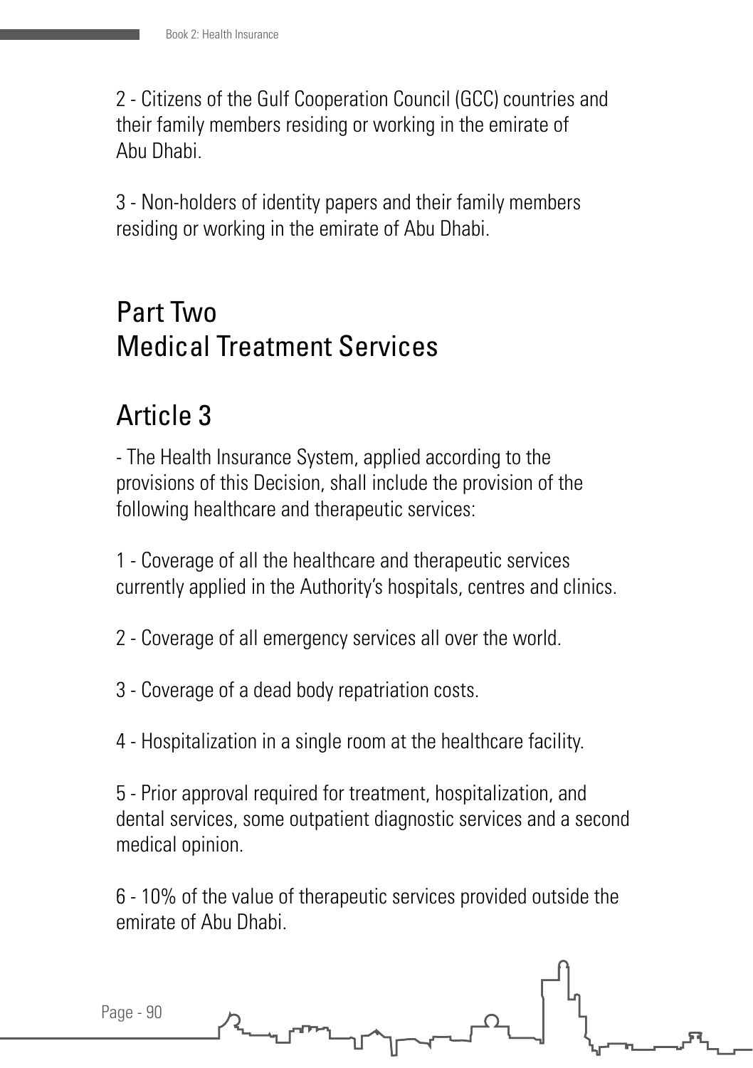2 - Citizens of the Gulf Cooperation Council (GCC) countries and their family members residing or working in the emirate of Abu Dhabi.

3 - Non-holders of identity papers and their family members residing or working in the emirate of Abu Dhabi.

# Part Two
# Medical Treatment Services

## Article 3

- The Health Insurance System, applied according to the provisions of this Decision, shall include the provision of the following healthcare and therapeutic services:

1 - Coverage of all the healthcare and therapeutic services currently applied in the Authority's hospitals, centres and clinics.

2 - Coverage of all emergency services all over the world.

3 - Coverage of a dead body repatriation costs.

4 - Hospitalization in a single room at the healthcare facility.

5 - Prior approval required for treatment, hospitalization, and dental services, some outpatient diagnostic services and a second medical opinion.

6 - 10% of the value of therapeutic services provided outside the emirate of Abu Dhabi.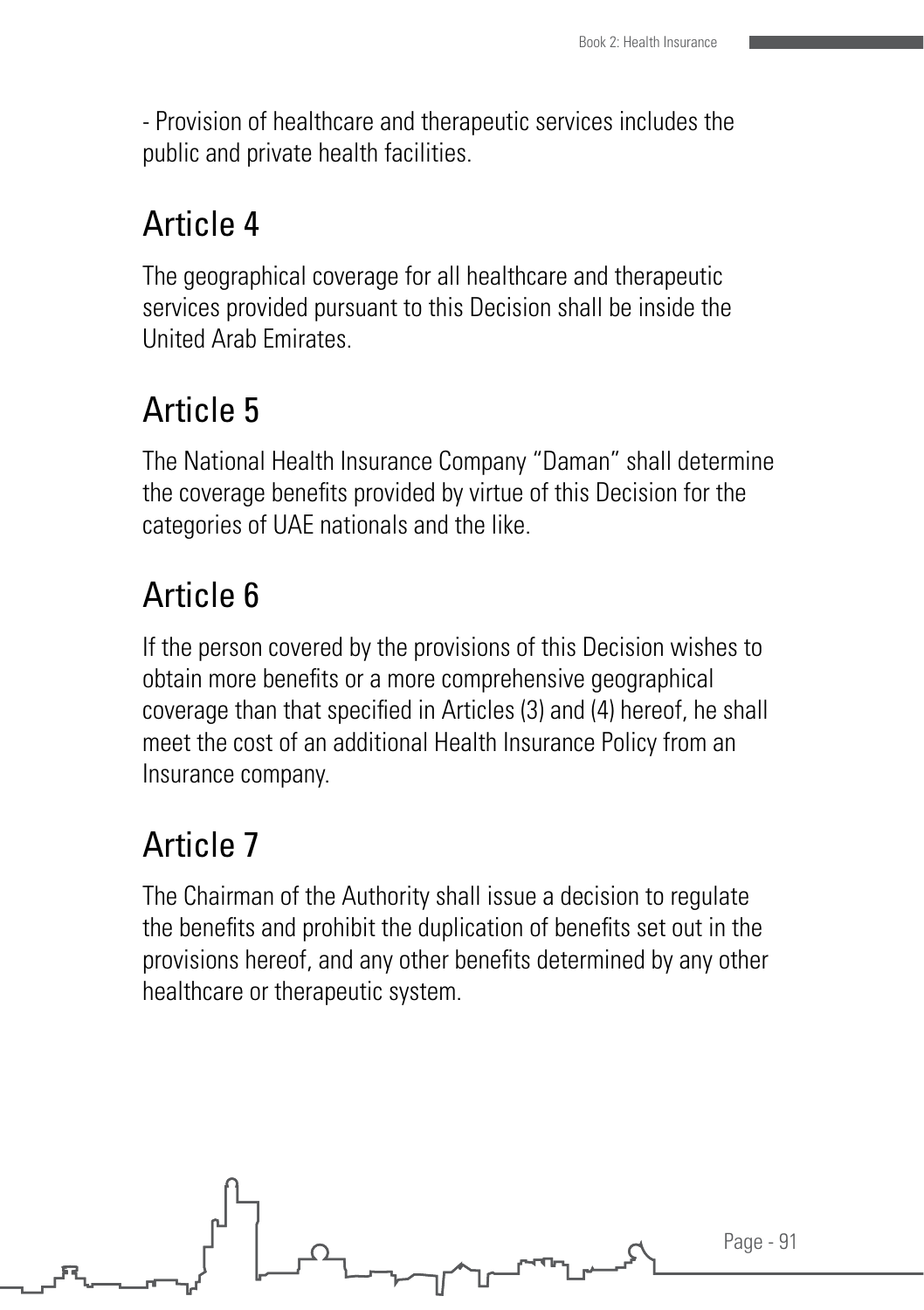- Provision of healthcare and therapeutic services includes the public and private health facilities.

## Article 4

The geographical coverage for all healthcare and therapeutic services provided pursuant to this Decision shall be inside the United Arab Emirates.

## Article 5

The National Health Insurance Company "Daman" shall determine the coverage benefits provided by virtue of this Decision for the categories of UAE nationals and the like.

## Article 6

If the person covered by the provisions of this Decision wishes to obtain more benefits or a more comprehensive geographical coverage than that specified in Articles (3) and (4) hereof, he shall meet the cost of an additional Health Insurance Policy from an Insurance company.

## Article 7

The Chairman of the Authority shall issue a decision to regulate the benefits and prohibit the duplication of benefits set out in the provisions hereof, and any other benefits determined by any other healthcare or therapeutic system.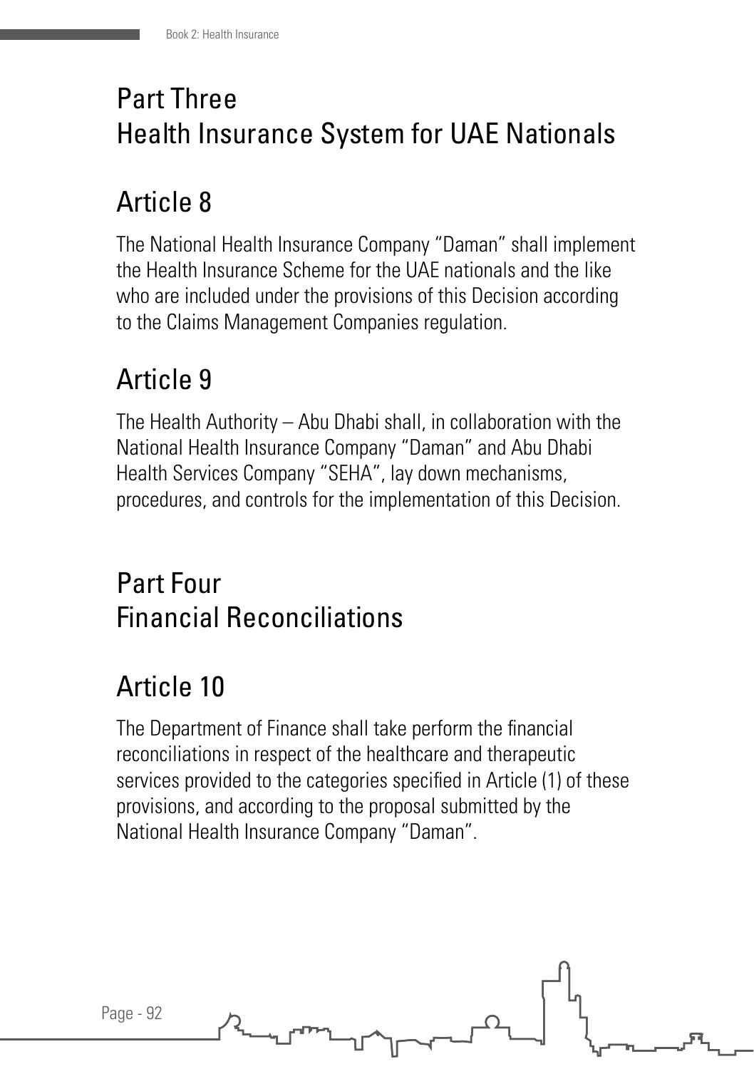# Part Three
# Health Insurance System for UAE Nationals

## Article 8

The National Health Insurance Company "Daman" shall implement the Health Insurance Scheme for the UAE nationals and the like who are included under the provisions of this Decision according to the Claims Management Companies regulation.

## Article 9

The Health Authority – Abu Dhabi shall, in collaboration with the National Health Insurance Company "Daman" and Abu Dhabi Health Services Company "SEHA", lay down mechanisms, procedures, and controls for the implementation of this Decision.

# Part Four
# Financial Reconciliations

## Article 10

The Department of Finance shall take perform the financial reconciliations in respect of the healthcare and therapeutic services provided to the categories specified in Article (1) of these provisions, and according to the proposal submitted by the National Health Insurance Company "Daman".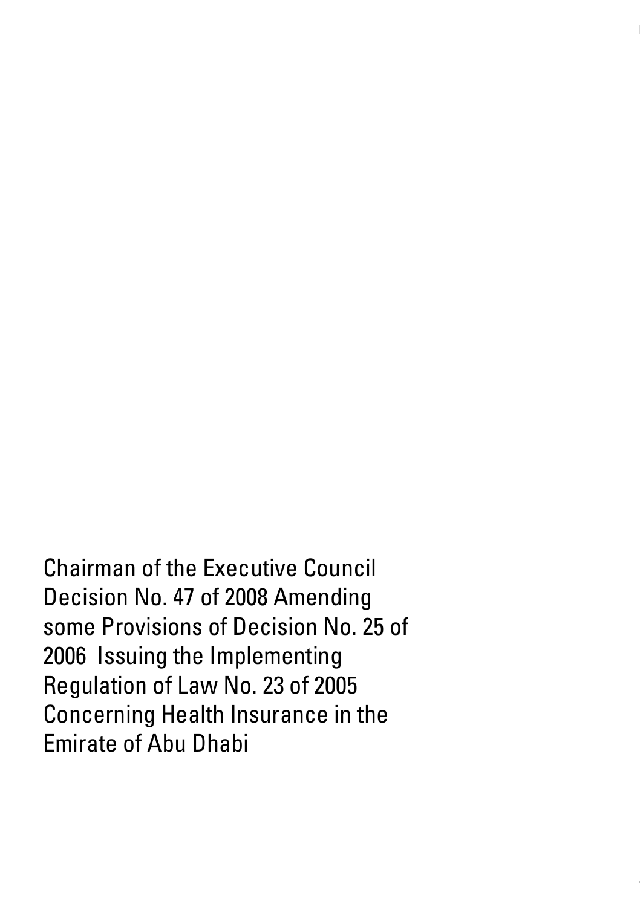# Chairman of the Executive Council Decision No. 47 of 2008 Amending some Provisions of Decision No. 25 of 2006 Issuing the Implementing Regulation of Law No. 23 of 2005 Concerning Health Insurance in the Emirate of Abu Dhabi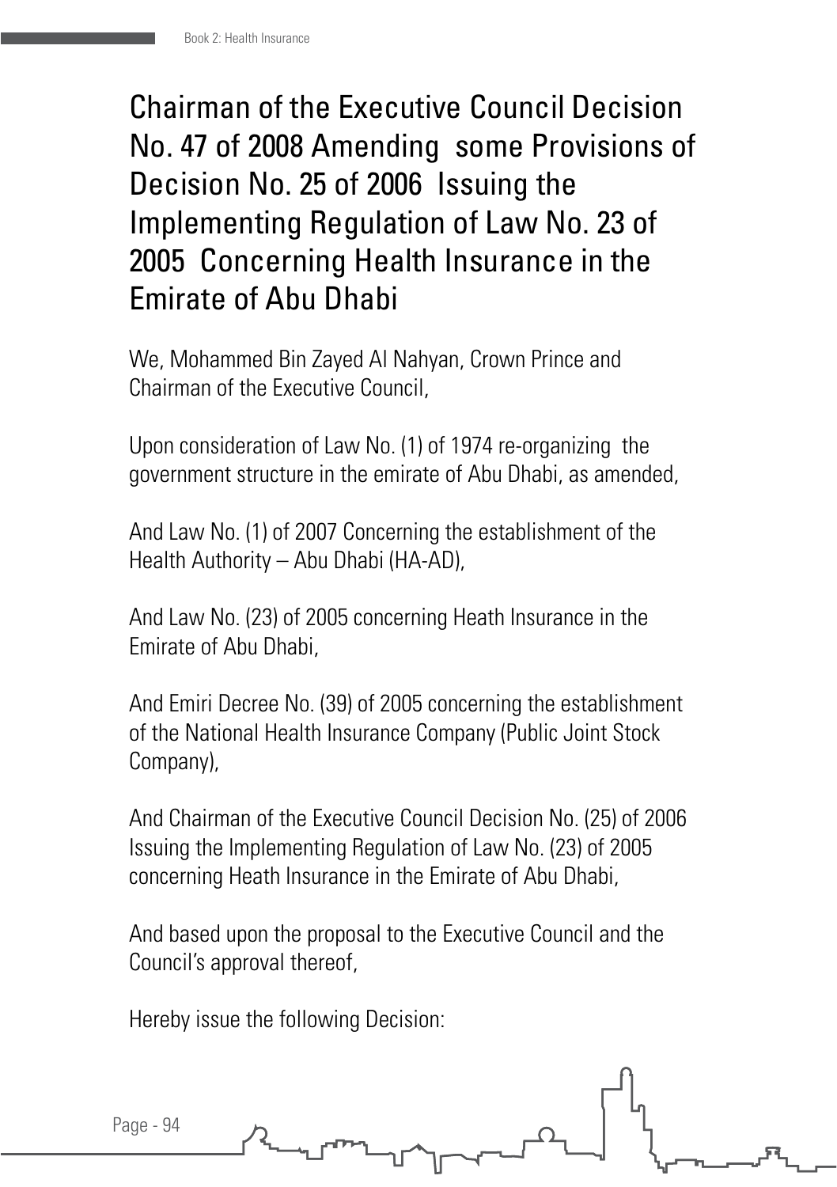# Chairman of the Executive Council Decision No. 47 of 2008 Amending some Provisions of Decision No. 25 of 2006 Issuing the Implementing Regulation of Law No. 23 of 2005 Concerning Health Insurance in the Emirate of Abu Dhabi

We, Mohammed Bin Zayed Al Nahyan, Crown Prince and Chairman of the Executive Council,

Upon consideration of Law No. (1) of 1974 re-organizing the government structure in the emirate of Abu Dhabi, as amended,

And Law No. (1) of 2007 Concerning the establishment of the Health Authority – Abu Dhabi (HA-AD),

And Law No. (23) of 2005 concerning Heath Insurance in the Emirate of Abu Dhabi,

And Emiri Decree No. (39) of 2005 concerning the establishment of the National Health Insurance Company (Public Joint Stock Company),

And Chairman of the Executive Council Decision No. (25) of 2006 Issuing the Implementing Regulation of Law No. (23) of 2005 concerning Heath Insurance in the Emirate of Abu Dhabi,

And based upon the proposal to the Executive Council and the Council's approval thereof,

Hereby issue the following Decision: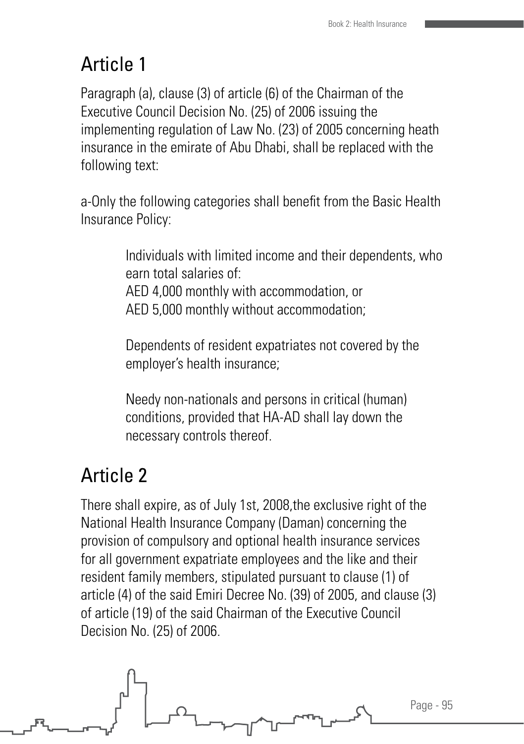# Article 1

Paragraph (a), clause (3) of article (6) of the Chairman of the Executive Council Decision No. (25) of 2006 issuing the implementing regulation of Law No. (23) of 2005 concerning heath insurance in the emirate of Abu Dhabi, shall be replaced with the following text:

a-Only the following categories shall benefit from the Basic Health Insurance Policy:

> Individuals with limited income and their dependents, who earn total salaries of:
> AED 4,000 monthly with accommodation, or
> AED 5,000 monthly without accommodation;
>
> Dependents of resident expatriates not covered by the employer's health insurance;
>
> Needy non-nationals and persons in critical (human) conditions, provided that HA-AD shall lay down the necessary controls thereof.

# Article 2

There shall expire, as of July 1st, 2008,the exclusive right of the National Health Insurance Company (Daman) concerning the provision of compulsory and optional health insurance services for all government expatriate employees and the like and their resident family members, stipulated pursuant to clause (1) of article (4) of the said Emiri Decree No. (39) of 2005, and clause (3) of article (19) of the said Chairman of the Executive Council Decision No. (25) of 2006.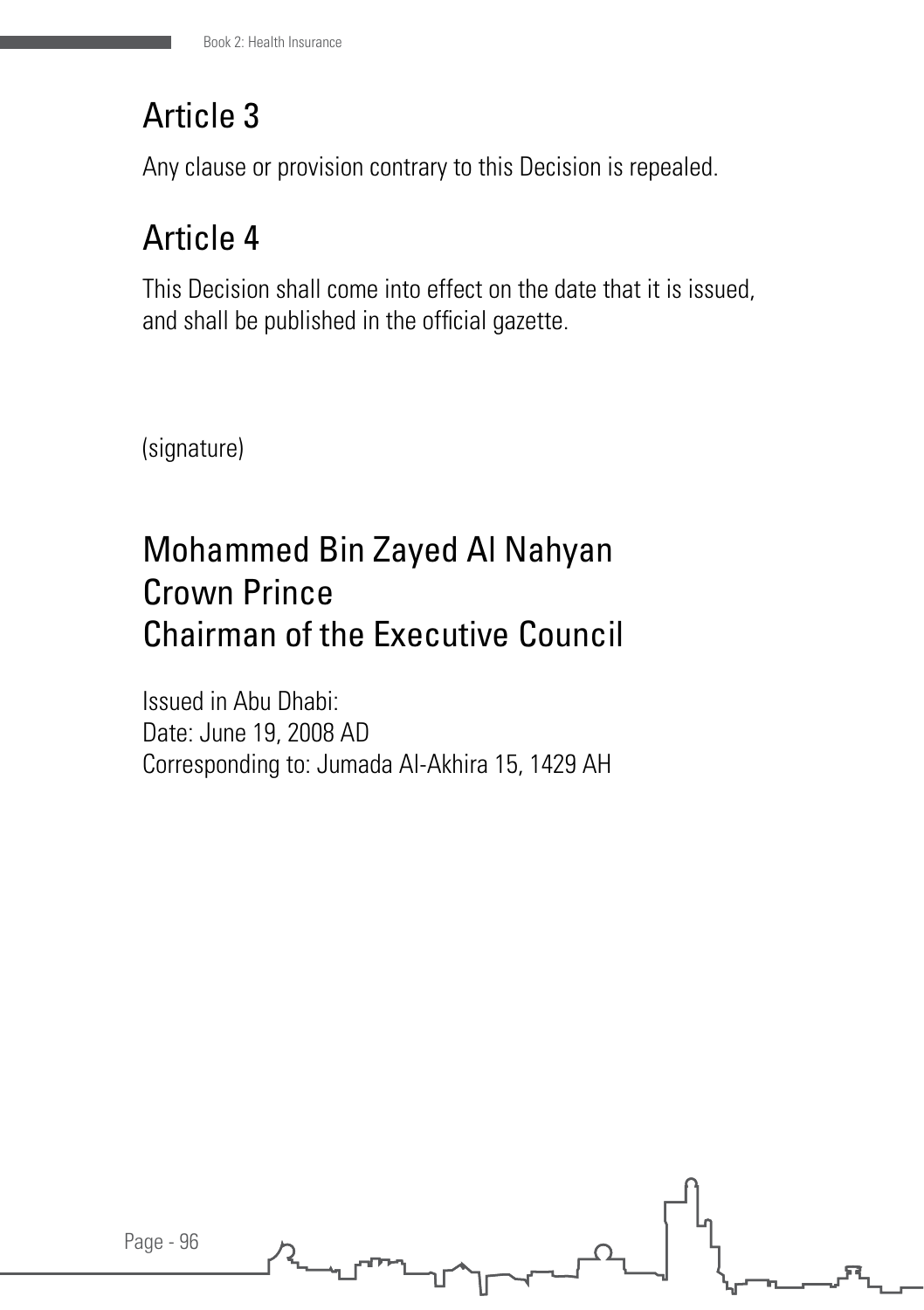## Article 3

Any clause or provision contrary to this Decision is repealed.

## Article 4

This Decision shall come into effect on the date that it is issued, and shall be published in the official gazette.

(signature)

## Mohammed Bin Zayed Al Nahyan
## Crown Prince
## Chairman of the Executive Council

Issued in Abu Dhabi:
Date: June 19, 2008 AD
Corresponding to: Jumada Al-Akhira 15, 1429 AH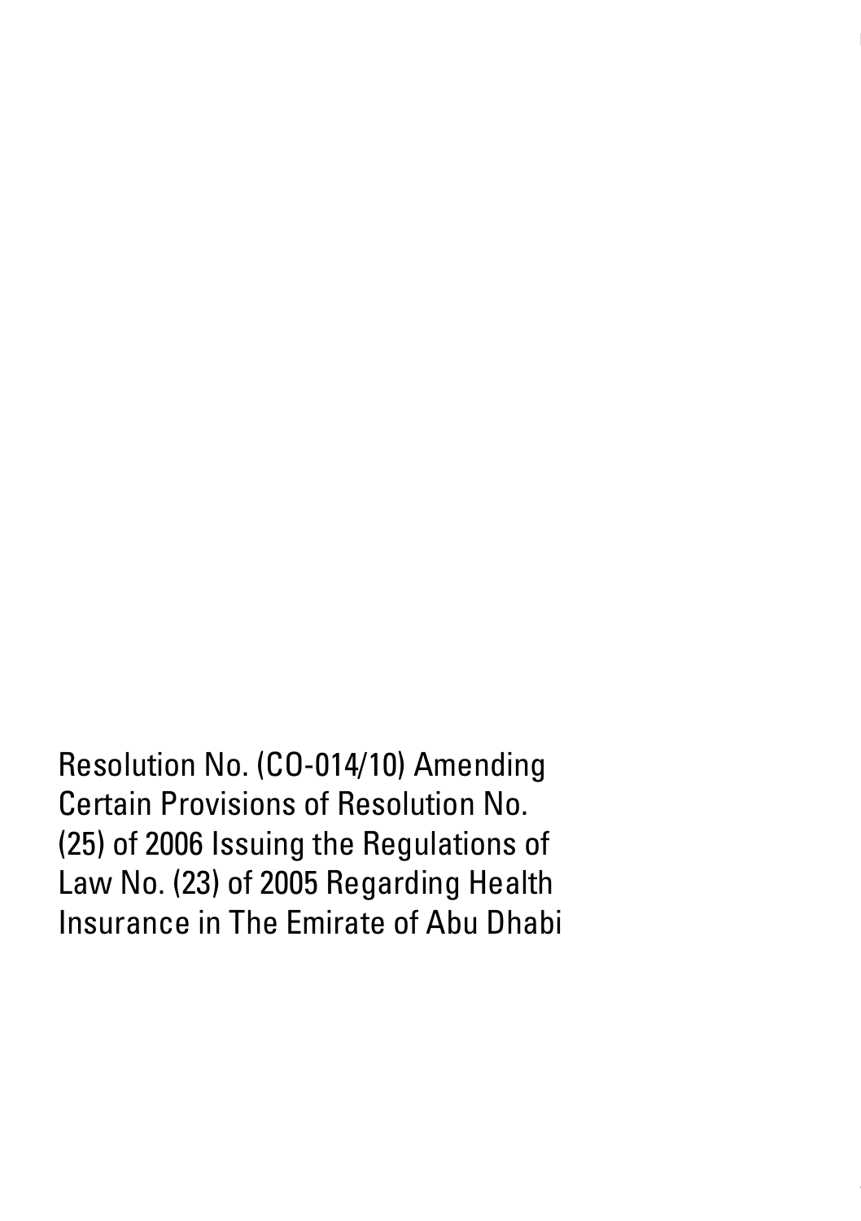# Resolution No. (CO-014/10) Amending Certain Provisions of Resolution No. (25) of 2006 Issuing the Regulations of Law No. (23) of 2005 Regarding Health Insurance in The Emirate of Abu Dhabi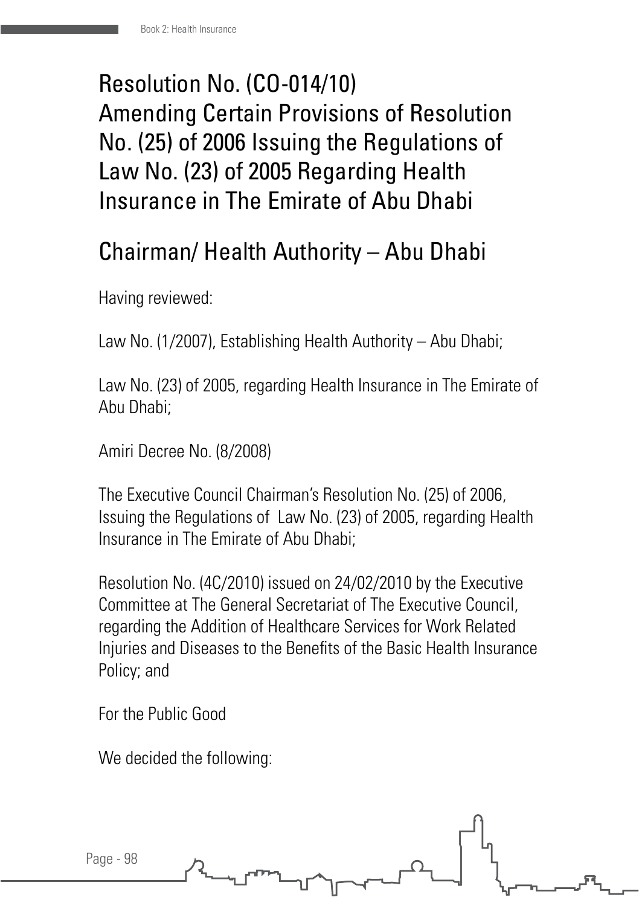# Resolution No. (CO-014/10) Amending Certain Provisions of Resolution No. (25) of 2006 Issuing the Regulations of Law No. (23) of 2005 Regarding Health Insurance in The Emirate of Abu Dhabi

## Chairman/ Health Authority – Abu Dhabi

Having reviewed:

Law No. (1/2007), Establishing Health Authority – Abu Dhabi;

Law No. (23) of 2005, regarding Health Insurance in The Emirate of Abu Dhabi;

Amiri Decree No. (8/2008)

The Executive Council Chairman's Resolution No. (25) of 2006, Issuing the Regulations of Law No. (23) of 2005, regarding Health Insurance in The Emirate of Abu Dhabi;

Resolution No. (4C/2010) issued on 24/02/2010 by the Executive Committee at The General Secretariat of The Executive Council, regarding the Addition of Healthcare Services for Work Related Injuries and Diseases to the Benefits of the Basic Health Insurance Policy; and

For the Public Good

We decided the following: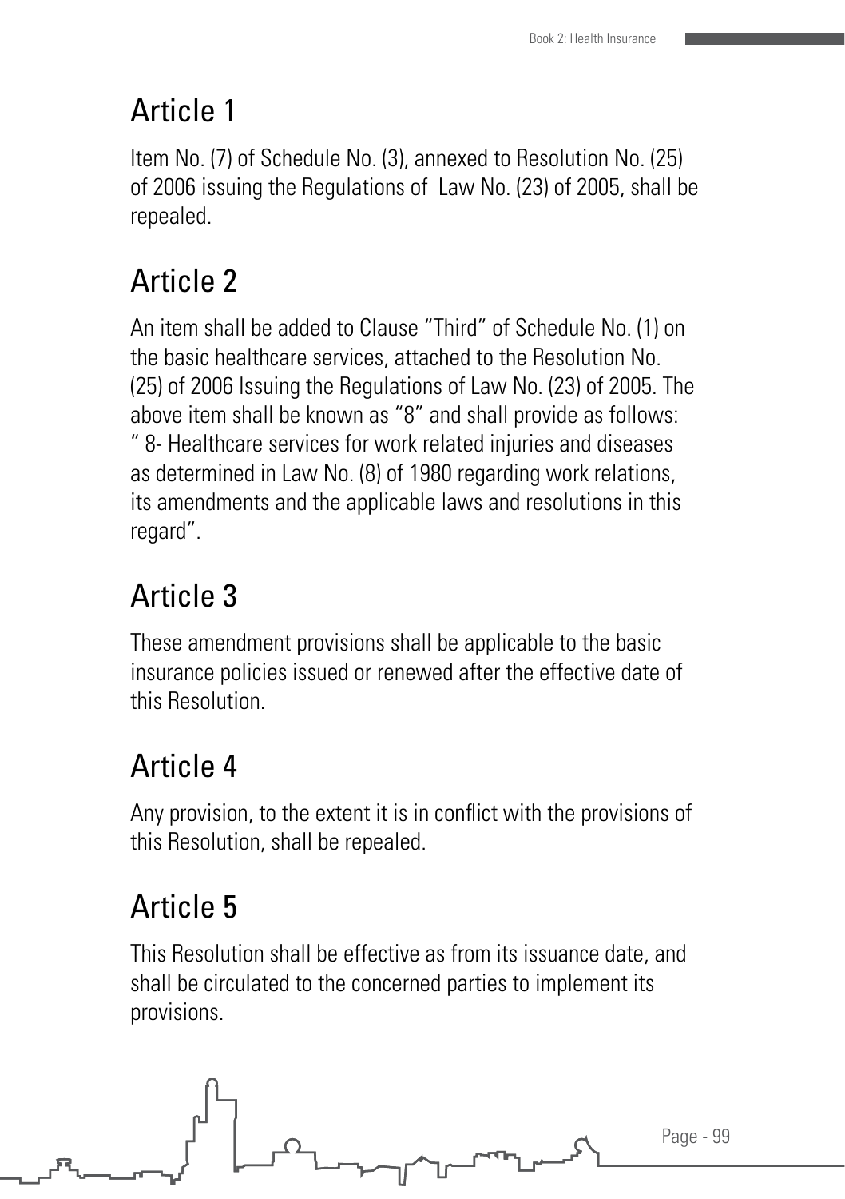## Article 1

Item No. (7) of Schedule No. (3), annexed to Resolution No. (25) of 2006 issuing the Regulations of Law No. (23) of 2005, shall be repealed.

## Article 2

An item shall be added to Clause "Third" of Schedule No. (1) on the basic healthcare services, attached to the Resolution No. (25) of 2006 Issuing the Regulations of Law No. (23) of 2005. The above item shall be known as "8" and shall provide as follows: " 8- Healthcare services for work related injuries and diseases as determined in Law No. (8) of 1980 regarding work relations, its amendments and the applicable laws and resolutions in this regard".

## Article 3

These amendment provisions shall be applicable to the basic insurance policies issued or renewed after the effective date of this Resolution.

## Article 4

Any provision, to the extent it is in conflict with the provisions of this Resolution, shall be repealed.

## Article 5

This Resolution shall be effective as from its issuance date, and shall be circulated to the concerned parties to implement its provisions.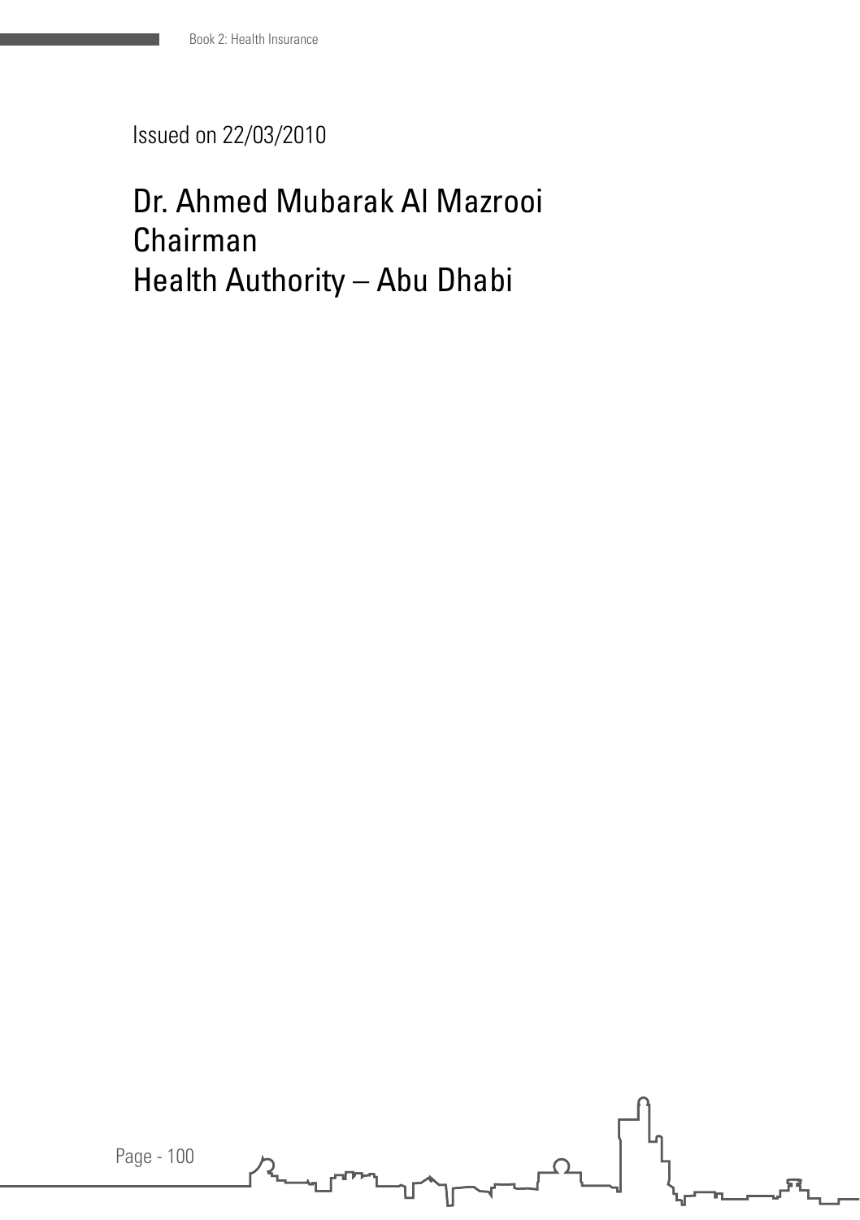Issued on 22/03/2010

Dr. Ahmed Mubarak Al Mazrooi
Chairman
Health Authority – Abu Dhabi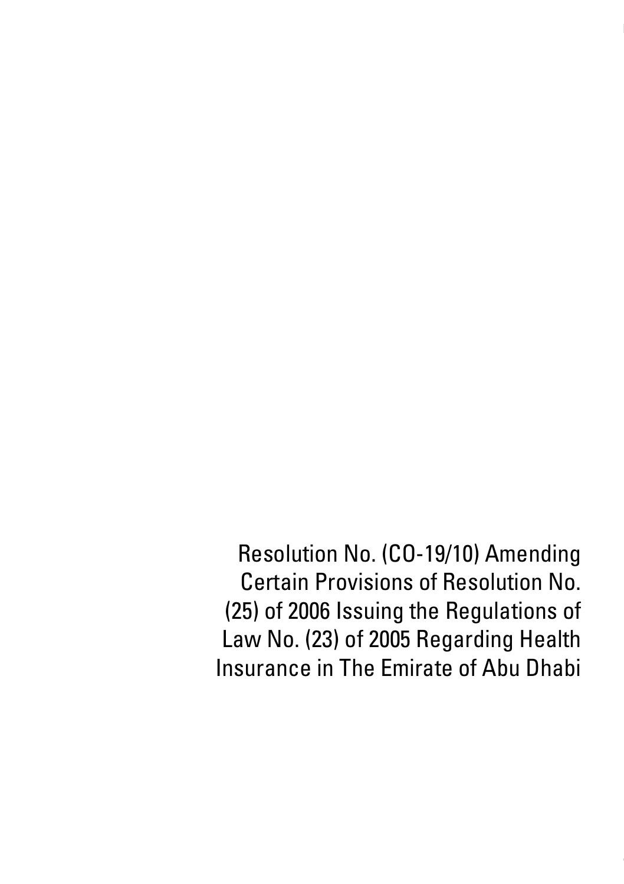# Resolution No. (CO-19/10) Amending Certain Provisions of Resolution No. (25) of 2006 Issuing the Regulations of Law No. (23) of 2005 Regarding Health Insurance in The Emirate of Abu Dhabi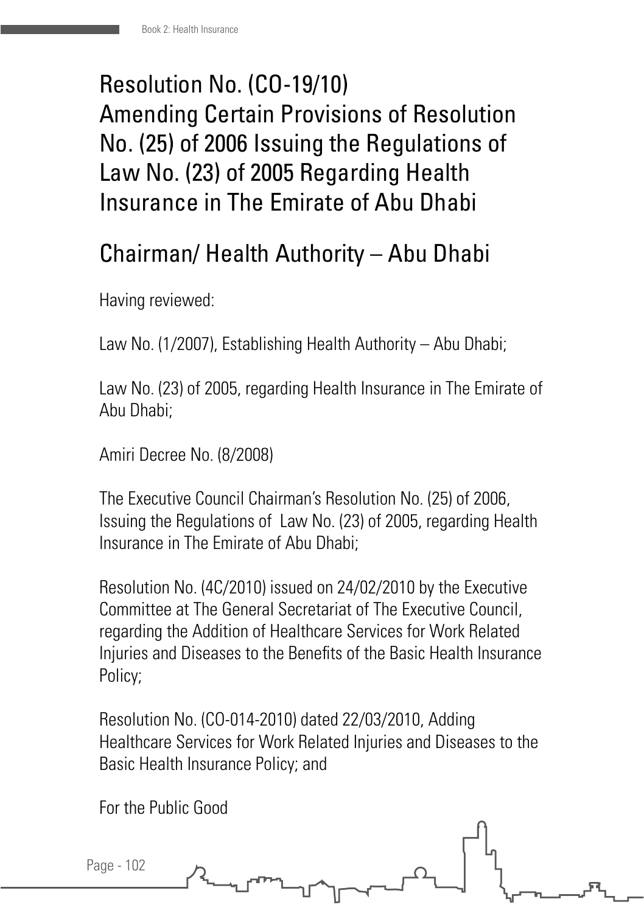# Resolution No. (CO-19/10) Amending Certain Provisions of Resolution No. (25) of 2006 Issuing the Regulations of Law No. (23) of 2005 Regarding Health Insurance in The Emirate of Abu Dhabi

## Chairman/ Health Authority – Abu Dhabi

Having reviewed:

Law No. (1/2007), Establishing Health Authority – Abu Dhabi;

Law No. (23) of 2005, regarding Health Insurance in The Emirate of Abu Dhabi;

Amiri Decree No. (8/2008)

The Executive Council Chairman's Resolution No. (25) of 2006, Issuing the Regulations of Law No. (23) of 2005, regarding Health Insurance in The Emirate of Abu Dhabi;

Resolution No. (4C/2010) issued on 24/02/2010 by the Executive Committee at The General Secretariat of The Executive Council, regarding the Addition of Healthcare Services for Work Related Injuries and Diseases to the Benefits of the Basic Health Insurance Policy;

Resolution No. (CO-014-2010) dated 22/03/2010, Adding Healthcare Services for Work Related Injuries and Diseases to the Basic Health Insurance Policy; and

For the Public Good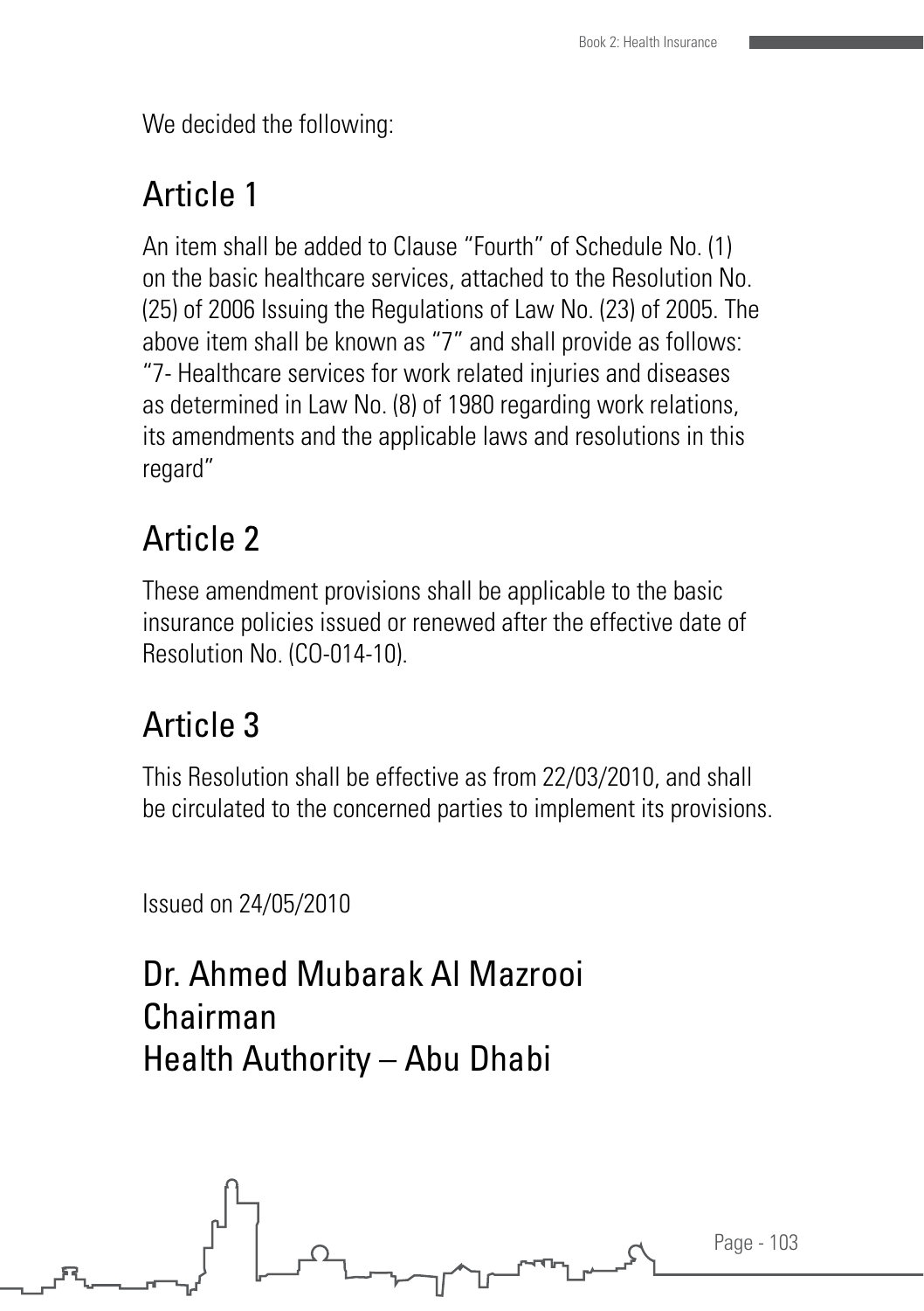We decided the following:

## Article 1

An item shall be added to Clause "Fourth" of Schedule No. (1) on the basic healthcare services, attached to the Resolution No. (25) of 2006 Issuing the Regulations of Law No. (23) of 2005. The above item shall be known as "7" and shall provide as follows: "7- Healthcare services for work related injuries and diseases as determined in Law No. (8) of 1980 regarding work relations, its amendments and the applicable laws and resolutions in this regard"

## Article 2

These amendment provisions shall be applicable to the basic insurance policies issued or renewed after the effective date of Resolution No. (CO-014-10).

## Article 3

This Resolution shall be effective as from 22/03/2010, and shall be circulated to the concerned parties to implement its provisions.

Issued on 24/05/2010

## Dr. Ahmed Mubarak Al Mazrooi
## Chairman
## Health Authority – Abu Dhabi